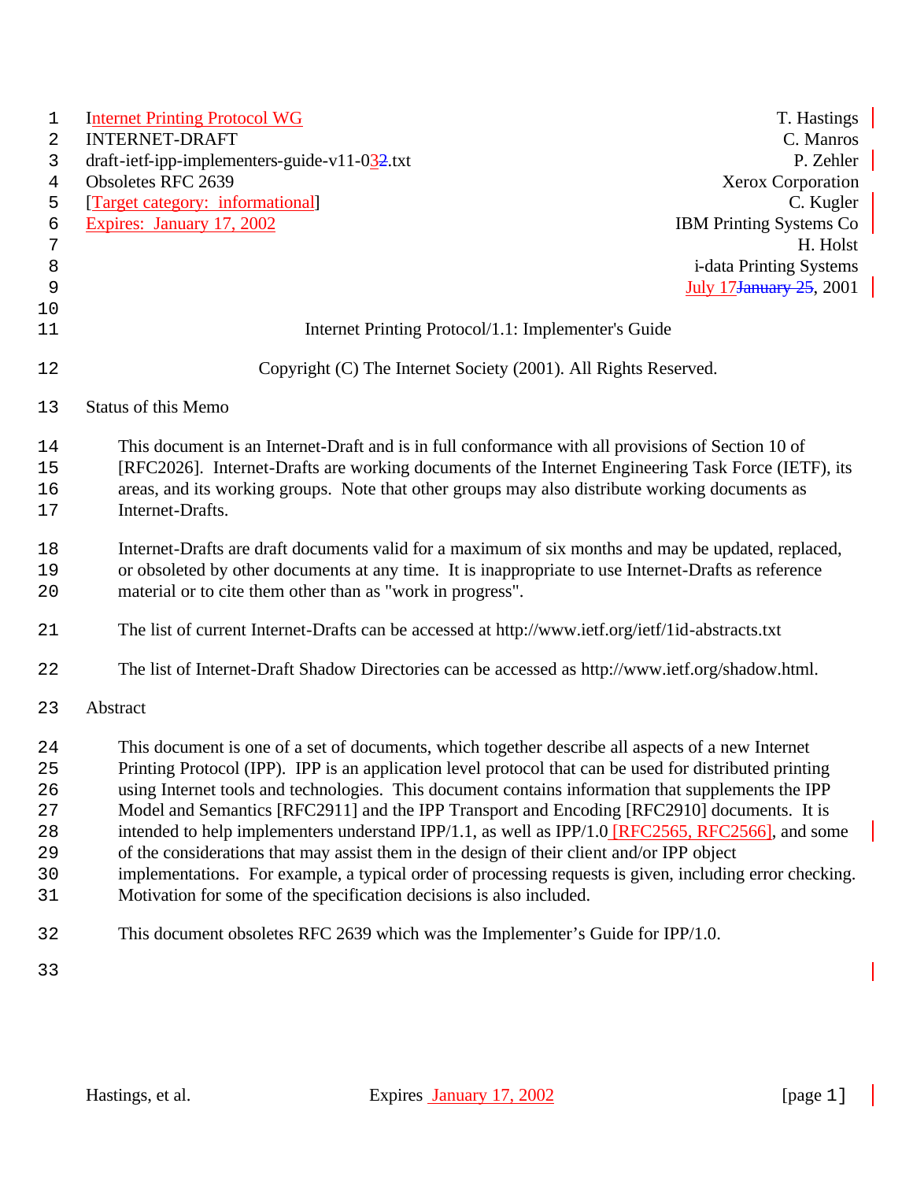Internet Printing Protocol WG | T. Hastings
INTERNET-DRAFT | C. Manros
draft-ietf-ipp-implementers-guide-v11-03.txt | P. Zehler
Obsoletes RFC 2639 | Xerox Corporation
[Target category: informational] | C. Kugler
Expires: January 17, 2002 | IBM Printing Systems Co
H. Holst
i-data Printing Systems
July 17, 2001

# Internet Printing Protocol/1.1: Implementer's Guide

Copyright (C) The Internet Society (2001). All Rights Reserved.

## Status of this Memo

This document is an Internet-Draft and is in full conformance with all provisions of Section 10 of [RFC2026]. Internet-Drafts are working documents of the Internet Engineering Task Force (IETF), its areas, and its working groups. Note that other groups may also distribute working documents as Internet-Drafts.

Internet-Drafts are draft documents valid for a maximum of six months and may be updated, replaced, or obsoleted by other documents at any time. It is inappropriate to use Internet-Drafts as reference material or to cite them other than as "work in progress".

The list of current Internet-Drafts can be accessed at http://www.ietf.org/ietf/1id-abstracts.txt

The list of Internet-Draft Shadow Directories can be accessed as http://www.ietf.org/shadow.html.

## Abstract

This document is one of a set of documents, which together describe all aspects of a new Internet Printing Protocol (IPP). IPP is an application level protocol that can be used for distributed printing using Internet tools and technologies. This document contains information that supplements the IPP Model and Semantics [RFC2911] and the IPP Transport and Encoding [RFC2910] documents. It is intended to help implementers understand IPP/1.1, as well as IPP/1.0 [RFC2565, RFC2566], and some of the considerations that may assist them in the design of their client and/or IPP object implementations. For example, a typical order of processing requests is given, including error checking. Motivation for some of the specification decisions is also included.

This document obsoletes RFC 2639 which was the Implementer's Guide for IPP/1.0.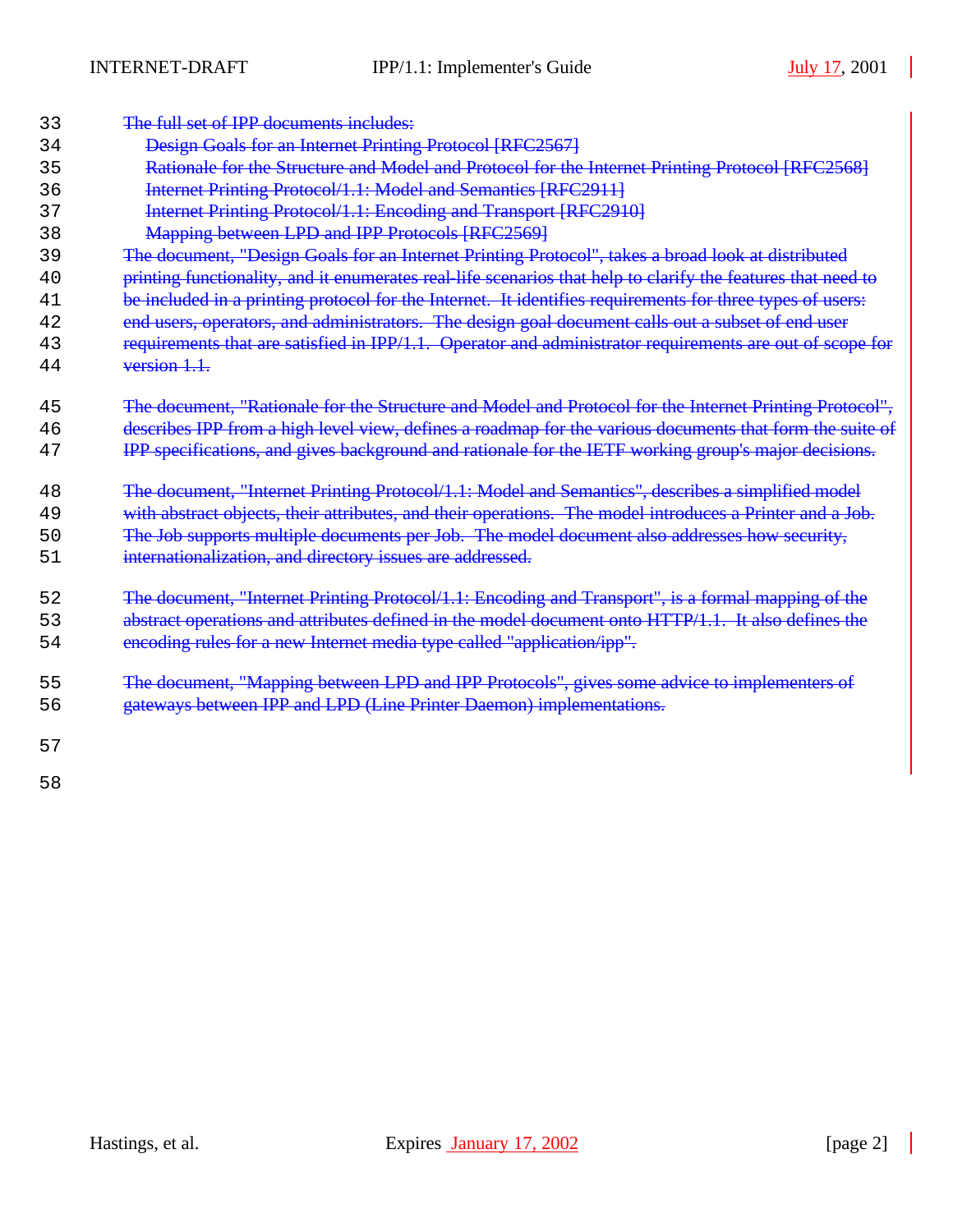The full set of IPP documents includes:

- Design Goals for an Internet Printing Protocol [RFC2567]
- Rationale for the Structure and Model and Protocol for the Internet Printing Protocol [RFC2568]
- Internet Printing Protocol/1.1: Model and Semantics [RFC2911]
- Internet Printing Protocol/1.1: Encoding and Transport [RFC2910]
- Mapping between LPD and IPP Protocols [RFC2569]

The document, "Design Goals for an Internet Printing Protocol", takes a broad look at distributed printing functionality, and it enumerates real-life scenarios that help to clarify the features that need to be included in a printing protocol for the Internet. It identifies requirements for three types of users: end users, operators, and administrators. The design goal document calls out a subset of end user requirements that are satisfied in IPP/1.1. Operator and administrator requirements are out of scope for version 1.1.

The document, "Rationale for the Structure and Model and Protocol for the Internet Printing Protocol", describes IPP from a high level view, defines a roadmap for the various documents that form the suite of IPP specifications, and gives background and rationale for the IETF working group's major decisions.

The document, "Internet Printing Protocol/1.1: Model and Semantics", describes a simplified model with abstract objects, their attributes, and their operations. The model introduces a Printer and a Job. The Job supports multiple documents per Job. The model document also addresses how security, internationalization, and directory issues are addressed.

The document, "Internet Printing Protocol/1.1: Encoding and Transport", is a formal mapping of the abstract operations and attributes defined in the model document onto HTTP/1.1. It also defines the encoding rules for a new Internet media type called "application/ipp".

The document, "Mapping between LPD and IPP Protocols", gives some advice to implementers of gateways between IPP and LPD (Line Printer Daemon) implementations.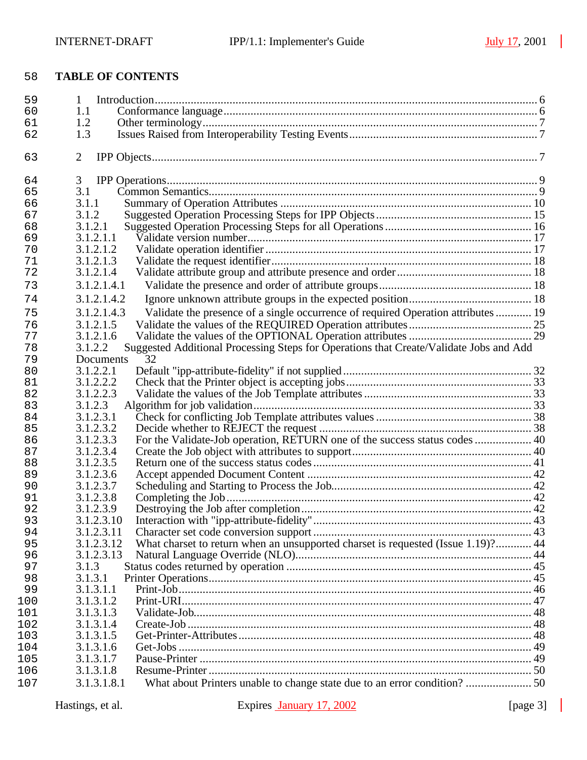## TABLE OF CONTENTS

1 Introduction ........................................................................................................ 6
1.1 Conformance language ........................................................................................ 6
1.2 Other terminology .............................................................................................. 7
1.3 Issues Raised from Interoperability Testing Events ............................................ 7

2 IPP Objects ........................................................................................................ 7

3 IPP Operations .................................................................................................... 9
3.1 Common Semantics .............................................................................................. 9
3.1.1 Summary of Operation Attributes ..................................................................... 10
3.1.2 Suggested Operation Processing Steps for IPP Objects ...................................... 15
3.1.2.1 Suggested Operation Processing Steps for all Operations ................................ 16
3.1.2.1.1 Validate version number ............................................................................... 17
3.1.2.1.2 Validate operation identifier ......................................................................... 17
3.1.2.1.3 Validate the request identifier ....................................................................... 18
3.1.2.1.4 Validate attribute group and attribute presence and order ............................. 18
3.1.2.1.4.1 Validate the presence and order of attribute groups .................................... 18
3.1.2.1.4.2 Ignore unknown attribute groups in the expected position ........................... 18
3.1.2.1.4.3 Validate the presence of a single occurrence of required Operation attributes ............ 19
3.1.2.1.5 Validate the values of the REQUIRED Operation attributes ............................ 25
3.1.2.1.6 Validate the values of the OPTIONAL Operation attributes ............................. 29
3.1.2.2 Suggested Additional Processing Steps for Operations that Create/Validate Jobs and Add Documents 32
3.1.2.2.1 Default "ipp-attribute-fidelity" if not supplied ............................................... 32
3.1.2.2.2 Check that the Printer object is accepting jobs ............................................... 33
3.1.2.2.3 Validate the values of the Job Template attributes ......................................... 33
3.1.2.3 Algorithm for job validation ............................................................................ 33
3.1.2.3.1 Check for conflicting Job Template attributes values ...................................... 38
3.1.2.3.2 Decide whether to REJECT the request ......................................................... 38
3.1.2.3.3 For the Validate-Job operation, RETURN one of the success status codes .......... 40
3.1.2.3.4 Create the Job object with attributes to support ............................................. 40
3.1.2.3.5 Return one of the success status codes .......................................................... 41
3.1.2.3.6 Accept appended Document Content ............................................................. 42
3.1.2.3.7 Scheduling and Starting to Process the Job .................................................... 42
3.1.2.3.8 Completing the Job ..................................................................................... 42
3.1.2.3.9 Destroying the Job after completion .............................................................. 42
3.1.2.3.10 Interaction with "ipp-attribute-fidelity" ....................................................... 43
3.1.2.3.11 Character set code conversion support ......................................................... 43
3.1.2.3.12 What charset to return when an unsupported charset is requested (Issue 1.19)? ............ 44
3.1.2.3.13 Natural Language Override (NLO) ............................................................... 44
3.1.3 Status codes returned by operation ................................................................... 45
3.1.3.1 Printer Operations .......................................................................................... 45
3.1.3.1.1 Print-Job ..................................................................................................... 46
3.1.3.1.2 Print-URI .................................................................................................... 47
3.1.3.1.3 Validate-Job ................................................................................................ 48
3.1.3.1.4 Create-Job .................................................................................................. 48
3.1.3.1.5 Get-Printer-Attributes ................................................................................... 48
3.1.3.1.6 Get-Jobs ..................................................................................................... 49
3.1.3.1.7 Pause-Printer .............................................................................................. 49
3.1.3.1.8 Resume-Printer ........................................................................................... 50
3.1.3.1.8.1 What about Printers unable to change state due to an error condition? ...................... 50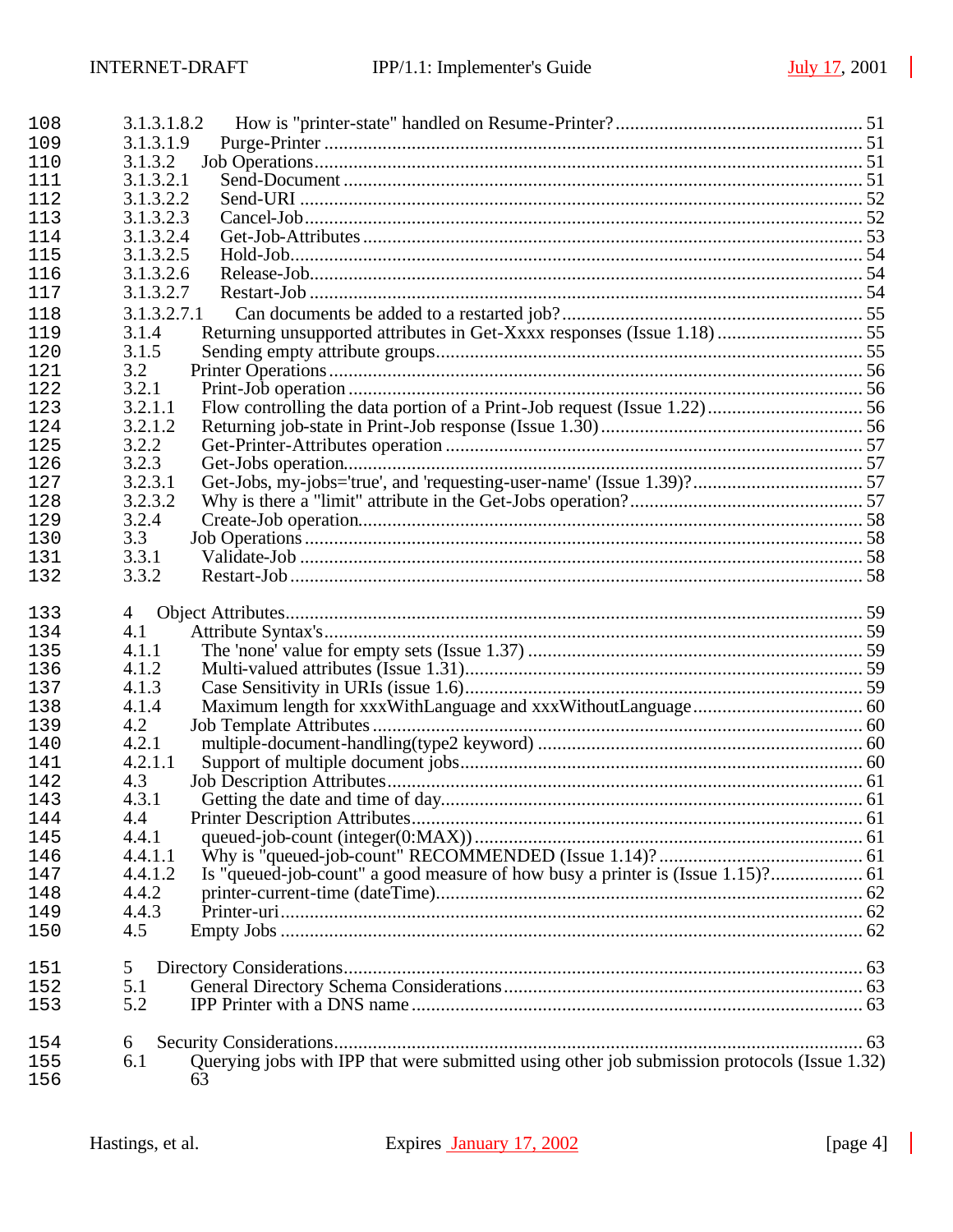108 3.1.3.1.8.2 How is "printer-state" handled on Resume-Printer? ................................................... 51
109 3.1.3.1.9 Purge-Printer ................................................................................................. 51
110 3.1.3.2 Job Operations.................................................................................................... 51
111 3.1.3.2.1 Send-Document ............................................................................................. 51
112 3.1.3.2.2 Send-URI ....................................................................................................... 52
113 3.1.3.2.3 Cancel-Job...................................................................................................... 52
114 3.1.3.2.4 Get-Job-Attributes ......................................................................................... 53
115 3.1.3.2.5 Hold-Job......................................................................................................... 54
116 3.1.3.2.6 Release-Job.................................................................................................... 54
117 3.1.3.2.7 Restart-Job .................................................................................................... 54
118 3.1.3.2.7.1 Can documents be added to a restarted job? .............................................. 55
119 3.1.4 Returning unsupported attributes in Get-Xxxx responses (Issue 1.18) ............................. 55
120 3.1.5 Sending empty attribute groups....................................................................................... 55
121 3.2 Printer Operations ............................................................................................................. 56
122 3.2.1 Print-Job operation ......................................................................................................... 56
123 3.2.1.1 Flow controlling the data portion of a Print-Job request (Issue 1.22)................................ 56
124 3.2.1.2 Returning job-state in Print-Job response (Issue 1.30)...................................................... 56
125 3.2.2 Get-Printer-Attributes operation ..................................................................................... 57
126 3.2.3 Get-Jobs operation.......................................................................................................... 57
127 3.2.3.1 Get-Jobs, my-jobs='true', and 'requesting-user-name' (Issue 1.39)?.................................. 57
128 3.2.3.2 Why is there a "limit" attribute in the Get-Jobs operation?................................................ 57
129 3.2.4 Create-Job operation....................................................................................................... 58
130 3.3 Job Operations ................................................................................................................. 58
131 3.3.1 Validate-Job .................................................................................................................... 58
132 3.3.2 Restart-Job ..................................................................................................................... 58

133 4 Object Attributes.................................................................................................................... 59
134 4.1 Attribute Syntax's............................................................................................................. 59
135 4.1.1 The 'none' value for empty sets (Issue 1.37) ..................................................................... 59
136 4.1.2 Multi-valued attributes (Issue 1.31)................................................................................. 59
137 4.1.3 Case Sensitivity in URIs (issue 1.6).................................................................................. 59
138 4.1.4 Maximum length for xxxWithLanguage and xxxWithoutLanguage................................... 60
139 4.2 Job Template Attributes .................................................................................................... 60
140 4.2.1 multiple-document-handling(type2 keyword) .................................................................. 60
141 4.2.1.1 Support of multiple document jobs.................................................................................. 60
142 4.3 Job Description Attributes................................................................................................. 61
143 4.3.1 Getting the date and time of day...................................................................................... 61
144 4.4 Printer Description Attributes............................................................................................ 61
145 4.4.1 queued-job-count (integer(0:MAX))................................................................................ 61
146 4.4.1.1 Why is "queued-job-count" RECOMMENDED (Issue 1.14)?........................................... 61
147 4.4.1.2 Is "queued-job-count" a good measure of how busy a printer is (Issue 1.15)?.................. 61
148 4.4.2 printer-current-time (dateTime)....................................................................................... 62
149 4.4.3 Printer-uri....................................................................................................................... 62
150 4.5 Empty Jobs ...................................................................................................................... 62

151 5 Directory Considerations......................................................................................................... 63
152 5.1 General Directory Schema Considerations.......................................................................... 63
153 5.2 IPP Printer with a DNS name ............................................................................................ 63

154 6 Security Considerations........................................................................................................... 63
155 6.1 Querying jobs with IPP that were submitted using other job submission protocols (Issue 1.32)
156 63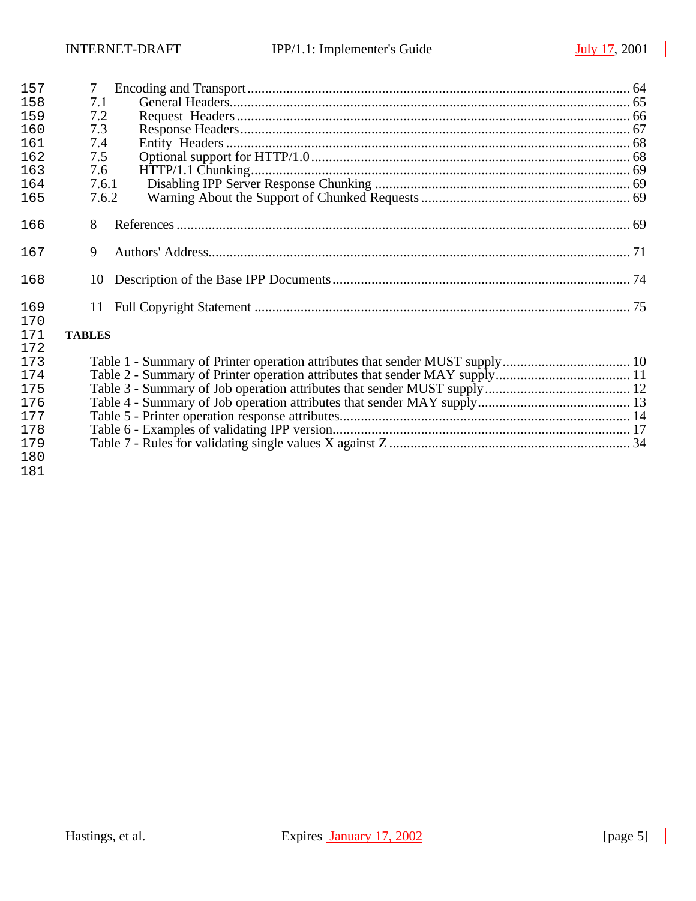157 7 Encoding and Transport ........................................................................................................ 64
158 7.1 General Headers.............................................................................................................. 65
159 7.2 Request Headers ............................................................................................................. 66
160 7.3 Response Headers........................................................................................................... 67
161 7.4 Entity Headers ............................................................................................................... 68
162 7.5 Optional support for HTTP/1.0....................................................................................... 68
163 7.6 HTTP/1.1 Chunking........................................................................................................ 69
164 7.6.1 Disabling IPP Server Response Chunking ..................................................................... 69
165 7.6.2 Warning About the Support of Chunked Requests ......................................................... 69

166 8 References ............................................................................................................................ 69

167 9 Authors' Address.................................................................................................................... 71

168 10 Description of the Base IPP Documents................................................................................. 74

169 11 Full Copyright Statement ....................................................................................................... 75
170
171 **TABLES**
172
173 Table 1 - Summary of Printer operation attributes that sender MUST supply.................................... 10
174 Table 2 - Summary of Printer operation attributes that sender MAY supply...................................... 11
175 Table 3 - Summary of Job operation attributes that sender MUST supply......................................... 12
176 Table 4 - Summary of Job operation attributes that sender MAY supply........................................... 13
177 Table 5 - Printer operation response attributes................................................................................. 14
178 Table 6 - Examples of validating IPP version................................................................................... 17
179 Table 7 - Rules for validating single values X against Z ................................................................... 34
180
181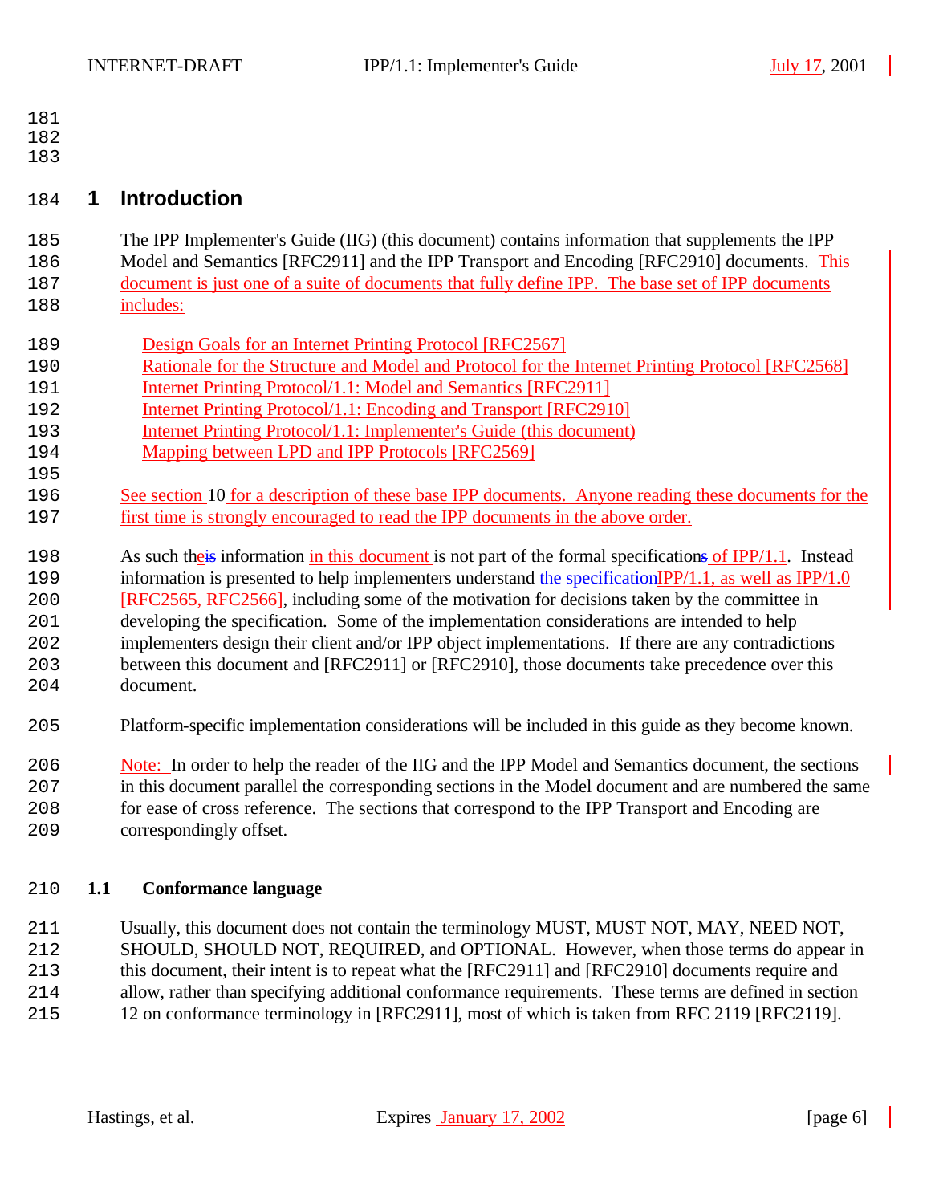# 1 Introduction

The IPP Implementer's Guide (IIG) (this document) contains information that supplements the IPP Model and Semantics [RFC2911] and the IPP Transport and Encoding [RFC2910] documents. This document is just one of a suite of documents that fully define IPP. The base set of IPP documents includes:

- Design Goals for an Internet Printing Protocol [RFC2567]
- Rationale for the Structure and Model and Protocol for the Internet Printing Protocol [RFC2568]
- Internet Printing Protocol/1.1: Model and Semantics [RFC2911]
- Internet Printing Protocol/1.1: Encoding and Transport [RFC2910]
- Internet Printing Protocol/1.1: Implementer's Guide (this document)
- Mapping between LPD and IPP Protocols [RFC2569]

See section 10 for a description of these base IPP documents. Anyone reading these documents for the first time is strongly encouraged to read the IPP documents in the above order.

As such the information in this document is not part of the formal specification of IPP/1.1. Instead information is presented to help implementers understand IPP/1.1, as well as IPP/1.0 [RFC2565, RFC2566], including some of the motivation for decisions taken by the committee in developing the specification. Some of the implementation considerations are intended to help implementers design their client and/or IPP object implementations. If there are any contradictions between this document and [RFC2911] or [RFC2910], those documents take precedence over this document.

Platform-specific implementation considerations will be included in this guide as they become known.

Note: In order to help the reader of the IIG and the IPP Model and Semantics document, the sections in this document parallel the corresponding sections in the Model document and are numbered the same for ease of cross reference. The sections that correspond to the IPP Transport and Encoding are correspondingly offset.

## 1.1 Conformance language

Usually, this document does not contain the terminology MUST, MUST NOT, MAY, NEED NOT, SHOULD, SHOULD NOT, REQUIRED, and OPTIONAL. However, when those terms do appear in this document, their intent is to repeat what the [RFC2911] and [RFC2910] documents require and allow, rather than specifying additional conformance requirements. These terms are defined in section 12 on conformance terminology in [RFC2911], most of which is taken from RFC 2119 [RFC2119].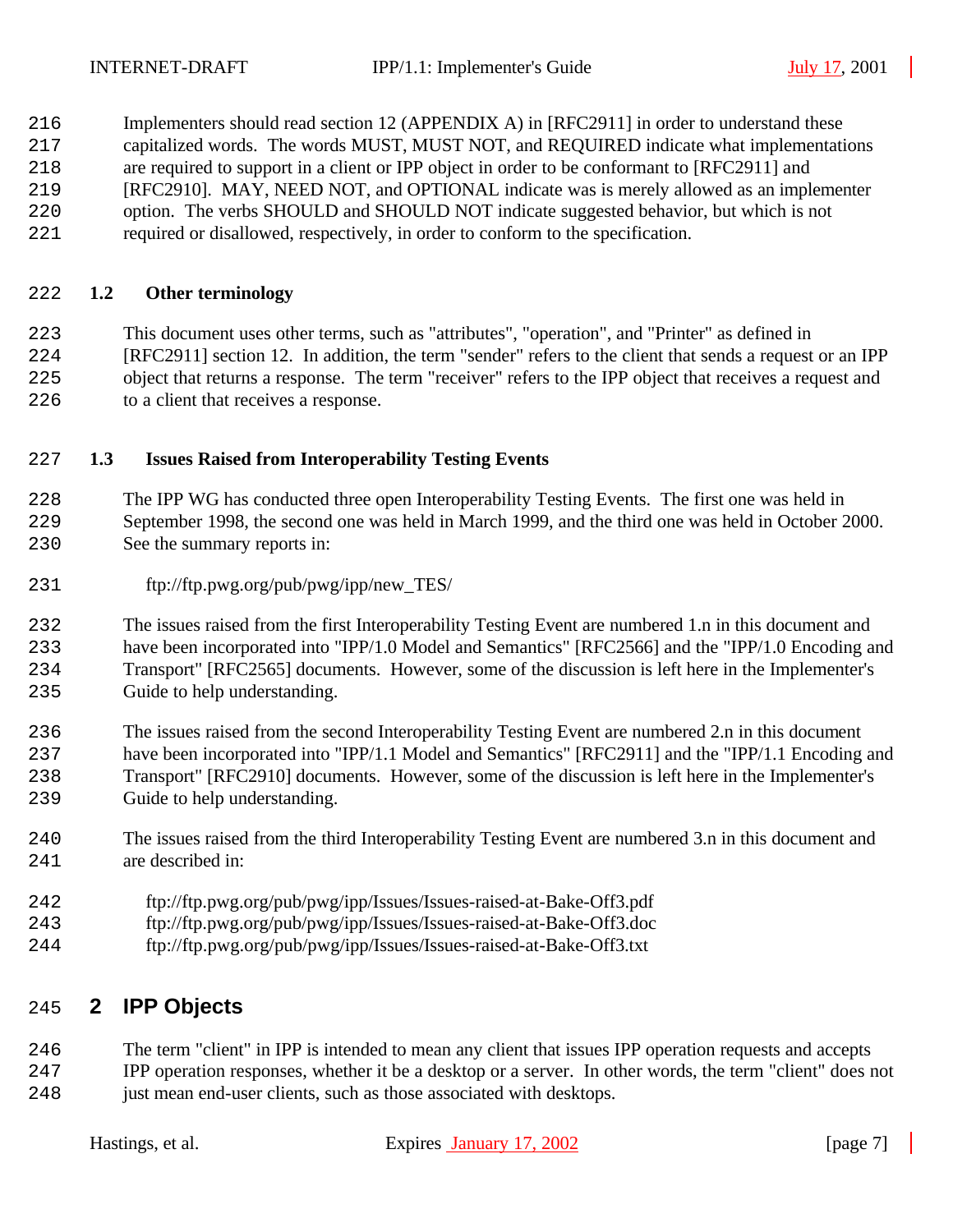Implementers should read section 12 (APPENDIX A) in [RFC2911] in order to understand these capitalized words. The words MUST, MUST NOT, and REQUIRED indicate what implementations are required to support in a client or IPP object in order to be conformant to [RFC2911] and [RFC2910]. MAY, NEED NOT, and OPTIONAL indicate was is merely allowed as an implementer option. The verbs SHOULD and SHOULD NOT indicate suggested behavior, but which is not required or disallowed, respectively, in order to conform to the specification.

### 1.2 Other terminology

This document uses other terms, such as "attributes", "operation", and "Printer" as defined in [RFC2911] section 12. In addition, the term "sender" refers to the client that sends a request or an IPP object that returns a response. The term "receiver" refers to the IPP object that receives a request and to a client that receives a response.

### 1.3 Issues Raised from Interoperability Testing Events

The IPP WG has conducted three open Interoperability Testing Events. The first one was held in September 1998, the second one was held in March 1999, and the third one was held in October 2000. See the summary reports in:

ftp://ftp.pwg.org/pub/pwg/ipp/new_TES/

The issues raised from the first Interoperability Testing Event are numbered 1.n in this document and have been incorporated into "IPP/1.0 Model and Semantics" [RFC2566] and the "IPP/1.0 Encoding and Transport" [RFC2565] documents. However, some of the discussion is left here in the Implementer's Guide to help understanding.

The issues raised from the second Interoperability Testing Event are numbered 2.n in this document have been incorporated into "IPP/1.1 Model and Semantics" [RFC2911] and the "IPP/1.1 Encoding and Transport" [RFC2910] documents. However, some of the discussion is left here in the Implementer's Guide to help understanding.

The issues raised from the third Interoperability Testing Event are numbered 3.n in this document and are described in:

ftp://ftp.pwg.org/pub/pwg/ipp/Issues/Issues-raised-at-Bake-Off3.pdf
ftp://ftp.pwg.org/pub/pwg/ipp/Issues/Issues-raised-at-Bake-Off3.doc
ftp://ftp.pwg.org/pub/pwg/ipp/Issues/Issues-raised-at-Bake-Off3.txt

## 2 IPP Objects

The term "client" in IPP is intended to mean any client that issues IPP operation requests and accepts IPP operation responses, whether it be a desktop or a server. In other words, the term "client" does not just mean end-user clients, such as those associated with desktops.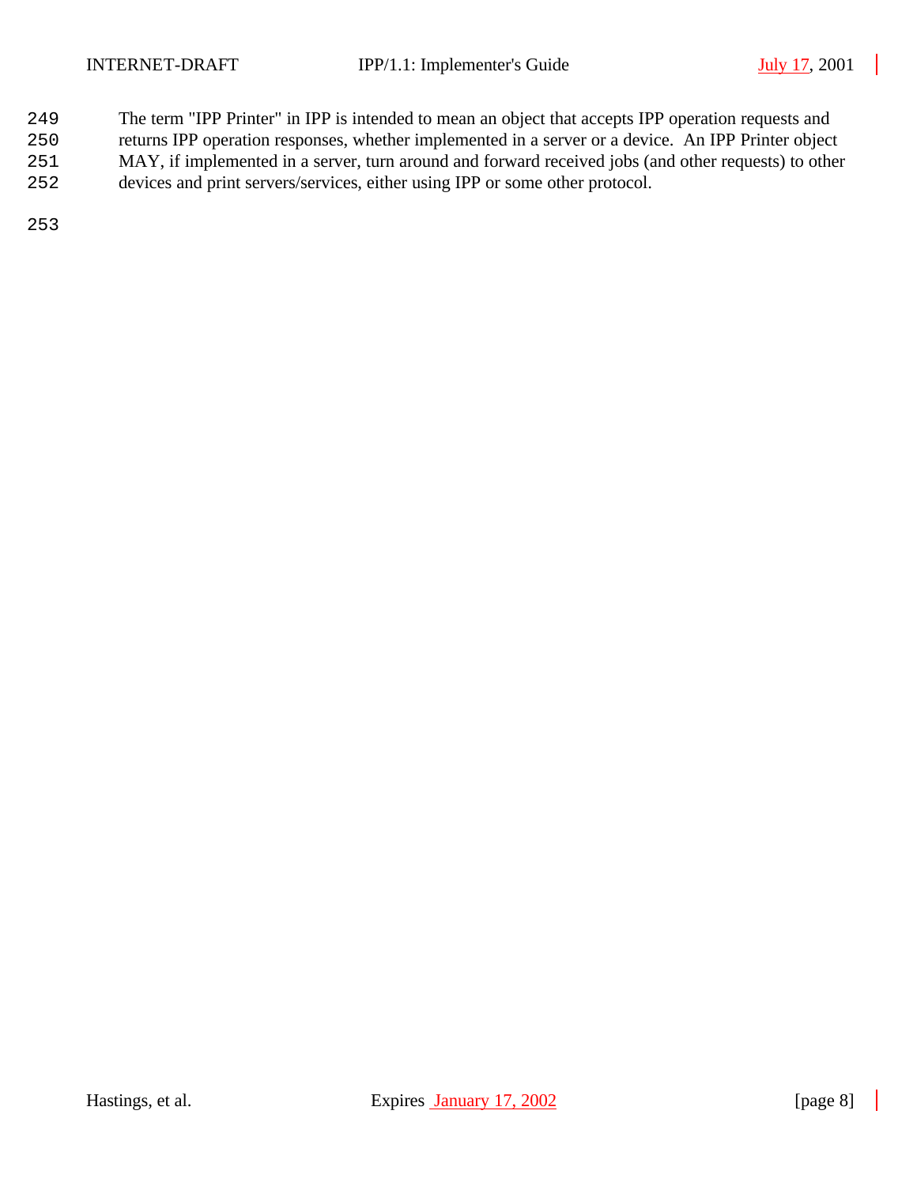The term "IPP Printer" in IPP is intended to mean an object that accepts IPP operation requests and returns IPP operation responses, whether implemented in a server or a device.  An IPP Printer object MAY, if implemented in a server, turn around and forward received jobs (and other requests) to other devices and print servers/services, either using IPP or some other protocol.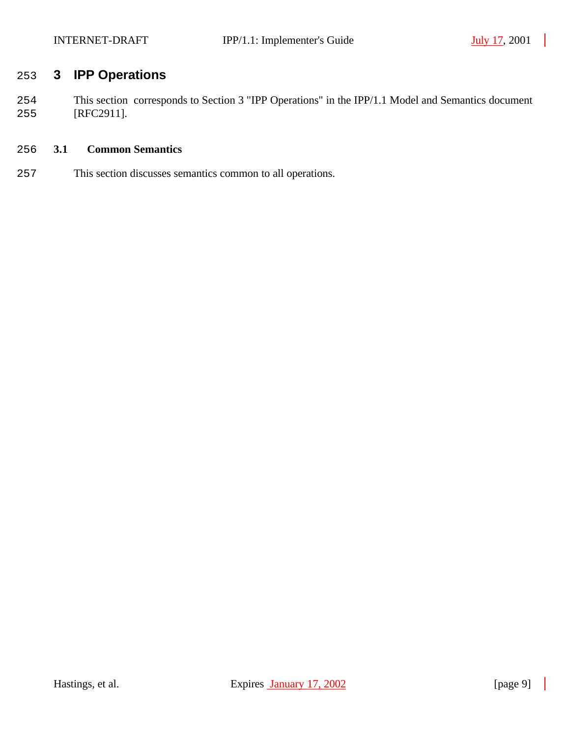# 3 IPP Operations

This section corresponds to Section 3 "IPP Operations" in the IPP/1.1 Model and Semantics document [RFC2911].

## 3.1 Common Semantics

This section discusses semantics common to all operations.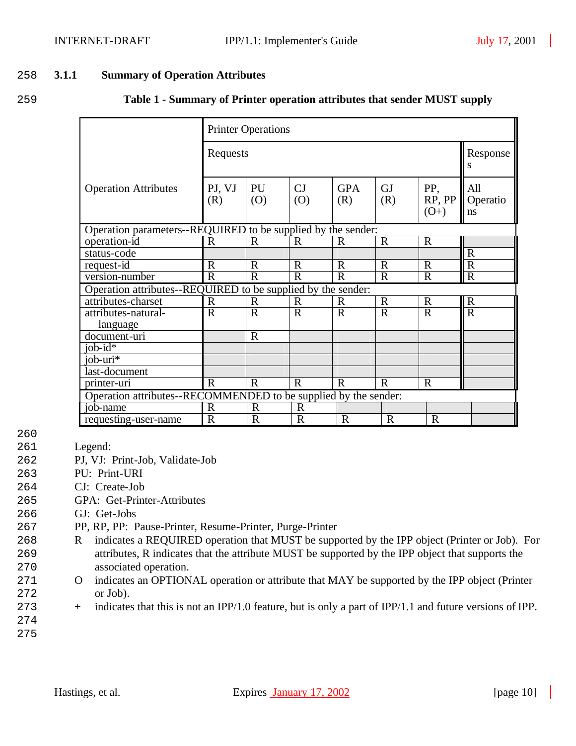### 3.1.1 Summary of Operation Attributes

**Table 1 - Summary of Printer operation attributes that sender MUST supply**

| Operation Attributes | Printer Operations | | | | | | |
|---|---|---|---|---|---|---|---|
| | Requests | | | | | | Responses |
| | PJ, VJ (R) | PU (O) | CJ (O) | GPA (R) | GJ (R) | PP, RP, PP (O+) | All Operations |
| Operation parameters--REQUIRED to be supplied by the sender: | | | | | | | |
| operation-id | R | R | R | R | R | R | |
| status-code | | | | | | | R |
| request-id | R | R | R | R | R | R | R |
| version-number | R | R | R | R | R | R | R |
| Operation attributes--REQUIRED to be supplied by the sender: | | | | | | | |
| attributes-charset | R | R | R | R | R | R | R |
| attributes-natural-language | R | R | R | R | R | R | R |
| document-uri | | R | | | | | |
| job-id* | | | | | | | |
| job-uri* | | | | | | | |
| last-document | | | | | | | |
| printer-uri | R | R | R | R | R | R | |
| Operation attributes--RECOMMENDED to be supplied by the sender: | | | | | | | |
| job-name | R | R | R | | | | |
| requesting-user-name | R | R | R | R | R | R | |

Legend:
PJ, VJ: Print-Job, Validate-Job
PU: Print-URI
CJ: Create-Job
GPA: Get-Printer-Attributes
GJ: Get-Jobs
PP, RP, PP: Pause-Printer, Resume-Printer, Purge-Printer
R indicates a REQUIRED operation that MUST be supported by the IPP object (Printer or Job). For attributes, R indicates that the attribute MUST be supported by the IPP object that supports the associated operation.
O indicates an OPTIONAL operation or attribute that MAY be supported by the IPP object (Printer or Job).
\+ indicates that this is not an IPP/1.0 feature, but is only a part of IPP/1.1 and future versions of IPP.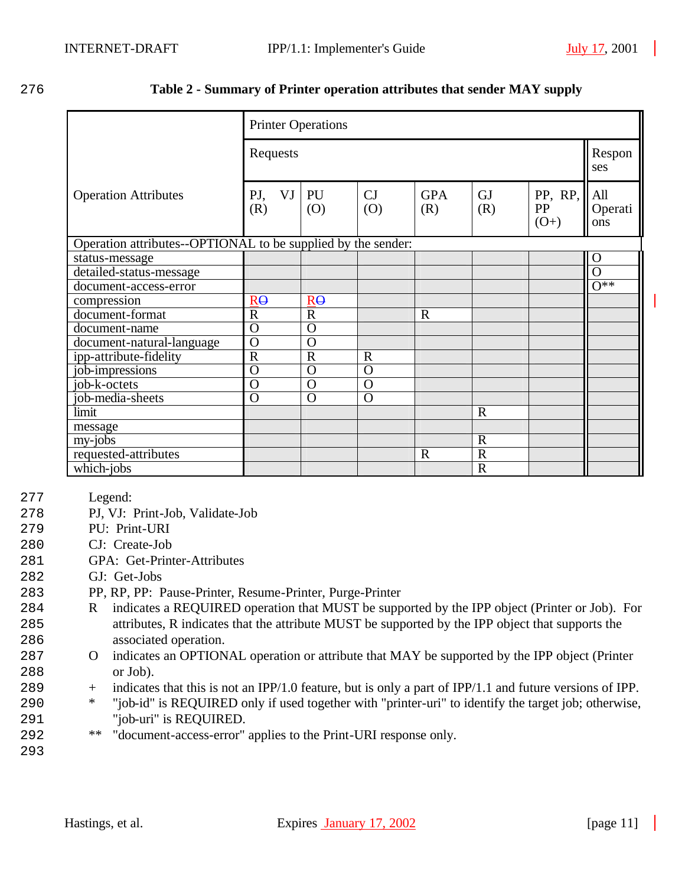**Table 2 - Summary of Printer operation attributes that sender MAY supply**

| Operation Attributes | Printer Operations | | | | | | |
|---|---|---|---|---|---|---|---|
| | Requests | | | | | | Responses |
| | PJ, VJ (R) | PU (O) | CJ (O) | GPA (R) | GJ (R) | PP, RP, PP (O+) | All Operations |
| Operation attributes--OPTIONAL to be supplied by the sender: | | | | | | | |
| status-message | | | | | | | O |
| detailed-status-message | | | | | | | O |
| document-access-error | | | | | | | O** |
| compression | RO | RO | | | | | |
| document-format | R | R | | R | | | |
| document-name | O | O | | | | | |
| document-natural-language | O | O | | | | | |
| ipp-attribute-fidelity | R | R | R | | | | |
| job-impressions | O | O | O | | | | |
| job-k-octets | O | O | O | | | | |
| job-media-sheets | O | O | O | | | | |
| limit | | | | | R | | |
| message | | | | | | | |
| my-jobs | | | | | R | | |
| requested-attributes | | | | R | R | | |
| which-jobs | | | | | R | | |

Legend:

PJ, VJ: Print-Job, Validate-Job

PU: Print-URI

CJ: Create-Job

GPA: Get-Printer-Attributes

GJ: Get-Jobs

PP, RP, PP: Pause-Printer, Resume-Printer, Purge-Printer

R indicates a REQUIRED operation that MUST be supported by the IPP object (Printer or Job). For attributes, R indicates that the attribute MUST be supported by the IPP object that supports the associated operation.

O indicates an OPTIONAL operation or attribute that MAY be supported by the IPP object (Printer or Job).

+ indicates that this is not an IPP/1.0 feature, but is only a part of IPP/1.1 and future versions of IPP.

* "job-id" is REQUIRED only if used together with "printer-uri" to identify the target job; otherwise, "job-uri" is REQUIRED.

** "document-access-error" applies to the Print-URI response only.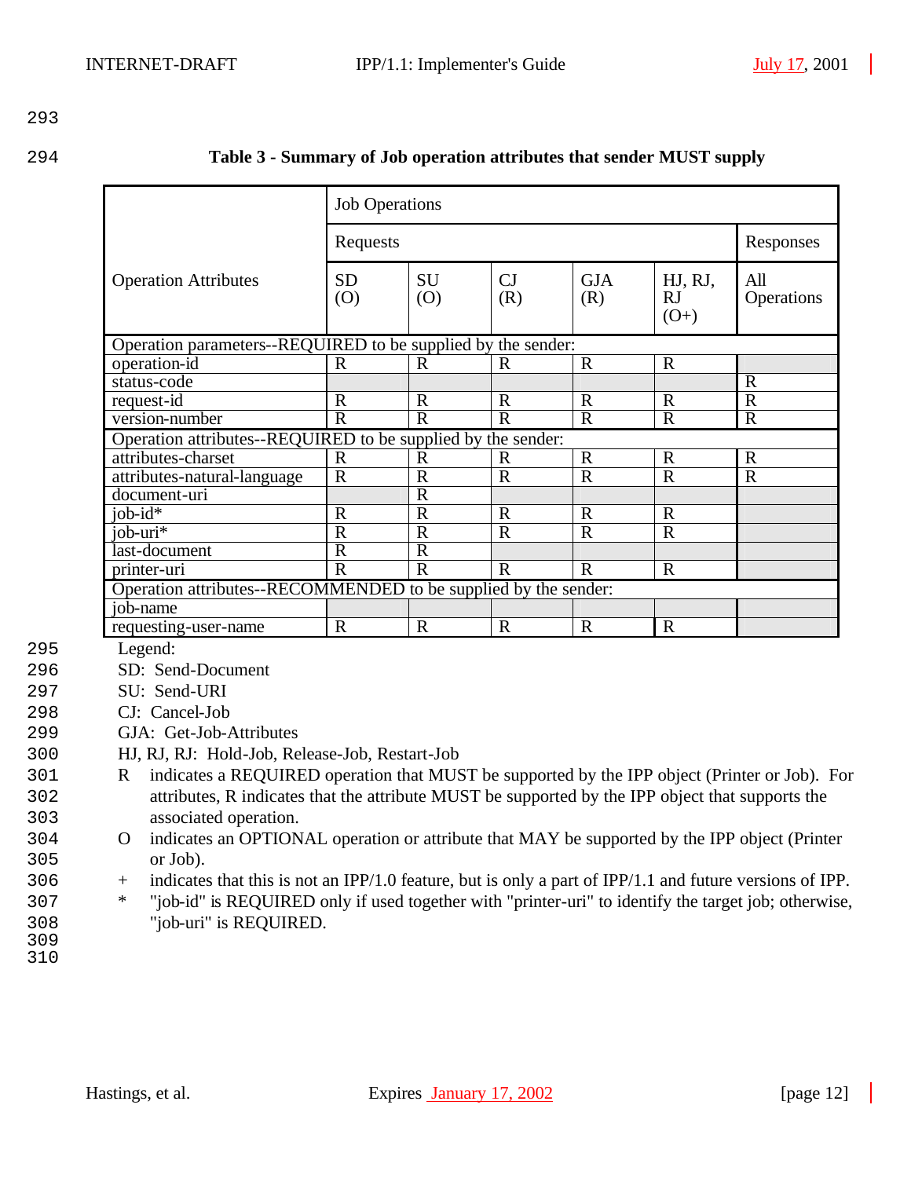**Table 3 - Summary of Job operation attributes that sender MUST supply**

| Operation Attributes | Job Operations | | | | | |
|---|---|---|---|---|---|---|
| | Requests | | | | | Responses |
| | SD (O) | SU (O) | CJ (R) | GJA (R) | HJ, RJ, RJ (O+) | All Operations |
| **Operation parameters--REQUIRED to be supplied by the sender:** | | | | | | |
| operation-id | R | R | R | R | R | |
| status-code | | | | | | R |
| request-id | R | R | R | R | R | R |
| version-number | R | R | R | R | R | R |
| **Operation attributes--REQUIRED to be supplied by the sender:** | | | | | | |
| attributes-charset | R | R | R | R | R | R |
| attributes-natural-language | R | R | R | R | R | R |
| document-uri | | R | | | | |
| job-id* | R | R | R | R | R | |
| job-uri* | R | R | R | R | R | |
| last-document | R | R | | | | |
| printer-uri | R | R | R | R | R | |
| **Operation attributes--RECOMMENDED to be supplied by the sender:** | | | | | | |
| job-name | | | | | | |
| requesting-user-name | R | R | R | R | R | |

Legend:

SD: Send-Document

SU: Send-URI

CJ: Cancel-Job

GJA: Get-Job-Attributes

HJ, RJ, RJ: Hold-Job, Release-Job, Restart-Job

R indicates a REQUIRED operation that MUST be supported by the IPP object (Printer or Job). For attributes, R indicates that the attribute MUST be supported by the IPP object that supports the associated operation.

O indicates an OPTIONAL operation or attribute that MAY be supported by the IPP object (Printer or Job).

\+ indicates that this is not an IPP/1.0 feature, but is only a part of IPP/1.1 and future versions of IPP.

\* "job-id" is REQUIRED only if used together with "printer-uri" to identify the target job; otherwise, "job-uri" is REQUIRED.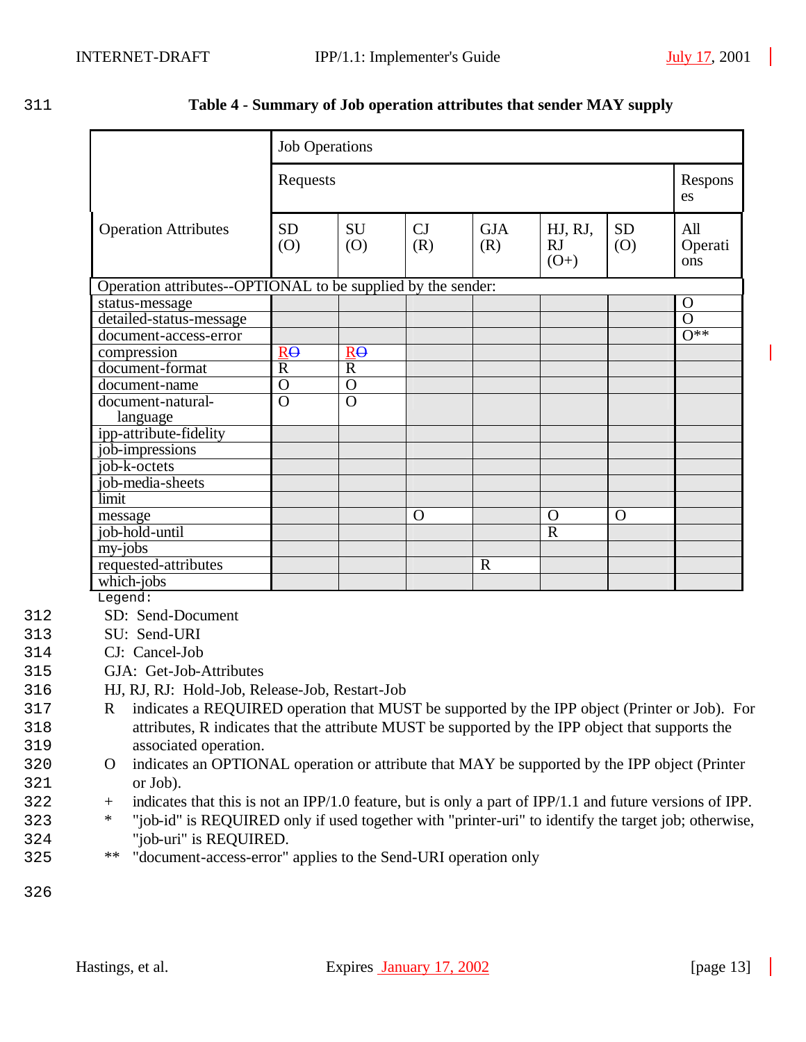**Table 4 - Summary of Job operation attributes that sender MAY supply**

| Operation Attributes | Job Operations | | | | | | |
|---|---|---|---|---|---|---|---|
| | Requests | | | | | | Responses |
| | SD (O) | SU (O) | CJ (R) | GJA (R) | HJ, RJ, RJ (O+) | SD (O) | All Operations |
| Operation attributes--OPTIONAL to be supplied by the sender: | | | | | | | |
| status-message | | | | | | | O |
| detailed-status-message | | | | | | | O |
| document-access-error | | | | | | | O** |
| compression | R~~O~~ | R~~O~~ | | | | | |
| document-format | R | R | | | | | |
| document-name | O | O | | | | | |
| document-natural-language | O | O | | | | | |
| ipp-attribute-fidelity | | | | | | | |
| job-impressions | | | | | | | |
| job-k-octets | | | | | | | |
| job-media-sheets | | | | | | | |
| limit | | | | | | | |
| message | | | O | | O | O | |
| job-hold-until | | | | | R | | |
| my-jobs | | | | | | | |
| requested-attributes | | | | R | | | |
| which-jobs | | | | | | | |

Legend:

SD: Send-Document

SU: Send-URI

CJ: Cancel-Job

GJA: Get-Job-Attributes

HJ, RJ, RJ: Hold-Job, Release-Job, Restart-Job

R indicates a REQUIRED operation that MUST be supported by the IPP object (Printer or Job). For attributes, R indicates that the attribute MUST be supported by the IPP object that supports the associated operation.

O indicates an OPTIONAL operation or attribute that MAY be supported by the IPP object (Printer or Job).

\+ indicates that this is not an IPP/1.0 feature, but is only a part of IPP/1.1 and future versions of IPP.

\* "job-id" is REQUIRED only if used together with "printer-uri" to identify the target job; otherwise, "job-uri" is REQUIRED.

\*\* "document-access-error" applies to the Send-URI operation only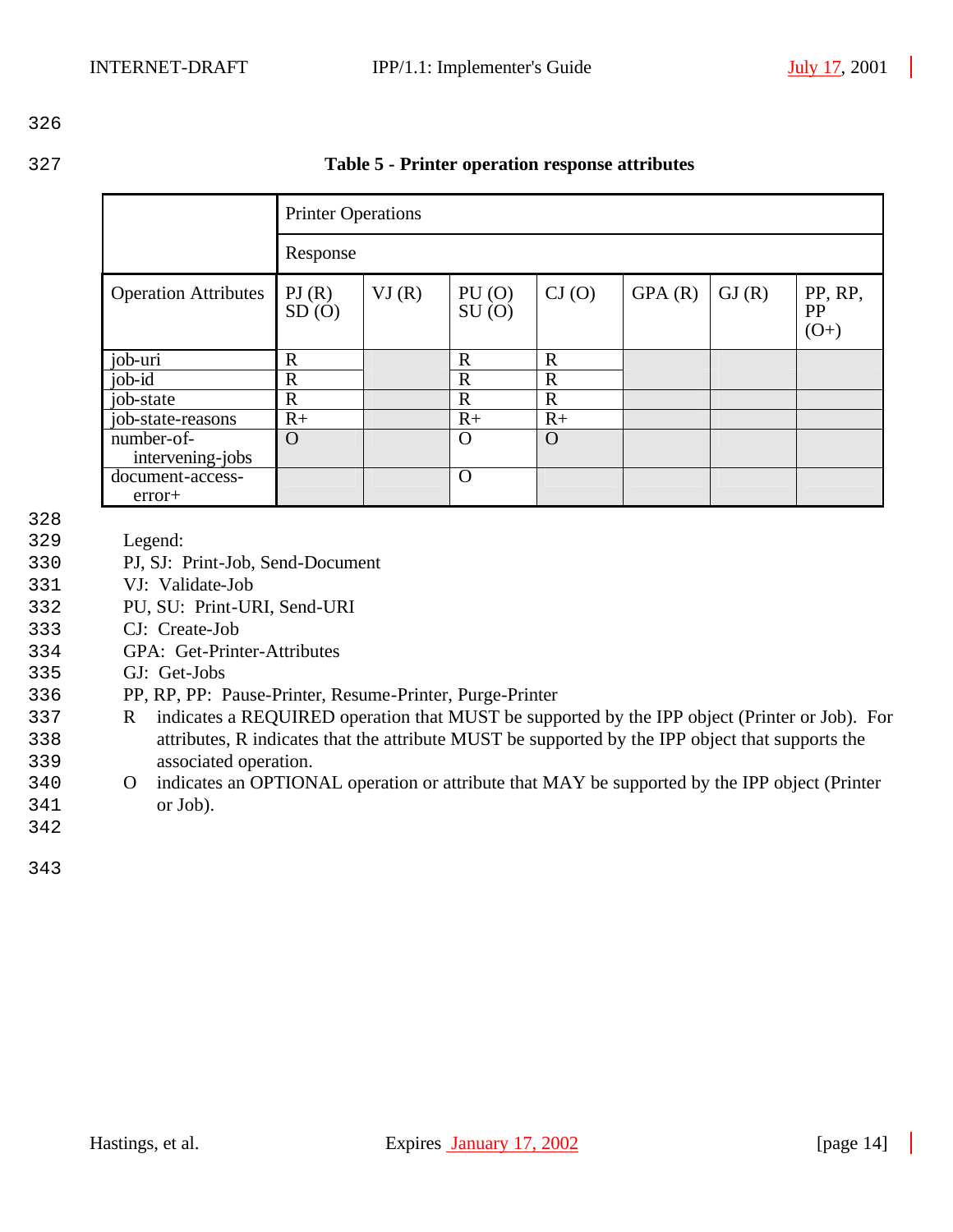**Table 5 - Printer operation response attributes**

| | Printer Operations | | | | | | |
|---|---|---|---|---|---|---|---|
| | Response | | | | | | |
| Operation Attributes | PJ (R) SD (O) | VJ (R) | PU (O) SU (O) | CJ (O) | GPA (R) | GJ (R) | PP, RP, PP (O+) |
| job-uri | R | | R | R | | | |
| job-id | R | | R | R | | | |
| job-state | R | | R | R | | | |
| job-state-reasons | R+ | | R+ | R+ | | | |
| number-of-intervening-jobs | O | | O | O | | | |
| document-access-error+ | | | O | | | | |

Legend:

PJ, SJ: Print-Job, Send-Document

VJ: Validate-Job

PU, SU: Print-URI, Send-URI

CJ: Create-Job

GPA: Get-Printer-Attributes

GJ: Get-Jobs

PP, RP, PP: Pause-Printer, Resume-Printer, Purge-Printer

R indicates a REQUIRED operation that MUST be supported by the IPP object (Printer or Job). For attributes, R indicates that the attribute MUST be supported by the IPP object that supports the associated operation.

O indicates an OPTIONAL operation or attribute that MAY be supported by the IPP object (Printer or Job).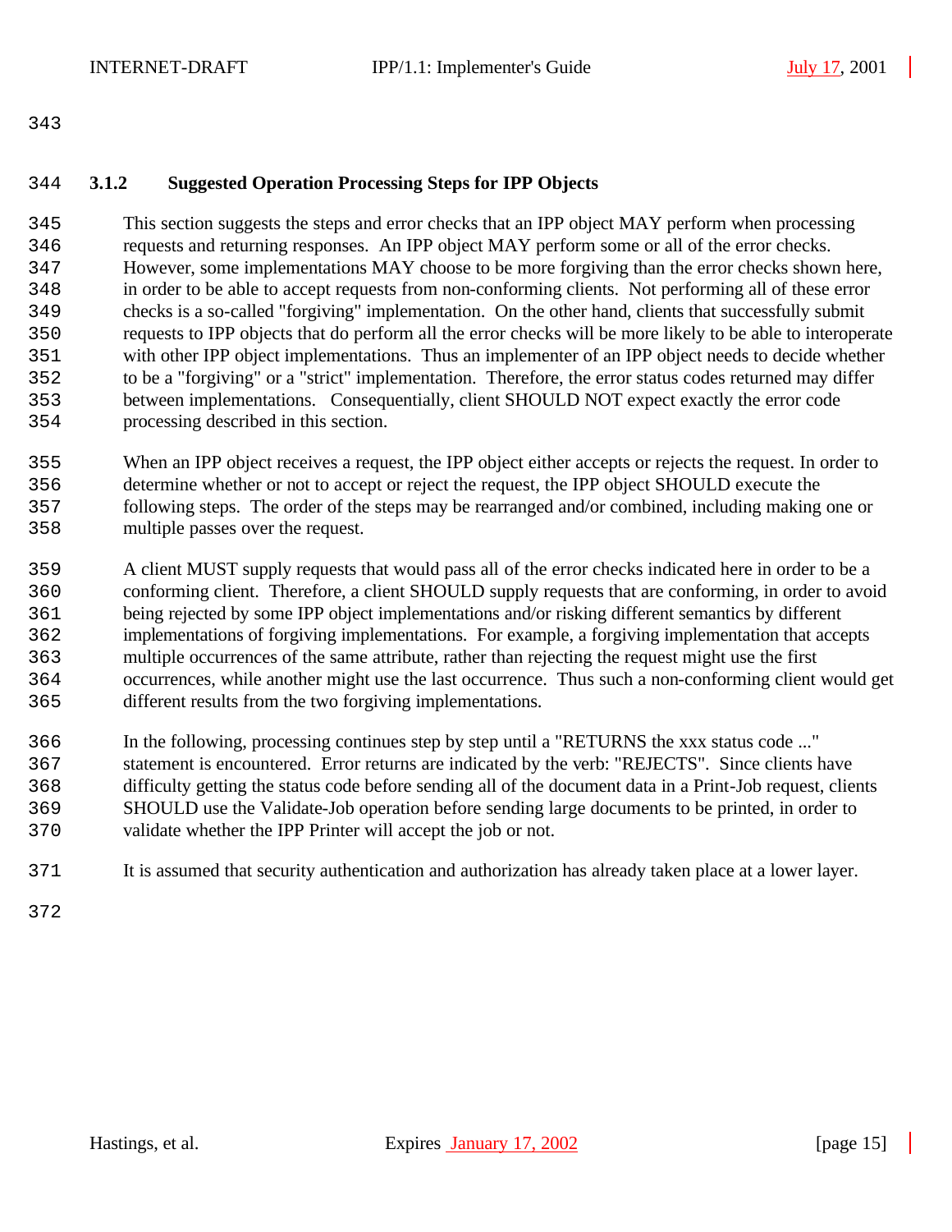### 3.1.2 Suggested Operation Processing Steps for IPP Objects

This section suggests the steps and error checks that an IPP object MAY perform when processing requests and returning responses. An IPP object MAY perform some or all of the error checks. However, some implementations MAY choose to be more forgiving than the error checks shown here, in order to be able to accept requests from non-conforming clients. Not performing all of these error checks is a so-called "forgiving" implementation. On the other hand, clients that successfully submit requests to IPP objects that do perform all the error checks will be more likely to be able to interoperate with other IPP object implementations. Thus an implementer of an IPP object needs to decide whether to be a "forgiving" or a "strict" implementation. Therefore, the error status codes returned may differ between implementations. Consequentially, client SHOULD NOT expect exactly the error code processing described in this section.

When an IPP object receives a request, the IPP object either accepts or rejects the request. In order to determine whether or not to accept or reject the request, the IPP object SHOULD execute the following steps. The order of the steps may be rearranged and/or combined, including making one or multiple passes over the request.

A client MUST supply requests that would pass all of the error checks indicated here in order to be a conforming client. Therefore, a client SHOULD supply requests that are conforming, in order to avoid being rejected by some IPP object implementations and/or risking different semantics by different implementations of forgiving implementations. For example, a forgiving implementation that accepts multiple occurrences of the same attribute, rather than rejecting the request might use the first occurrences, while another might use the last occurrence. Thus such a non-conforming client would get different results from the two forgiving implementations.

In the following, processing continues step by step until a "RETURNS the xxx status code ..." statement is encountered. Error returns are indicated by the verb: "REJECTS". Since clients have difficulty getting the status code before sending all of the document data in a Print-Job request, clients SHOULD use the Validate-Job operation before sending large documents to be printed, in order to validate whether the IPP Printer will accept the job or not.

It is assumed that security authentication and authorization has already taken place at a lower layer.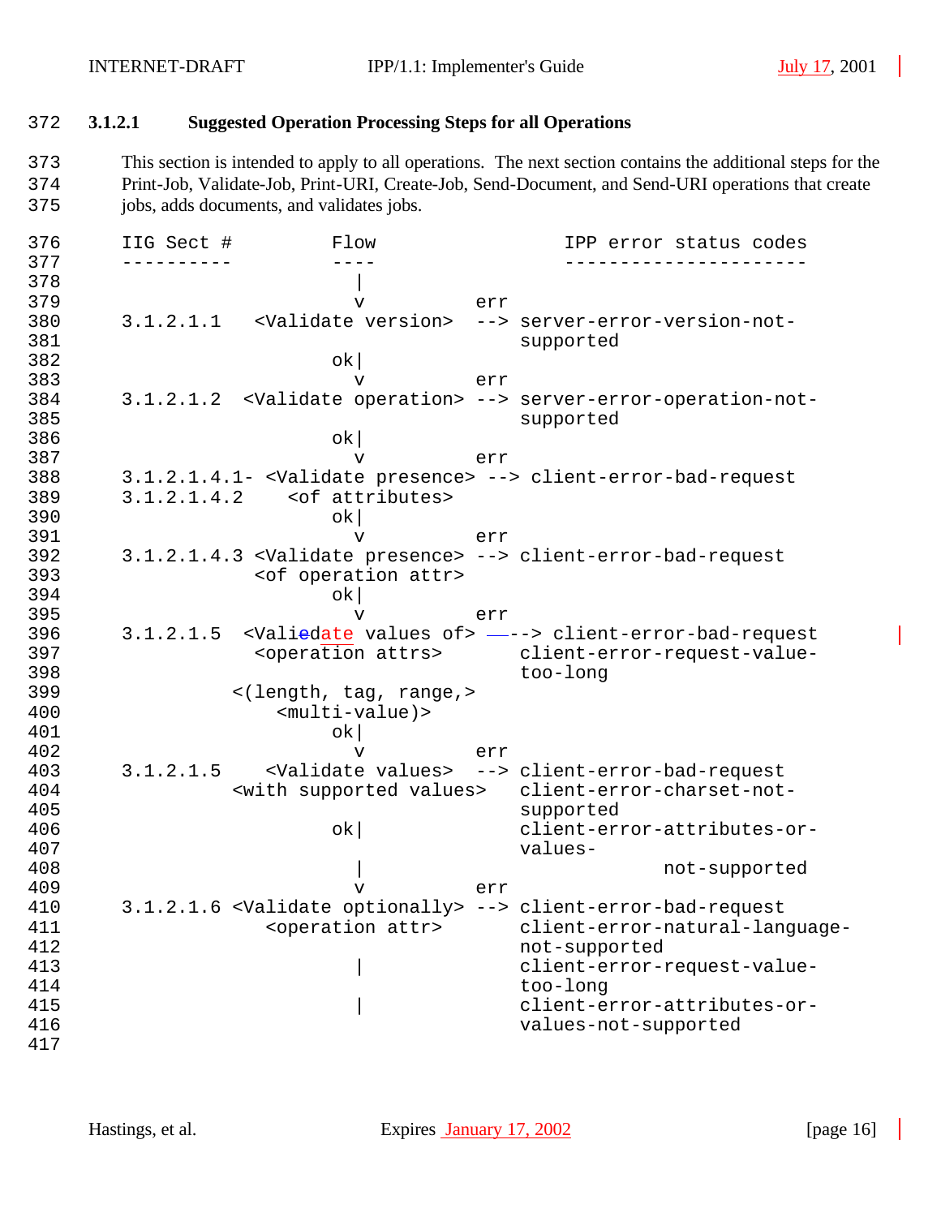### 3.1.2.1 Suggested Operation Processing Steps for all Operations

This section is intended to apply to all operations. The next section contains the additional steps for the Print-Job, Validate-Job, Print-URI, Create-Job, Send-Document, and Send-URI operations that create jobs, adds documents, and validates jobs.

```
IIG Sect #         Flow                 IPP error status codes
----------         ----                 ----------------------
                     |
                     v          err
3.1.2.1.1   <Validate version>  --> server-error-version-not-
                                    supported
                   ok|
                     v          err
3.1.2.1.2  <Validate operation> --> server-error-operation-not-
                                    supported
                   ok|
                     v          err
3.1.2.1.4.1- <Validate presence> --> client-error-bad-request
3.1.2.1.4.2    <of attributes>
                   ok|
                     v          err
3.1.2.1.4.3 <Validate presence> --> client-error-bad-request
            <of operation attr>
                   ok|
                     v          err
3.1.2.1.5  <Validate values of> --> client-error-bad-request
            <operation attrs>       client-error-request-value-
                                    too-long
          <(length, tag, range,>
              <multi-value)>
                   ok|
                     v          err
3.1.2.1.5    <Validate values>  --> client-error-bad-request
          <with supported values>   client-error-charset-not-
                                    supported
                   ok|              client-error-attributes-or-
                                    values-
                     |                           not-supported
                     v          err
3.1.2.1.6 <Validate optionally> --> client-error-bad-request
             <operation attr>       client-error-natural-language-
                                    not-supported
                     |              client-error-request-value-
                                    too-long
                     |              client-error-attributes-or-
                                    values-not-supported
```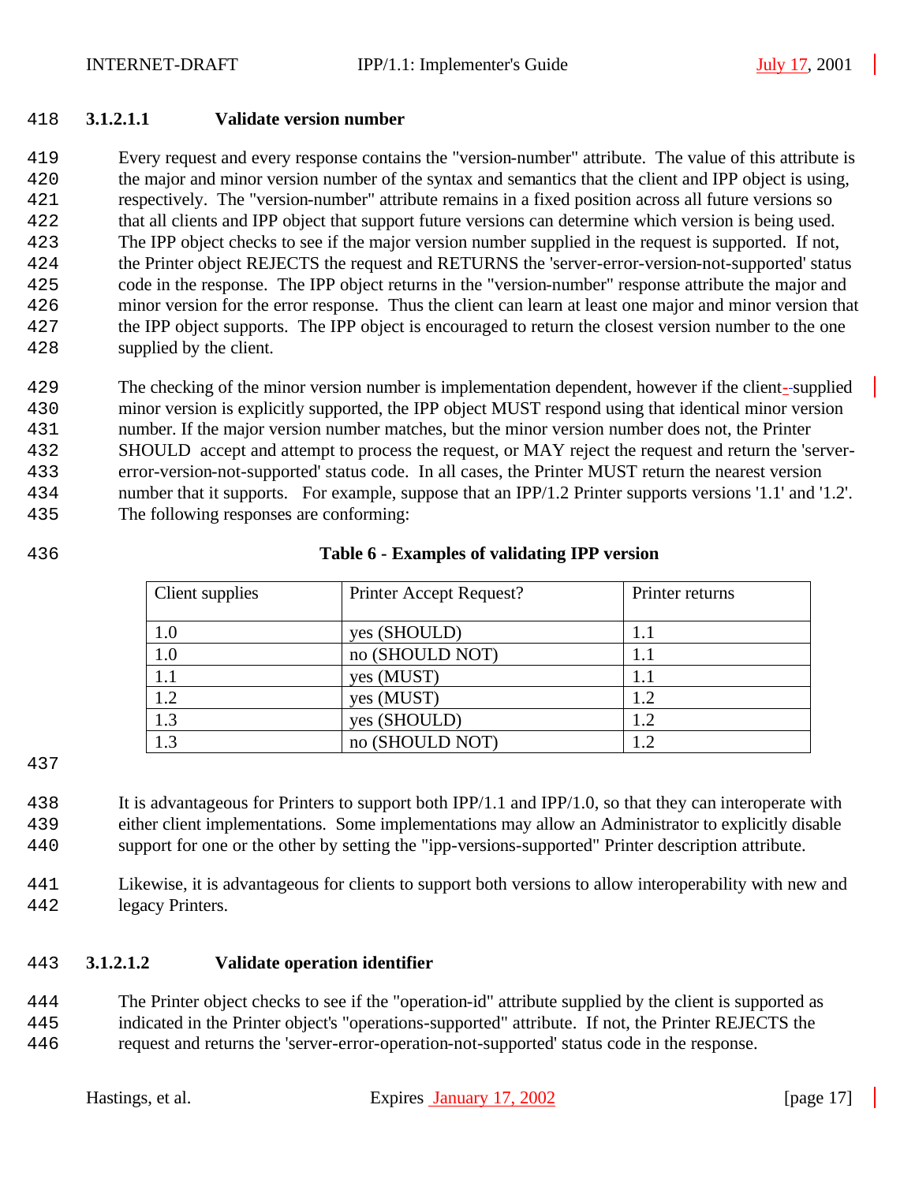#### 3.1.2.1.1 Validate version number

Every request and every response contains the "version-number" attribute. The value of this attribute is the major and minor version number of the syntax and semantics that the client and IPP object is using, respectively. The "version-number" attribute remains in a fixed position across all future versions so that all clients and IPP object that support future versions can determine which version is being used. The IPP object checks to see if the major version number supplied in the request is supported. If not, the Printer object REJECTS the request and RETURNS the 'server-error-version-not-supported' status code in the response. The IPP object returns in the "version-number" response attribute the major and minor version for the error response. Thus the client can learn at least one major and minor version that the IPP object supports. The IPP object is encouraged to return the closest version number to the one supplied by the client.

The checking of the minor version number is implementation dependent, however if the client-supplied minor version is explicitly supported, the IPP object MUST respond using that identical minor version number. If the major version number matches, but the minor version number does not, the Printer SHOULD accept and attempt to process the request, or MAY reject the request and return the 'server-error-version-not-supported' status code. In all cases, the Printer MUST return the nearest version number that it supports. For example, suppose that an IPP/1.2 Printer supports versions '1.1' and '1.2'. The following responses are conforming:

**Table 6 - Examples of validating IPP version**

| Client supplies | Printer Accept Request? | Printer returns |
|---|---|---|
| 1.0 | yes (SHOULD) | 1.1 |
| 1.0 | no (SHOULD NOT) | 1.1 |
| 1.1 | yes (MUST) | 1.1 |
| 1.2 | yes (MUST) | 1.2 |
| 1.3 | yes (SHOULD) | 1.2 |
| 1.3 | no (SHOULD NOT) | 1.2 |

It is advantageous for Printers to support both IPP/1.1 and IPP/1.0, so that they can interoperate with either client implementations. Some implementations may allow an Administrator to explicitly disable support for one or the other by setting the "ipp-versions-supported" Printer description attribute.

Likewise, it is advantageous for clients to support both versions to allow interoperability with new and legacy Printers.

#### 3.1.2.1.2 Validate operation identifier

The Printer object checks to see if the "operation-id" attribute supplied by the client is supported as indicated in the Printer object's "operations-supported" attribute. If not, the Printer REJECTS the request and returns the 'server-error-operation-not-supported' status code in the response.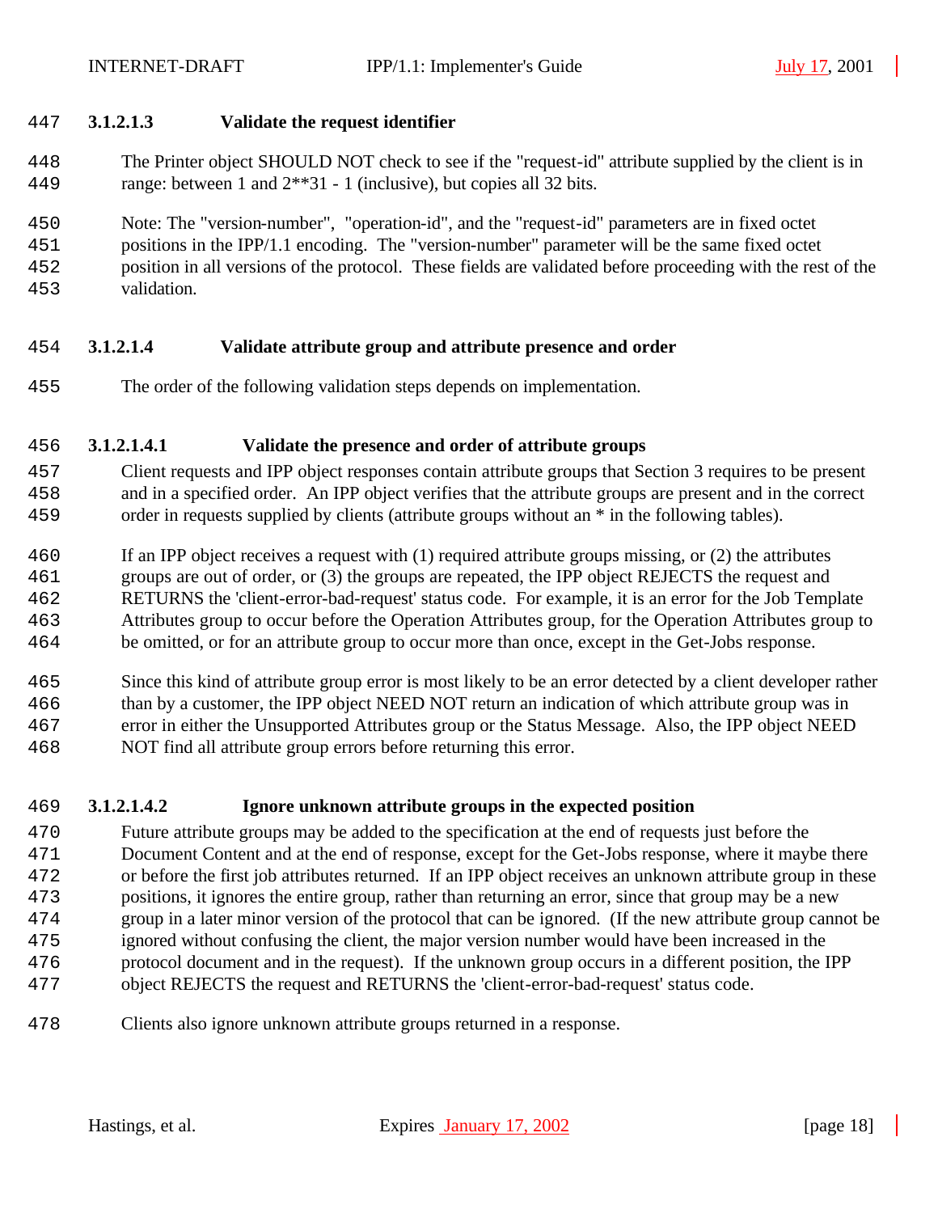#### 3.1.2.1.3 Validate the request identifier

The Printer object SHOULD NOT check to see if the "request-id" attribute supplied by the client is in range: between 1 and 2**31 - 1 (inclusive), but copies all 32 bits.

Note: The "version-number", "operation-id", and the "request-id" parameters are in fixed octet positions in the IPP/1.1 encoding. The "version-number" parameter will be the same fixed octet position in all versions of the protocol. These fields are validated before proceeding with the rest of the validation.

#### 3.1.2.1.4 Validate attribute group and attribute presence and order

The order of the following validation steps depends on implementation.

##### 3.1.2.1.4.1 Validate the presence and order of attribute groups

Client requests and IPP object responses contain attribute groups that Section 3 requires to be present and in a specified order. An IPP object verifies that the attribute groups are present and in the correct order in requests supplied by clients (attribute groups without an * in the following tables).

If an IPP object receives a request with (1) required attribute groups missing, or (2) the attributes groups are out of order, or (3) the groups are repeated, the IPP object REJECTS the request and RETURNS the 'client-error-bad-request' status code. For example, it is an error for the Job Template Attributes group to occur before the Operation Attributes group, for the Operation Attributes group to be omitted, or for an attribute group to occur more than once, except in the Get-Jobs response.

Since this kind of attribute group error is most likely to be an error detected by a client developer rather than by a customer, the IPP object NEED NOT return an indication of which attribute group was in error in either the Unsupported Attributes group or the Status Message. Also, the IPP object NEED NOT find all attribute group errors before returning this error.

##### 3.1.2.1.4.2 Ignore unknown attribute groups in the expected position

Future attribute groups may be added to the specification at the end of requests just before the Document Content and at the end of response, except for the Get-Jobs response, where it maybe there or before the first job attributes returned. If an IPP object receives an unknown attribute group in these positions, it ignores the entire group, rather than returning an error, since that group may be a new group in a later minor version of the protocol that can be ignored. (If the new attribute group cannot be ignored without confusing the client, the major version number would have been increased in the protocol document and in the request). If the unknown group occurs in a different position, the IPP object REJECTS the request and RETURNS the 'client-error-bad-request' status code.

Clients also ignore unknown attribute groups returned in a response.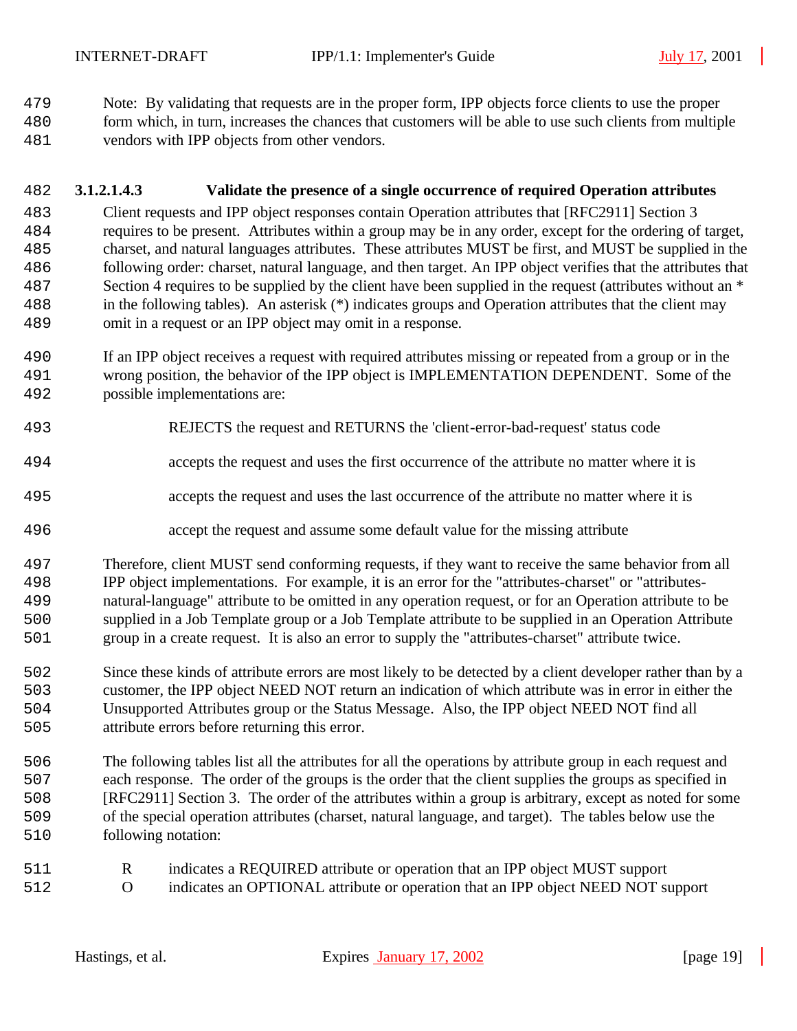Note: By validating that requests are in the proper form, IPP objects force clients to use the proper form which, in turn, increases the chances that customers will be able to use such clients from multiple vendors with IPP objects from other vendors.

#### 3.1.2.1.4.3 Validate the presence of a single occurrence of required Operation attributes

Client requests and IPP object responses contain Operation attributes that [RFC2911] Section 3 requires to be present. Attributes within a group may be in any order, except for the ordering of target, charset, and natural languages attributes. These attributes MUST be first, and MUST be supplied in the following order: charset, natural language, and then target. An IPP object verifies that the attributes that Section 4 requires to be supplied by the client have been supplied in the request (attributes without an * in the following tables). An asterisk (*) indicates groups and Operation attributes that the client may omit in a request or an IPP object may omit in a response.

If an IPP object receives a request with required attributes missing or repeated from a group or in the wrong position, the behavior of the IPP object is IMPLEMENTATION DEPENDENT. Some of the possible implementations are:

REJECTS the request and RETURNS the 'client-error-bad-request' status code

accepts the request and uses the first occurrence of the attribute no matter where it is

accepts the request and uses the last occurrence of the attribute no matter where it is

accept the request and assume some default value for the missing attribute

Therefore, client MUST send conforming requests, if they want to receive the same behavior from all IPP object implementations. For example, it is an error for the "attributes-charset" or "attributes-natural-language" attribute to be omitted in any operation request, or for an Operation attribute to be supplied in a Job Template group or a Job Template attribute to be supplied in an Operation Attribute group in a create request. It is also an error to supply the "attributes-charset" attribute twice.

Since these kinds of attribute errors are most likely to be detected by a client developer rather than by a customer, the IPP object NEED NOT return an indication of which attribute was in error in either the Unsupported Attributes group or the Status Message. Also, the IPP object NEED NOT find all attribute errors before returning this error.

The following tables list all the attributes for all the operations by attribute group in each request and each response. The order of the groups is the order that the client supplies the groups as specified in [RFC2911] Section 3. The order of the attributes within a group is arbitrary, except as noted for some of the special operation attributes (charset, natural language, and target). The tables below use the following notation:

R indicates a REQUIRED attribute or operation that an IPP object MUST support
O indicates an OPTIONAL attribute or operation that an IPP object NEED NOT support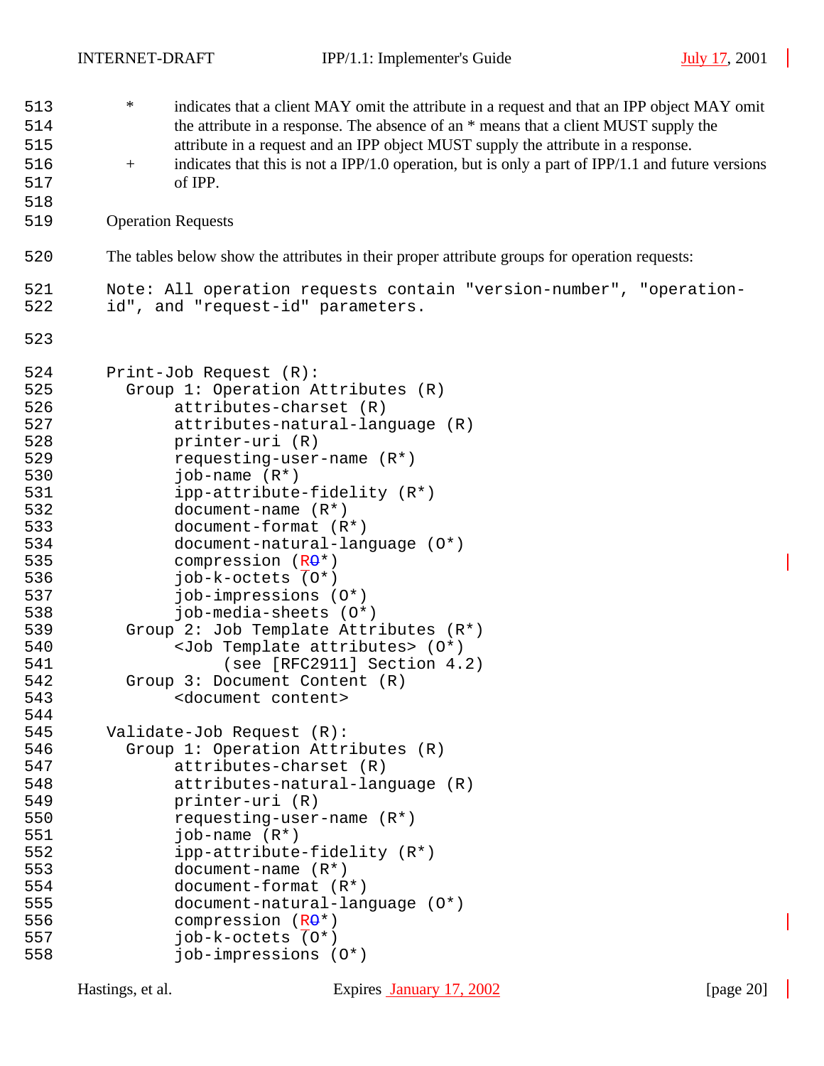\* indicates that a client MAY omit the attribute in a request and that an IPP object MAY omit the attribute in a response. The absence of an \* means that a client MUST supply the attribute in a request and an IPP object MUST supply the attribute in a response.

\+ indicates that this is not a IPP/1.0 operation, but is only a part of IPP/1.1 and future versions of IPP.

Operation Requests

The tables below show the attributes in their proper attribute groups for operation requests:

Note: All operation requests contain "version-number", "operation-id", and "request-id" parameters.

```
Print-Job Request (R):
  Group 1: Operation Attributes (R)
       attributes-charset (R)
       attributes-natural-language (R)
       printer-uri (R)
       requesting-user-name (R*)
       job-name (R*)
       ipp-attribute-fidelity (R*)
       document-name (R*)
       document-format (R*)
       document-natural-language (O*)
       compression (RO*)
       job-k-octets (O*)
       job-impressions (O*)
       job-media-sheets (O*)
  Group 2: Job Template Attributes (R*)
       <Job Template attributes> (O*)
            (see [RFC2911] Section 4.2)
  Group 3: Document Content (R)
       <document content>

Validate-Job Request (R):
  Group 1: Operation Attributes (R)
       attributes-charset (R)
       attributes-natural-language (R)
       printer-uri (R)
       requesting-user-name (R*)
       job-name (R*)
       ipp-attribute-fidelity (R*)
       document-name (R*)
       document-format (R*)
       document-natural-language (O*)
       compression (RO*)
       job-k-octets (O*)
       job-impressions (O*)
```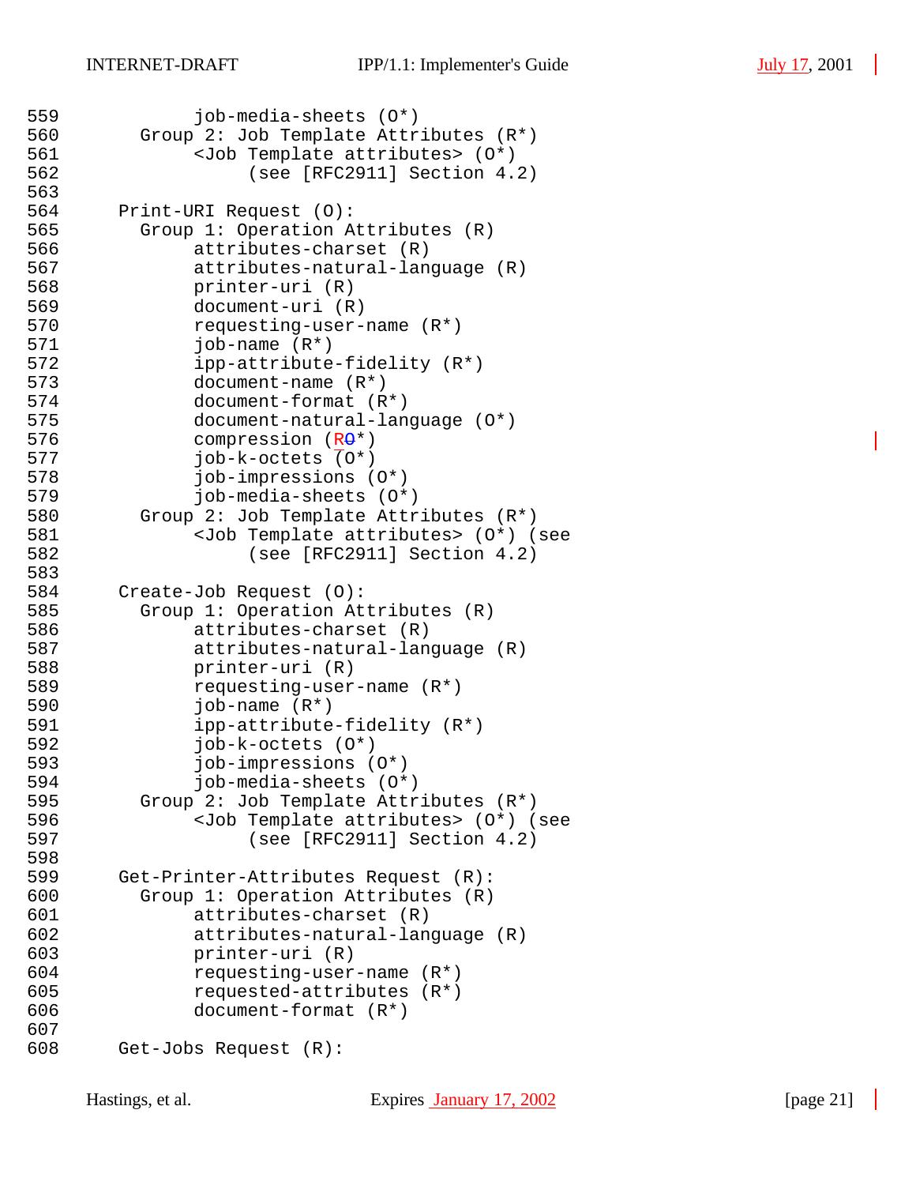```
559            job-media-sheets (O*)
560        Group 2: Job Template Attributes (R*)
561            <Job Template attributes> (O*)
562                 (see [RFC2911] Section 4.2)
563
564     Print-URI Request (O):
565        Group 1: Operation Attributes (R)
566            attributes-charset (R)
567            attributes-natural-language (R)
568            printer-uri (R)
569            document-uri (R)
570            requesting-user-name (R*)
571            job-name (R*)
572            ipp-attribute-fidelity (R*)
573            document-name (R*)
574            document-format (R*)
575            document-natural-language (O*)
576            compression (RO*)
577            job-k-octets (O*)
578            job-impressions (O*)
579            job-media-sheets (O*)
580        Group 2: Job Template Attributes (R*)
581            <Job Template attributes> (O*) (see
582                 (see [RFC2911] Section 4.2)
583
584     Create-Job Request (O):
585        Group 1: Operation Attributes (R)
586            attributes-charset (R)
587            attributes-natural-language (R)
588            printer-uri (R)
589            requesting-user-name (R*)
590            job-name (R*)
591            ipp-attribute-fidelity (R*)
592            job-k-octets (O*)
593            job-impressions (O*)
594            job-media-sheets (O*)
595        Group 2: Job Template Attributes (R*)
596            <Job Template attributes> (O*) (see
597                 (see [RFC2911] Section 4.2)
598
599     Get-Printer-Attributes Request (R):
600        Group 1: Operation Attributes (R)
601            attributes-charset (R)
602            attributes-natural-language (R)
603            printer-uri (R)
604            requesting-user-name (R*)
605            requested-attributes (R*)
606            document-format (R*)
607
608     Get-Jobs Request (R):
```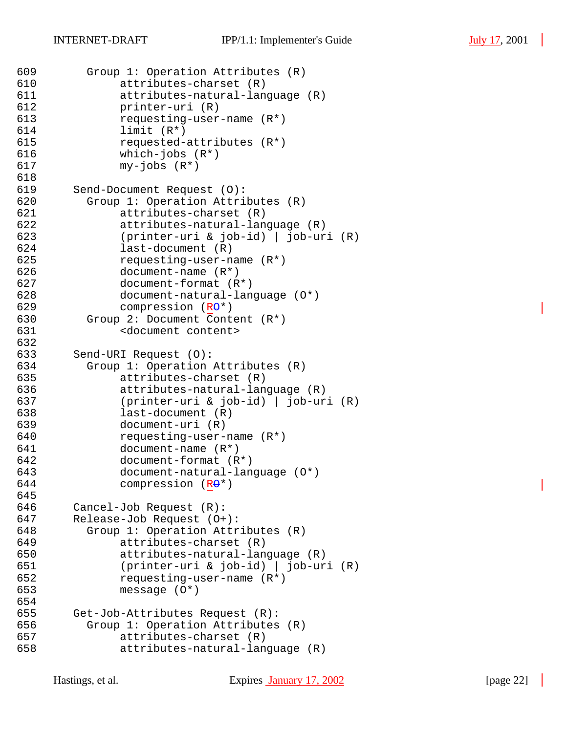```
609       Group 1: Operation Attributes (R)
610            attributes-charset (R)
611            attributes-natural-language (R)
612            printer-uri (R)
613            requesting-user-name (R*)
614            limit (R*)
615            requested-attributes (R*)
616            which-jobs (R*)
617            my-jobs (R*)
618
619     Send-Document Request (O):
620       Group 1: Operation Attributes (R)
621            attributes-charset (R)
622            attributes-natural-language (R)
623            (printer-uri & job-id) | job-uri (R)
624            last-document (R)
625            requesting-user-name (R*)
626            document-name (R*)
627            document-format (R*)
628            document-natural-language (O*)
629            compression (RO*)
630       Group 2: Document Content (R*)
631            <document content>
632
633     Send-URI Request (O):
634       Group 1: Operation Attributes (R)
635            attributes-charset (R)
636            attributes-natural-language (R)
637            (printer-uri & job-id) | job-uri (R)
638            last-document (R)
639            document-uri (R)
640            requesting-user-name (R*)
641            document-name (R*)
642            document-format (R*)
643            document-natural-language (O*)
644            compression (RO*)
645
646     Cancel-Job Request (R):
647     Release-Job Request (O+):
648       Group 1: Operation Attributes (R)
649            attributes-charset (R)
650            attributes-natural-language (R)
651            (printer-uri & job-id) | job-uri (R)
652            requesting-user-name (R*)
653            message (O*)
654
655     Get-Job-Attributes Request (R):
656       Group 1: Operation Attributes (R)
657            attributes-charset (R)
658            attributes-natural-language (R)
```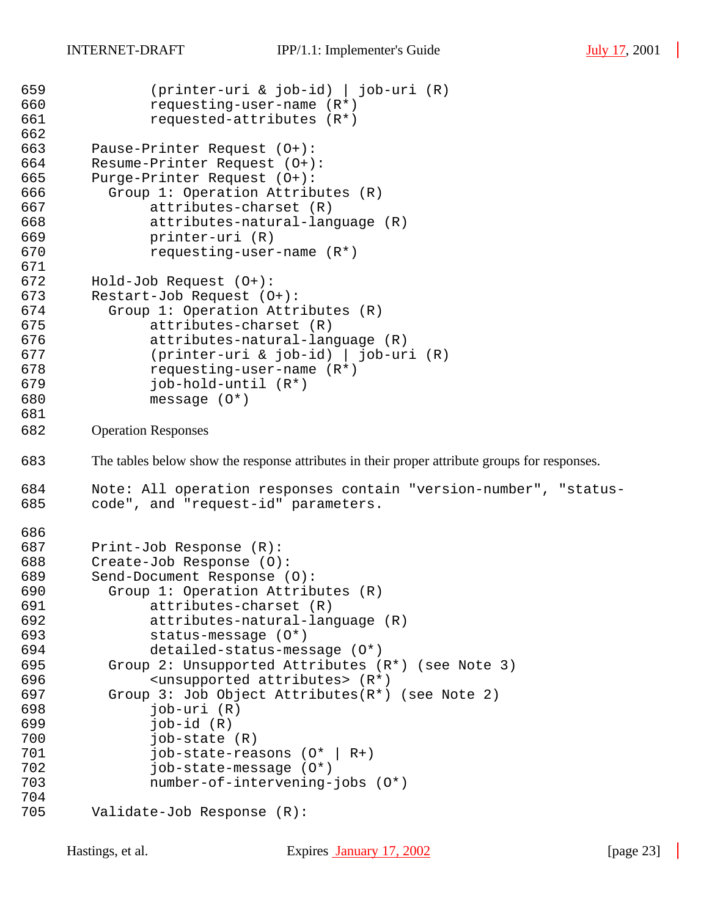```
659            (printer-uri & job-id) | job-uri (R)
660            requesting-user-name (R*)
661            requested-attributes (R*)
662
663     Pause-Printer Request (O+):
664     Resume-Printer Request (O+):
665     Purge-Printer Request (O+):
666       Group 1: Operation Attributes (R)
667            attributes-charset (R)
668            attributes-natural-language (R)
669            printer-uri (R)
670            requesting-user-name (R*)
671
672     Hold-Job Request (O+):
673     Restart-Job Request (O+):
674       Group 1: Operation Attributes (R)
675            attributes-charset (R)
676            attributes-natural-language (R)
677            (printer-uri & job-id) | job-uri (R)
678            requesting-user-name (R*)
679            job-hold-until (R*)
680            message (O*)
681
```

682 Operation Responses

683 The tables below show the response attributes in their proper attribute groups for responses.

```
684     Note: All operation responses contain "version-number", "status-
685     code", and "request-id" parameters.

686
687     Print-Job Response (R):
688     Create-Job Response (O):
689     Send-Document Response (O):
690       Group 1: Operation Attributes (R)
691            attributes-charset (R)
692            attributes-natural-language (R)
693            status-message (O*)
694            detailed-status-message (O*)
695       Group 2: Unsupported Attributes (R*) (see Note 3)
696            <unsupported attributes> (R*)
697       Group 3: Job Object Attributes(R*) (see Note 2)
698            job-uri (R)
699            job-id (R)
700            job-state (R)
701            job-state-reasons (O* | R+)
702            job-state-message (O*)
703            number-of-intervening-jobs (O*)
704
705     Validate-Job Response (R):
```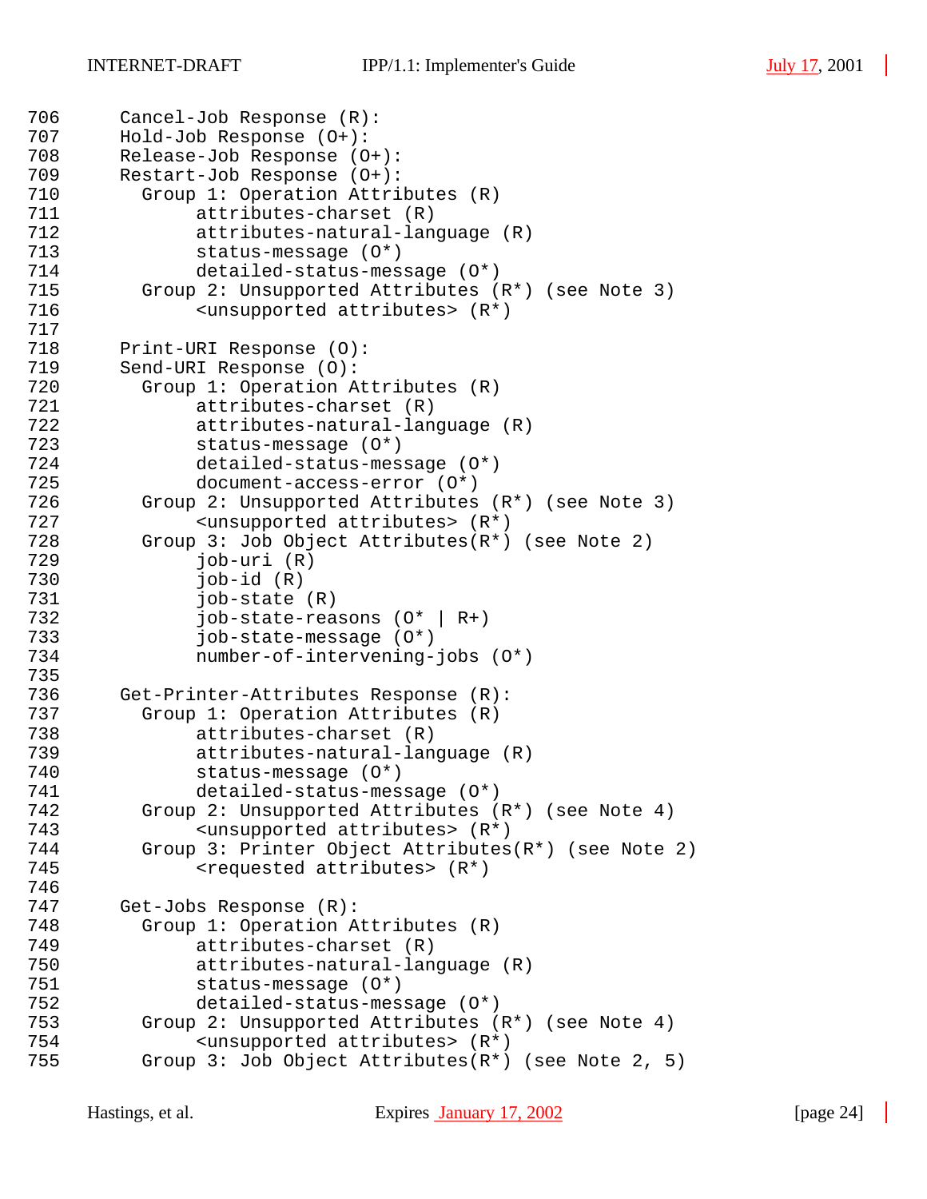```
706      Cancel-Job Response (R):
707      Hold-Job Response (O+):
708      Release-Job Response (O+):
709      Restart-Job Response (O+):
710        Group 1: Operation Attributes (R)
711             attributes-charset (R)
712             attributes-natural-language (R)
713             status-message (O*)
714             detailed-status-message (O*)
715        Group 2: Unsupported Attributes (R*) (see Note 3)
716             <unsupported attributes> (R*)
717
718      Print-URI Response (O):
719      Send-URI Response (O):
720        Group 1: Operation Attributes (R)
721             attributes-charset (R)
722             attributes-natural-language (R)
723             status-message (O*)
724             detailed-status-message (O*)
725             document-access-error (O*)
726        Group 2: Unsupported Attributes (R*) (see Note 3)
727             <unsupported attributes> (R*)
728        Group 3: Job Object Attributes(R*) (see Note 2)
729             job-uri (R)
730             job-id (R)
731             job-state (R)
732             job-state-reasons (O* | R+)
733             job-state-message (O*)
734             number-of-intervening-jobs (O*)
735
736      Get-Printer-Attributes Response (R):
737        Group 1: Operation Attributes (R)
738             attributes-charset (R)
739             attributes-natural-language (R)
740             status-message (O*)
741             detailed-status-message (O*)
742        Group 2: Unsupported Attributes (R*) (see Note 4)
743             <unsupported attributes> (R*)
744        Group 3: Printer Object Attributes(R*) (see Note 2)
745             <requested attributes> (R*)
746
747      Get-Jobs Response (R):
748        Group 1: Operation Attributes (R)
749             attributes-charset (R)
750             attributes-natural-language (R)
751             status-message (O*)
752             detailed-status-message (O*)
753        Group 2: Unsupported Attributes (R*) (see Note 4)
754             <unsupported attributes> (R*)
755        Group 3: Job Object Attributes(R*) (see Note 2, 5)
```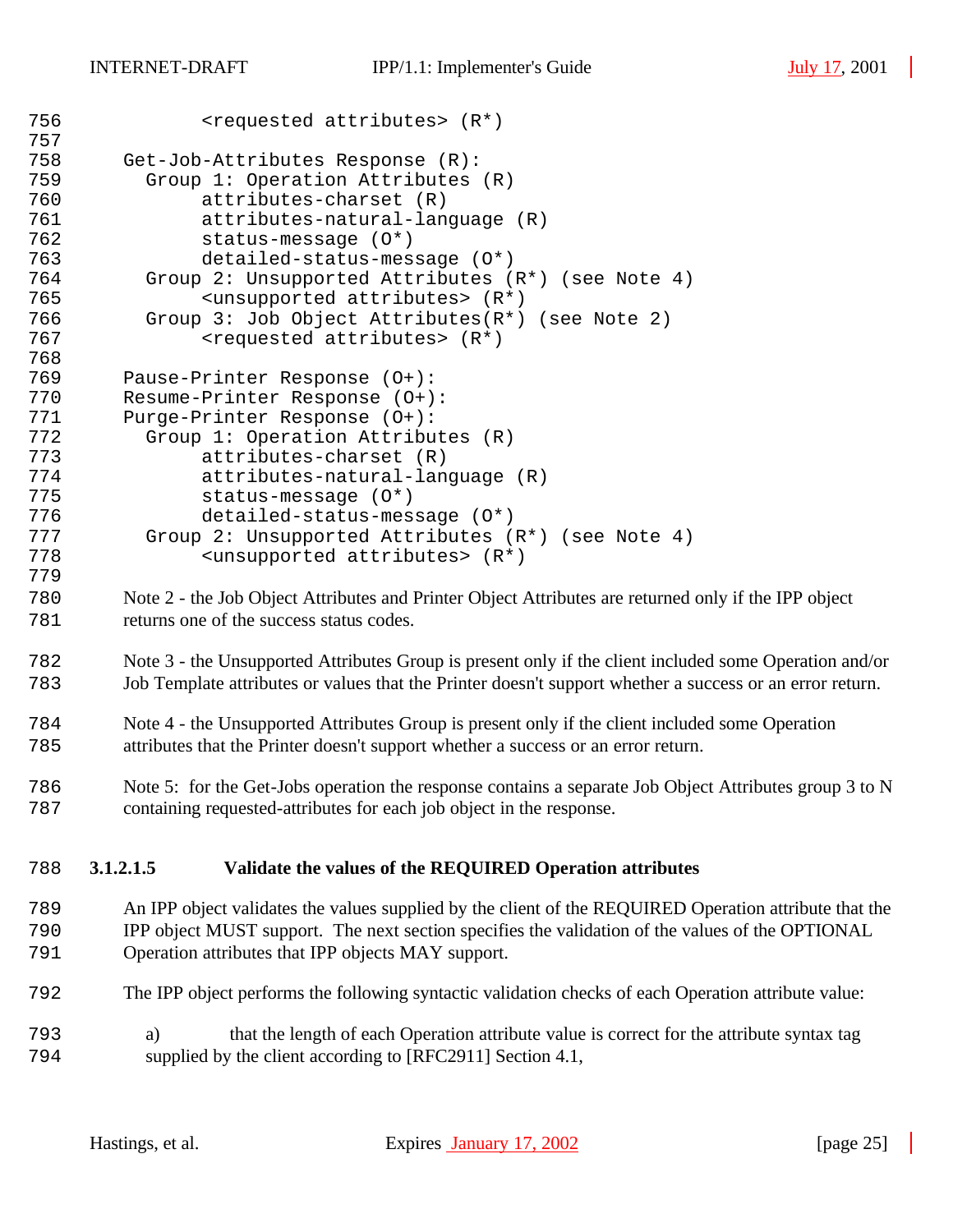```
        <requested attributes> (R*)

Get-Job-Attributes Response (R):
  Group 1: Operation Attributes (R)
        attributes-charset (R)
        attributes-natural-language (R)
        status-message (O*)
        detailed-status-message (O*)
  Group 2: Unsupported Attributes (R*) (see Note 4)
        <unsupported attributes> (R*)
  Group 3: Job Object Attributes(R*) (see Note 2)
        <requested attributes> (R*)

Pause-Printer Response (O+):
Resume-Printer Response (O+):
Purge-Printer Response (O+):
  Group 1: Operation Attributes (R)
        attributes-charset (R)
        attributes-natural-language (R)
        status-message (O*)
        detailed-status-message (O*)
  Group 2: Unsupported Attributes (R*) (see Note 4)
        <unsupported attributes> (R*)
```

Note 2 - the Job Object Attributes and Printer Object Attributes are returned only if the IPP object returns one of the success status codes.

Note 3 - the Unsupported Attributes Group is present only if the client included some Operation and/or Job Template attributes or values that the Printer doesn't support whether a success or an error return.

Note 4 - the Unsupported Attributes Group is present only if the client included some Operation attributes that the Printer doesn't support whether a success or an error return.

Note 5: for the Get-Jobs operation the response contains a separate Job Object Attributes group 3 to N containing requested-attributes for each job object in the response.

#### 3.1.2.1.5 Validate the values of the REQUIRED Operation attributes

An IPP object validates the values supplied by the client of the REQUIRED Operation attribute that the IPP object MUST support. The next section specifies the validation of the values of the OPTIONAL Operation attributes that IPP objects MAY support.

The IPP object performs the following syntactic validation checks of each Operation attribute value:

a) that the length of each Operation attribute value is correct for the attribute syntax tag supplied by the client according to [RFC2911] Section 4.1,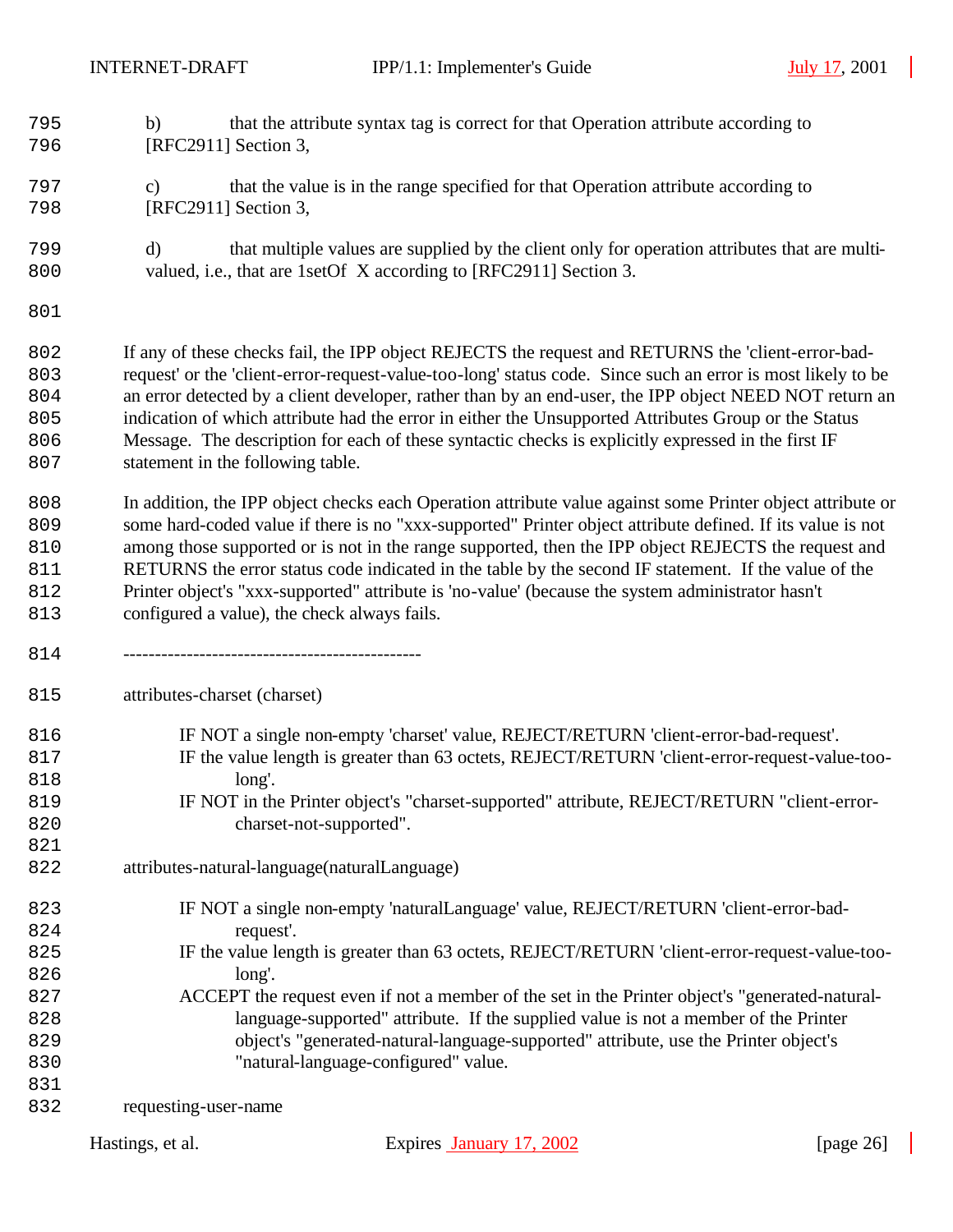b) that the attribute syntax tag is correct for that Operation attribute according to [RFC2911] Section 3,

c) that the value is in the range specified for that Operation attribute according to [RFC2911] Section 3,

d) that multiple values are supplied by the client only for operation attributes that are multi-valued, i.e., that are 1setOf X according to [RFC2911] Section 3.

If any of these checks fail, the IPP object REJECTS the request and RETURNS the 'client-error-bad-request' or the 'client-error-request-value-too-long' status code. Since such an error is most likely to be an error detected by a client developer, rather than by an end-user, the IPP object NEED NOT return an indication of which attribute had the error in either the Unsupported Attributes Group or the Status Message. The description for each of these syntactic checks is explicitly expressed in the first IF statement in the following table.

In addition, the IPP object checks each Operation attribute value against some Printer object attribute or some hard-coded value if there is no "xxx-supported" Printer object attribute defined. If its value is not among those supported or is not in the range supported, then the IPP object REJECTS the request and RETURNS the error status code indicated in the table by the second IF statement. If the value of the Printer object's "xxx-supported" attribute is 'no-value' (because the system administrator hasn't configured a value), the check always fails.

-----------------------------------------------

attributes-charset (charset)

IF NOT a single non-empty 'charset' value, REJECT/RETURN 'client-error-bad-request'.
IF the value length is greater than 63 octets, REJECT/RETURN 'client-error-request-value-too-long'.
IF NOT in the Printer object's "charset-supported" attribute, REJECT/RETURN "client-error-charset-not-supported".

attributes-natural-language(naturalLanguage)

IF NOT a single non-empty 'naturalLanguage' value, REJECT/RETURN 'client-error-bad-request'.
IF the value length is greater than 63 octets, REJECT/RETURN 'client-error-request-value-too-long'.
ACCEPT the request even if not a member of the set in the Printer object's "generated-natural-language-supported" attribute. If the supplied value is not a member of the Printer object's "generated-natural-language-supported" attribute, use the Printer object's "natural-language-configured" value.

requesting-user-name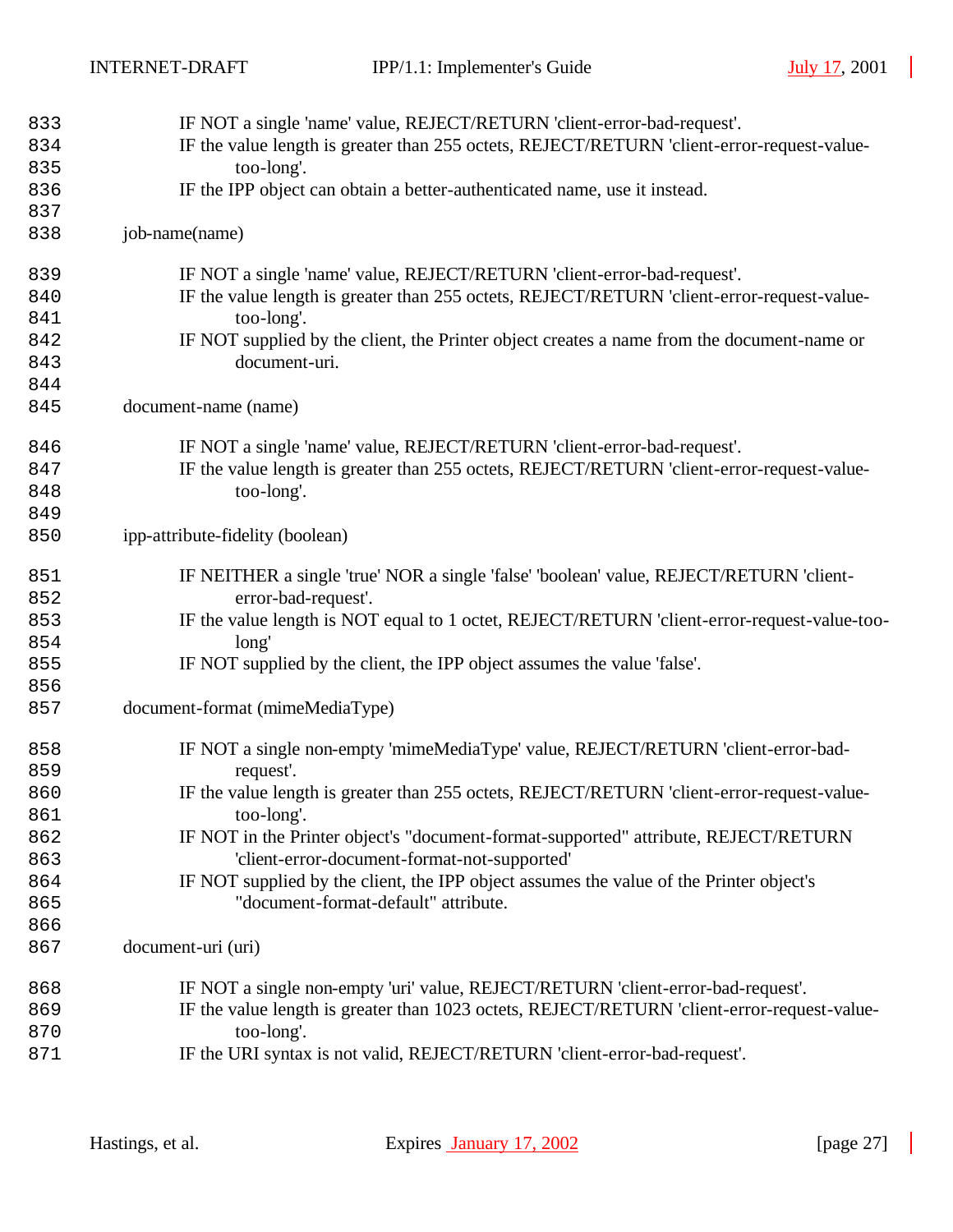IF NOT a single 'name' value, REJECT/RETURN 'client-error-bad-request'.
IF the value length is greater than 255 octets, REJECT/RETURN 'client-error-request-value-too-long'.
IF the IPP object can obtain a better-authenticated name, use it instead.

job-name(name)

IF NOT a single 'name' value, REJECT/RETURN 'client-error-bad-request'.
IF the value length is greater than 255 octets, REJECT/RETURN 'client-error-request-value-too-long'.
IF NOT supplied by the client, the Printer object creates a name from the document-name or document-uri.

document-name (name)

IF NOT a single 'name' value, REJECT/RETURN 'client-error-bad-request'.
IF the value length is greater than 255 octets, REJECT/RETURN 'client-error-request-value-too-long'.

ipp-attribute-fidelity (boolean)

IF NEITHER a single 'true' NOR a single 'false' 'boolean' value, REJECT/RETURN 'client-error-bad-request'.
IF the value length is NOT equal to 1 octet, REJECT/RETURN 'client-error-request-value-too-long'
IF NOT supplied by the client, the IPP object assumes the value 'false'.

document-format (mimeMediaType)

IF NOT a single non-empty 'mimeMediaType' value, REJECT/RETURN 'client-error-bad-request'.
IF the value length is greater than 255 octets, REJECT/RETURN 'client-error-request-value-too-long'.
IF NOT in the Printer object's "document-format-supported" attribute, REJECT/RETURN 'client-error-document-format-not-supported'
IF NOT supplied by the client, the IPP object assumes the value of the Printer object's "document-format-default" attribute.

document-uri (uri)

IF NOT a single non-empty 'uri' value, REJECT/RETURN 'client-error-bad-request'.
IF the value length is greater than 1023 octets, REJECT/RETURN 'client-error-request-value-too-long'.
IF the URI syntax is not valid, REJECT/RETURN 'client-error-bad-request'.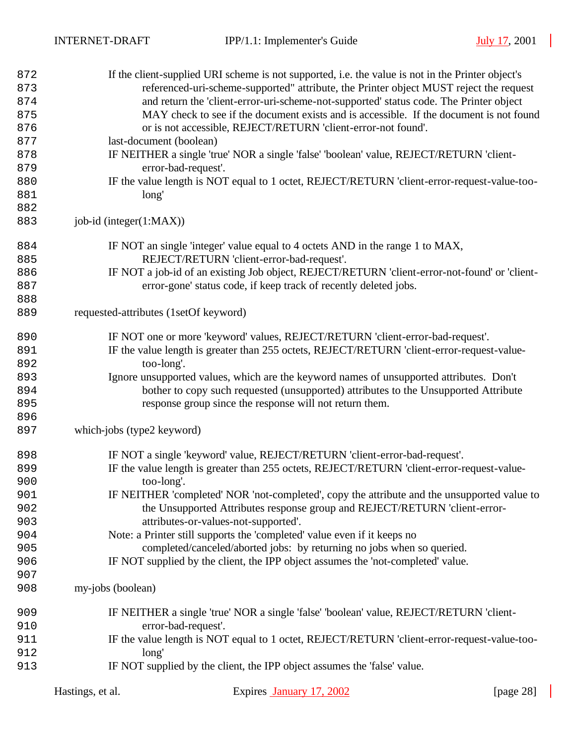If the client-supplied URI scheme is not supported, i.e. the value is not in the Printer object's referenced-uri-scheme-supported" attribute, the Printer object MUST reject the request and return the 'client-error-uri-scheme-not-supported' status code. The Printer object MAY check to see if the document exists and is accessible. If the document is not found or is not accessible, REJECT/RETURN 'client-error-not found'.

last-document (boolean)

IF NEITHER a single 'true' NOR a single 'false' 'boolean' value, REJECT/RETURN 'client-error-bad-request'.

IF the value length is NOT equal to 1 octet, REJECT/RETURN 'client-error-request-value-too-long'

job-id (integer(1:MAX))

IF NOT an single 'integer' value equal to 4 octets AND in the range 1 to MAX, REJECT/RETURN 'client-error-bad-request'.

IF NOT a job-id of an existing Job object, REJECT/RETURN 'client-error-not-found' or 'client-error-gone' status code, if keep track of recently deleted jobs.

requested-attributes (1setOf keyword)

IF NOT one or more 'keyword' values, REJECT/RETURN 'client-error-bad-request'.

IF the value length is greater than 255 octets, REJECT/RETURN 'client-error-request-value-too-long'.

Ignore unsupported values, which are the keyword names of unsupported attributes. Don't bother to copy such requested (unsupported) attributes to the Unsupported Attribute response group since the response will not return them.

which-jobs (type2 keyword)

IF NOT a single 'keyword' value, REJECT/RETURN 'client-error-bad-request'.

IF the value length is greater than 255 octets, REJECT/RETURN 'client-error-request-value-too-long'.

IF NEITHER 'completed' NOR 'not-completed', copy the attribute and the unsupported value to the Unsupported Attributes response group and REJECT/RETURN 'client-error-attributes-or-values-not-supported'.

Note: a Printer still supports the 'completed' value even if it keeps no completed/canceled/aborted jobs: by returning no jobs when so queried.

IF NOT supplied by the client, the IPP object assumes the 'not-completed' value.

my-jobs (boolean)

IF NEITHER a single 'true' NOR a single 'false' 'boolean' value, REJECT/RETURN 'client-error-bad-request'.

IF the value length is NOT equal to 1 octet, REJECT/RETURN 'client-error-request-value-too-long'

IF NOT supplied by the client, the IPP object assumes the 'false' value.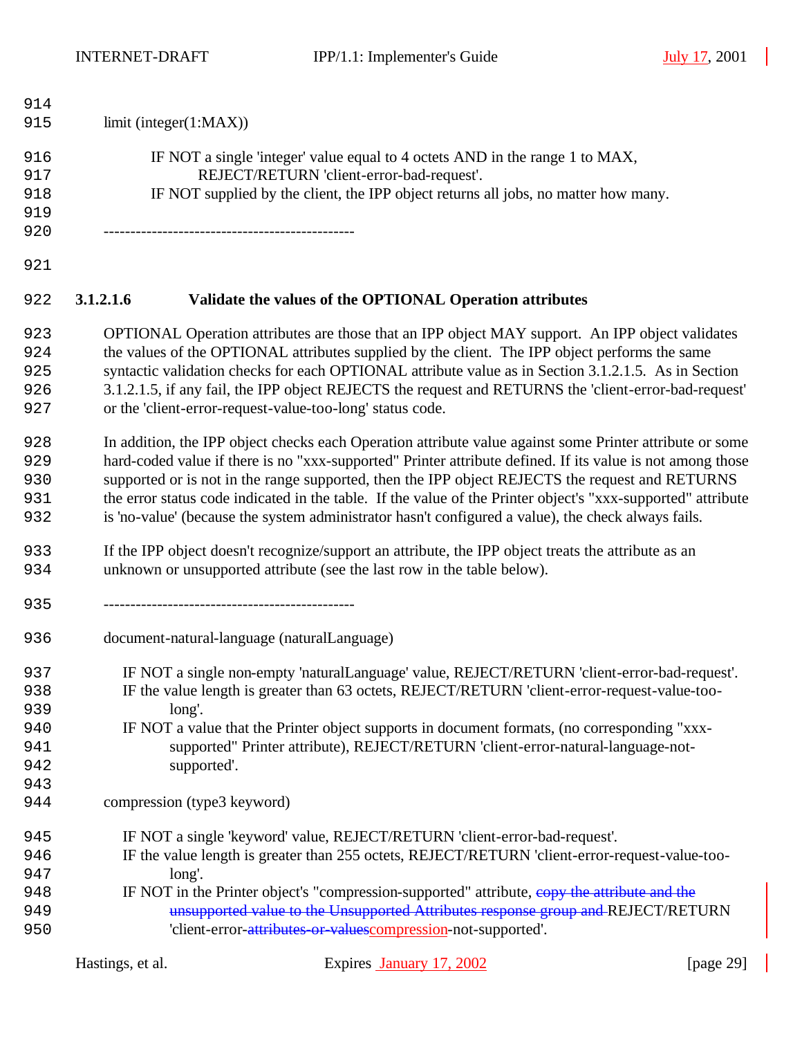limit (integer(1:MAX))

IF NOT a single 'integer' value equal to 4 octets AND in the range 1 to MAX, REJECT/RETURN 'client-error-bad-request'.
IF NOT supplied by the client, the IPP object returns all jobs, no matter how many.

-----------------------------------------------

#### 3.1.2.1.6 Validate the values of the OPTIONAL Operation attributes

OPTIONAL Operation attributes are those that an IPP object MAY support. An IPP object validates the values of the OPTIONAL attributes supplied by the client. The IPP object performs the same syntactic validation checks for each OPTIONAL attribute value as in Section 3.1.2.1.5. As in Section 3.1.2.1.5, if any fail, the IPP object REJECTS the request and RETURNS the 'client-error-bad-request' or the 'client-error-request-value-too-long' status code.

In addition, the IPP object checks each Operation attribute value against some Printer attribute or some hard-coded value if there is no "xxx-supported" Printer attribute defined. If its value is not among those supported or is not in the range supported, then the IPP object REJECTS the request and RETURNS the error status code indicated in the table. If the value of the Printer object's "xxx-supported" attribute is 'no-value' (because the system administrator hasn't configured a value), the check always fails.

If the IPP object doesn't recognize/support an attribute, the IPP object treats the attribute as an unknown or unsupported attribute (see the last row in the table below).

-----------------------------------------------

document-natural-language (naturalLanguage)

IF NOT a single non-empty 'naturalLanguage' value, REJECT/RETURN 'client-error-bad-request'.
IF the value length is greater than 63 octets, REJECT/RETURN 'client-error-request-value-too-long'.
IF NOT a value that the Printer object supports in document formats, (no corresponding "xxx-supported" Printer attribute), REJECT/RETURN 'client-error-natural-language-not-supported'.

compression (type3 keyword)

IF NOT a single 'keyword' value, REJECT/RETURN 'client-error-bad-request'.
IF the value length is greater than 255 octets, REJECT/RETURN 'client-error-request-value-too-long'.
IF NOT in the Printer object's "compression-supported" attribute, ~~copy the attribute and the unsupported value to the Unsupported Attributes response group and~~ REJECT/RETURN 'client-error-~~attributes-or-values~~compression-not-supported'.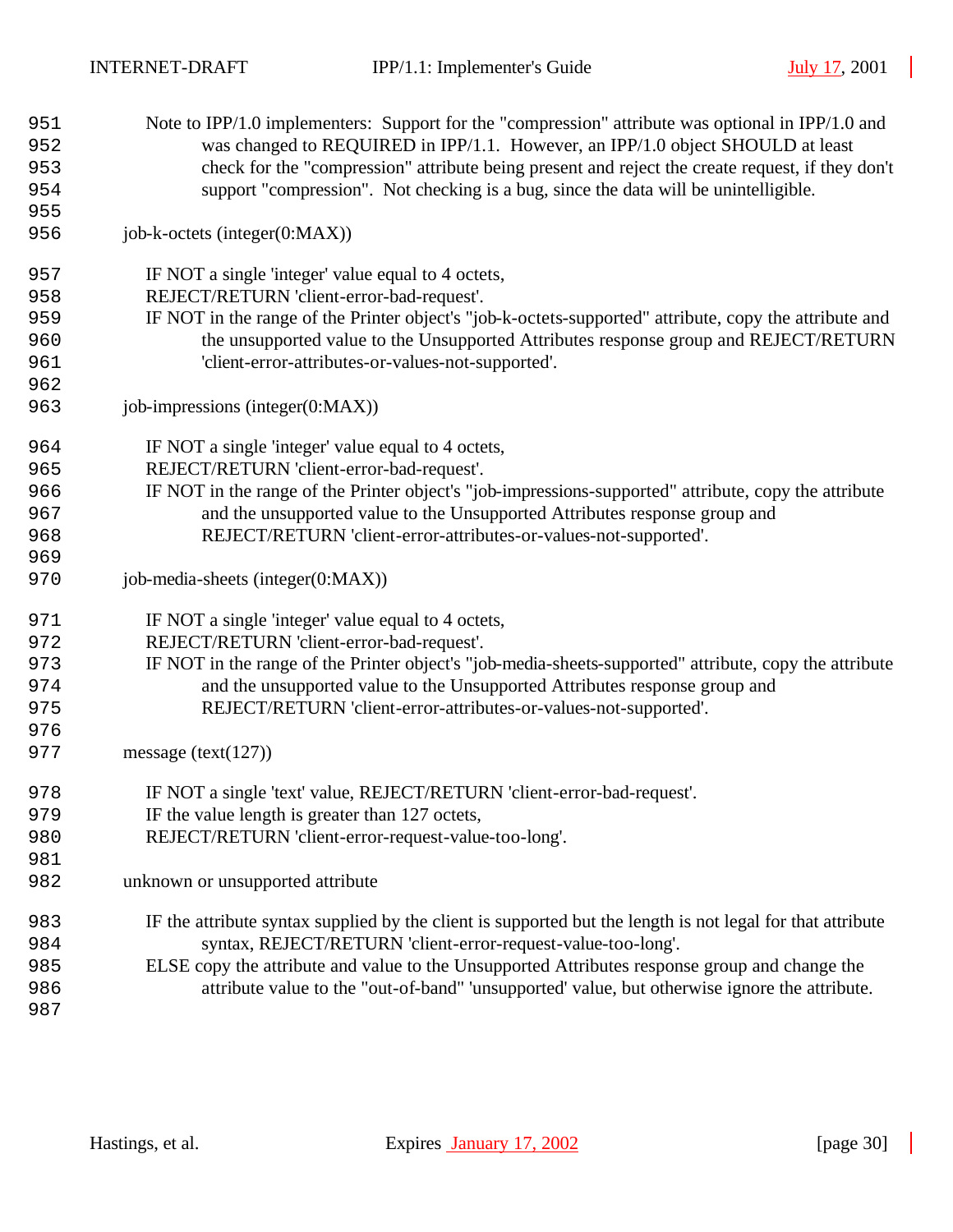Note to IPP/1.0 implementers: Support for the "compression" attribute was optional in IPP/1.0 and was changed to REQUIRED in IPP/1.1. However, an IPP/1.0 object SHOULD at least check for the "compression" attribute being present and reject the create request, if they don't support "compression". Not checking is a bug, since the data will be unintelligible.

job-k-octets (integer(0:MAX))

IF NOT a single 'integer' value equal to 4 octets, REJECT/RETURN 'client-error-bad-request'.
IF NOT in the range of the Printer object's "job-k-octets-supported" attribute, copy the attribute and the unsupported value to the Unsupported Attributes response group and REJECT/RETURN 'client-error-attributes-or-values-not-supported'.

job-impressions (integer(0:MAX))

IF NOT a single 'integer' value equal to 4 octets, REJECT/RETURN 'client-error-bad-request'.
IF NOT in the range of the Printer object's "job-impressions-supported" attribute, copy the attribute and the unsupported value to the Unsupported Attributes response group and REJECT/RETURN 'client-error-attributes-or-values-not-supported'.

job-media-sheets (integer(0:MAX))

IF NOT a single 'integer' value equal to 4 octets, REJECT/RETURN 'client-error-bad-request'.
IF NOT in the range of the Printer object's "job-media-sheets-supported" attribute, copy the attribute and the unsupported value to the Unsupported Attributes response group and REJECT/RETURN 'client-error-attributes-or-values-not-supported'.

message (text(127))

IF NOT a single 'text' value, REJECT/RETURN 'client-error-bad-request'.
IF the value length is greater than 127 octets, REJECT/RETURN 'client-error-request-value-too-long'.

unknown or unsupported attribute

IF the attribute syntax supplied by the client is supported but the length is not legal for that attribute syntax, REJECT/RETURN 'client-error-request-value-too-long'.
ELSE copy the attribute and value to the Unsupported Attributes response group and change the attribute value to the "out-of-band" 'unsupported' value, but otherwise ignore the attribute.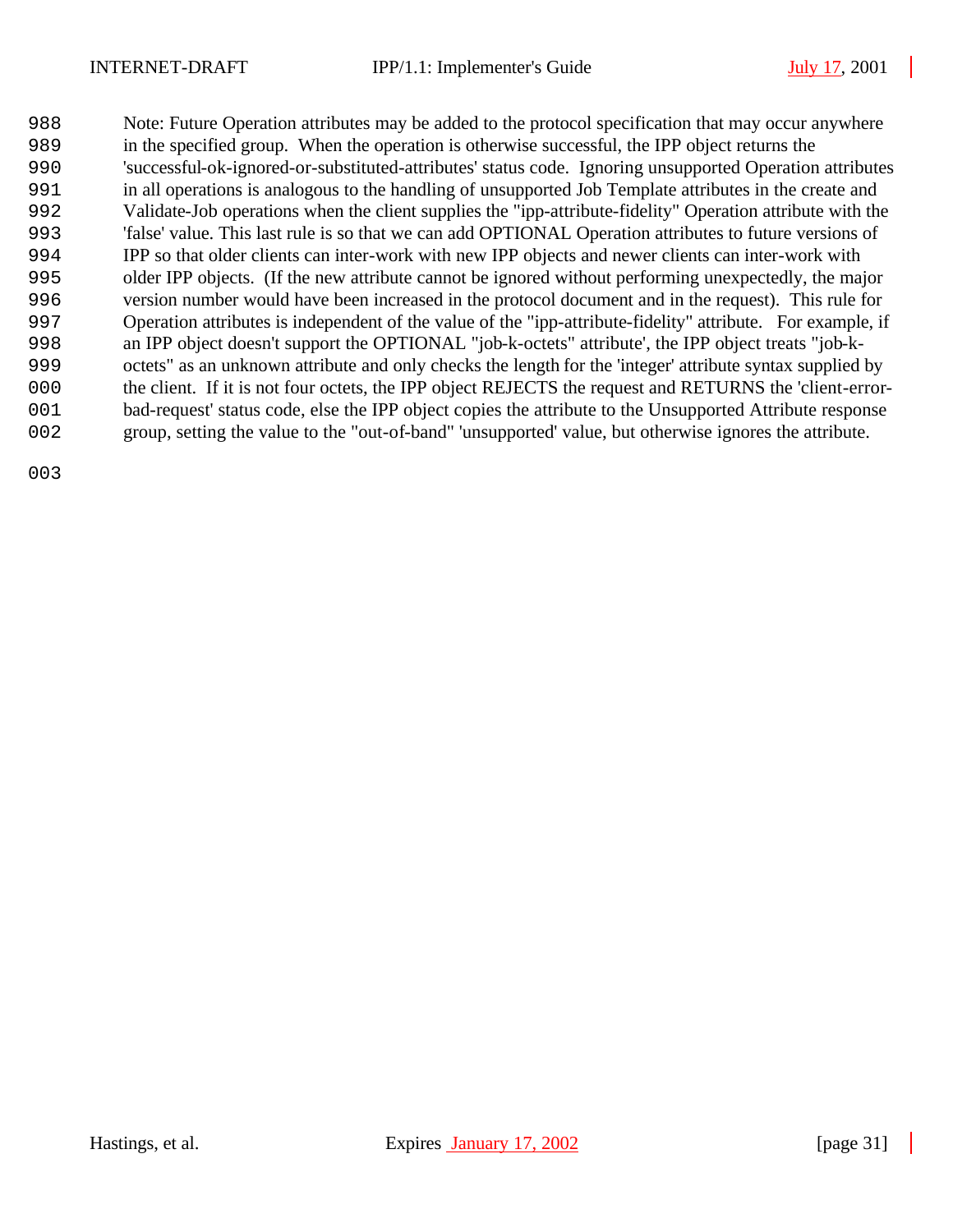Note: Future Operation attributes may be added to the protocol specification that may occur anywhere in the specified group. When the operation is otherwise successful, the IPP object returns the 'successful-ok-ignored-or-substituted-attributes' status code. Ignoring unsupported Operation attributes in all operations is analogous to the handling of unsupported Job Template attributes in the create and Validate-Job operations when the client supplies the "ipp-attribute-fidelity" Operation attribute with the 'false' value. This last rule is so that we can add OPTIONAL Operation attributes to future versions of IPP so that older clients can inter-work with new IPP objects and newer clients can inter-work with older IPP objects. (If the new attribute cannot be ignored without performing unexpectedly, the major version number would have been increased in the protocol document and in the request). This rule for Operation attributes is independent of the value of the "ipp-attribute-fidelity" attribute. For example, if an IPP object doesn't support the OPTIONAL "job-k-octets" attribute', the IPP object treats "job-k-octets" as an unknown attribute and only checks the length for the 'integer' attribute syntax supplied by the client. If it is not four octets, the IPP object REJECTS the request and RETURNS the 'client-error-bad-request' status code, else the IPP object copies the attribute to the Unsupported Attribute response group, setting the value to the "out-of-band" 'unsupported' value, but otherwise ignores the attribute.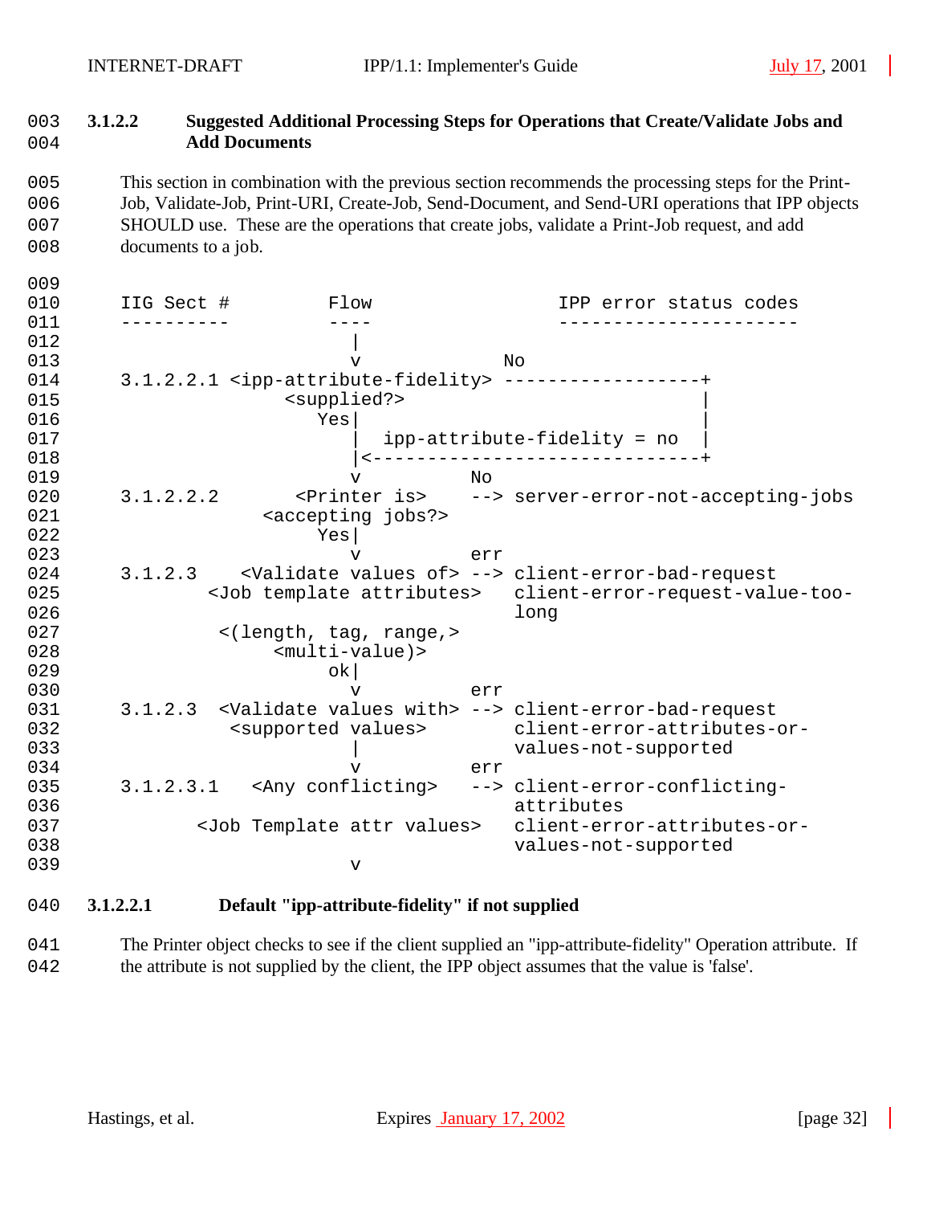### 3.1.2.2 Suggested Additional Processing Steps for Operations that Create/Validate Jobs and Add Documents

This section in combination with the previous section recommends the processing steps for the Print-Job, Validate-Job, Print-URI, Create-Job, Send-Document, and Send-URI operations that IPP objects SHOULD use. These are the operations that create jobs, validate a Print-Job request, and add documents to a job.

```
IIG Sect #         Flow                  IPP error status codes
----------         ----                  ----------------------
                     |
                     v             No
3.1.2.2.1 <ipp-attribute-fidelity> ------------------+
                <supplied?>                          |
                   Yes|                              |
                     |  ipp-attribute-fidelity = no  |
                     |<------------------------------+
                     v          No
3.1.2.2.2       <Printer is>    --> server-error-not-accepting-jobs
              <accepting jobs?>
                   Yes|
                     v          err
3.1.2.3    <Validate values of> --> client-error-bad-request
         <Job template attributes>   client-error-request-value-too-
                                     long
          <(length, tag, range,>
               <multi-value)>
                    ok|
                     v          err
3.1.2.3  <Validate values with> --> client-error-bad-request
           <supported values>        client-error-attributes-or-
                     |               values-not-supported
                     v          err
3.1.2.3.1   <Any conflicting>   --> client-error-conflicting-
                                     attributes
        <Job Template attr values>   client-error-attributes-or-
                                     values-not-supported
                     v
```

#### 3.1.2.2.1 Default "ipp-attribute-fidelity" if not supplied

The Printer object checks to see if the client supplied an "ipp-attribute-fidelity" Operation attribute. If the attribute is not supplied by the client, the IPP object assumes that the value is 'false'.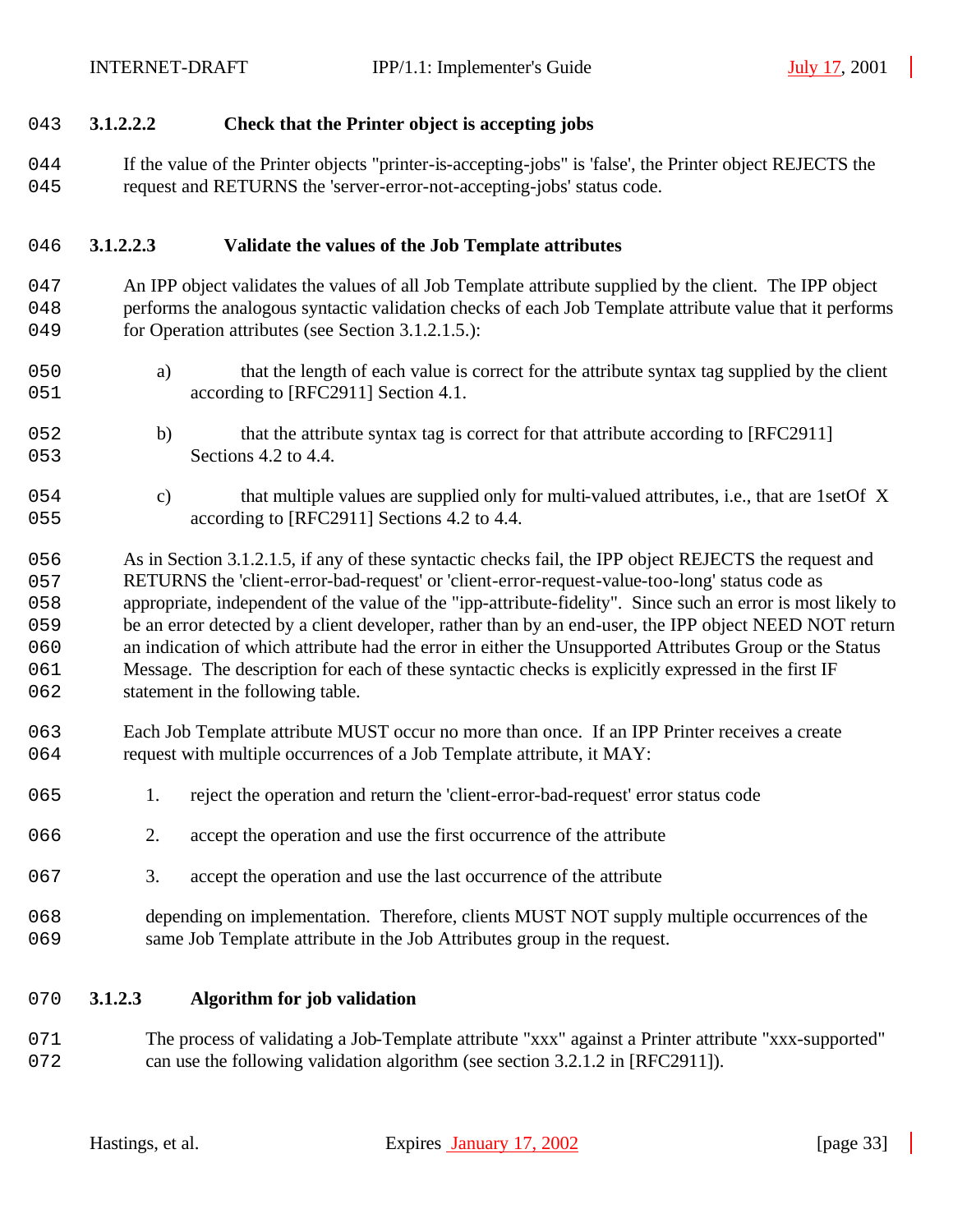#### 3.1.2.2.2 Check that the Printer object is accepting jobs

If the value of the Printer objects "printer-is-accepting-jobs" is 'false', the Printer object REJECTS the request and RETURNS the 'server-error-not-accepting-jobs' status code.

#### 3.1.2.2.3 Validate the values of the Job Template attributes

An IPP object validates the values of all Job Template attribute supplied by the client. The IPP object performs the analogous syntactic validation checks of each Job Template attribute value that it performs for Operation attributes (see Section 3.1.2.1.5.):

a) that the length of each value is correct for the attribute syntax tag supplied by the client according to [RFC2911] Section 4.1.

b) that the attribute syntax tag is correct for that attribute according to [RFC2911] Sections 4.2 to 4.4.

c) that multiple values are supplied only for multi-valued attributes, i.e., that are 1setOf X according to [RFC2911] Sections 4.2 to 4.4.

As in Section 3.1.2.1.5, if any of these syntactic checks fail, the IPP object REJECTS the request and RETURNS the 'client-error-bad-request' or 'client-error-request-value-too-long' status code as appropriate, independent of the value of the "ipp-attribute-fidelity". Since such an error is most likely to be an error detected by a client developer, rather than by an end-user, the IPP object NEED NOT return an indication of which attribute had the error in either the Unsupported Attributes Group or the Status Message. The description for each of these syntactic checks is explicitly expressed in the first IF statement in the following table.

Each Job Template attribute MUST occur no more than once. If an IPP Printer receives a create request with multiple occurrences of a Job Template attribute, it MAY:

1. reject the operation and return the 'client-error-bad-request' error status code
2. accept the operation and use the first occurrence of the attribute
3. accept the operation and use the last occurrence of the attribute

depending on implementation. Therefore, clients MUST NOT supply multiple occurrences of the same Job Template attribute in the Job Attributes group in the request.

### 3.1.2.3 Algorithm for job validation

The process of validating a Job-Template attribute "xxx" against a Printer attribute "xxx-supported" can use the following validation algorithm (see section 3.2.1.2 in [RFC2911]).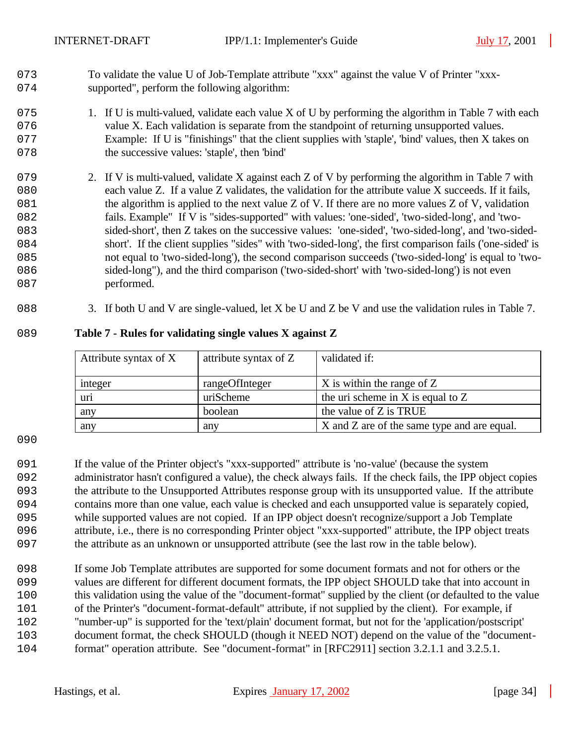To validate the value U of Job-Template attribute "xxx" against the value V of Printer "xxx-supported", perform the following algorithm:

1. If U is multi-valued, validate each value X of U by performing the algorithm in Table 7 with each value X. Each validation is separate from the standpoint of returning unsupported values. Example: If U is "finishings" that the client supplies with 'staple', 'bind' values, then X takes on the successive values: 'staple', then 'bind'

2. If V is multi-valued, validate X against each Z of V by performing the algorithm in Table 7 with each value Z. If a value Z validates, the validation for the attribute value X succeeds. If it fails, the algorithm is applied to the next value Z of V. If there are no more values Z of V, validation fails. Example" If V is "sides-supported" with values: 'one-sided', 'two-sided-long', and 'two-sided-short', then Z takes on the successive values: 'one-sided', 'two-sided-long', and 'two-sided-short'. If the client supplies "sides" with 'two-sided-long', the first comparison fails ('one-sided' is not equal to 'two-sided-long'), the second comparison succeeds ('two-sided-long' is equal to 'two-sided-long"), and the third comparison ('two-sided-short' with 'two-sided-long') is not even performed.

3. If both U and V are single-valued, let X be U and Z be V and use the validation rules in Table 7.

**Table 7 - Rules for validating single values X against Z**

| Attribute syntax of X | attribute syntax of Z | validated if: |
|---|---|---|
| integer | rangeOfInteger | X is within the range of Z |
| uri | uriScheme | the uri scheme in X is equal to Z |
| any | boolean | the value of Z is TRUE |
| any | any | X and Z are of the same type and are equal. |

If the value of the Printer object's "xxx-supported" attribute is 'no-value' (because the system administrator hasn't configured a value), the check always fails. If the check fails, the IPP object copies the attribute to the Unsupported Attributes response group with its unsupported value. If the attribute contains more than one value, each value is checked and each unsupported value is separately copied, while supported values are not copied. If an IPP object doesn't recognize/support a Job Template attribute, i.e., there is no corresponding Printer object "xxx-supported" attribute, the IPP object treats the attribute as an unknown or unsupported attribute (see the last row in the table below).

If some Job Template attributes are supported for some document formats and not for others or the values are different for different document formats, the IPP object SHOULD take that into account in this validation using the value of the "document-format" supplied by the client (or defaulted to the value of the Printer's "document-format-default" attribute, if not supplied by the client). For example, if "number-up" is supported for the 'text/plain' document format, but not for the 'application/postscript' document format, the check SHOULD (though it NEED NOT) depend on the value of the "document-format" operation attribute. See "document-format" in [RFC2911] section 3.2.1.1 and 3.2.5.1.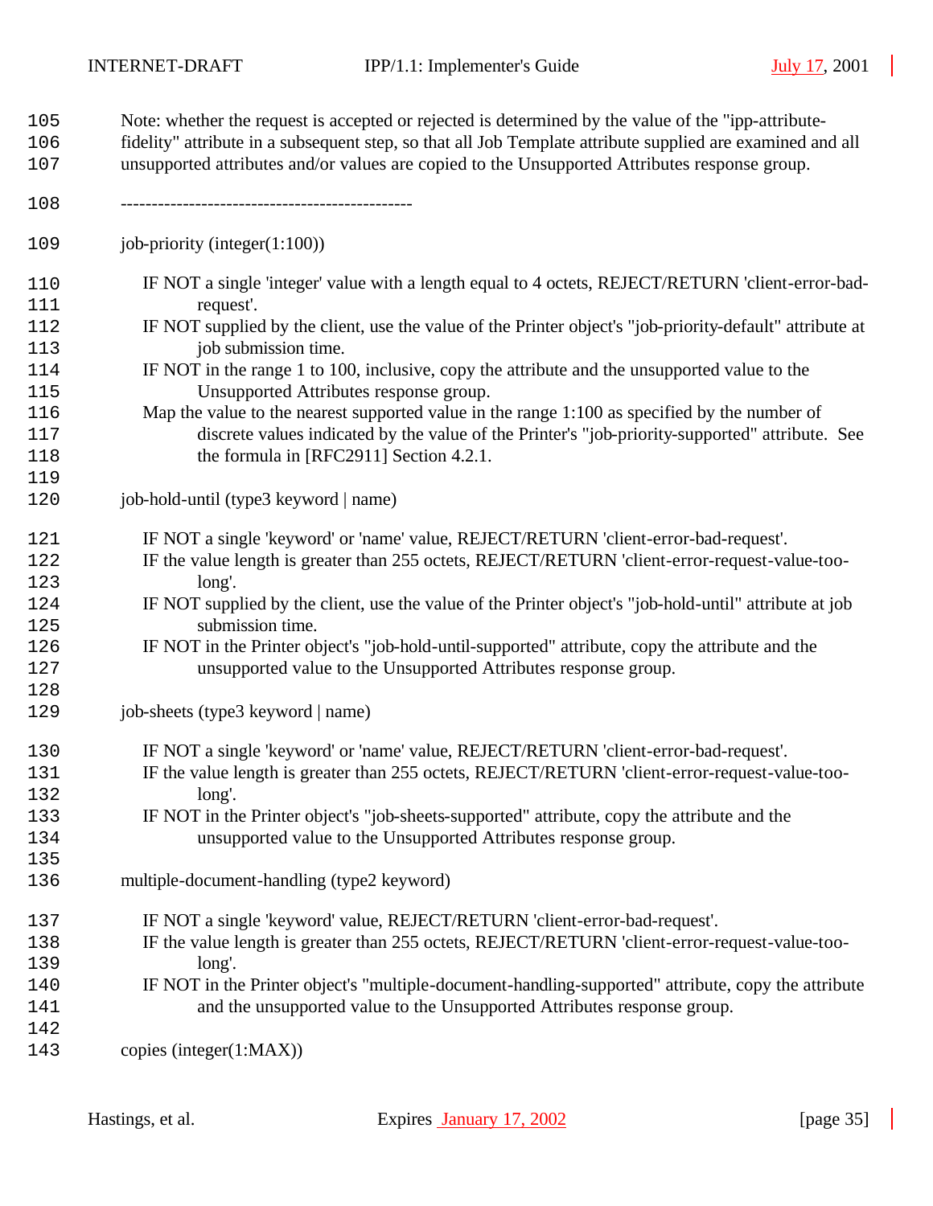Note: whether the request is accepted or rejected is determined by the value of the "ipp-attribute-fidelity" attribute in a subsequent step, so that all Job Template attribute supplied are examined and all unsupported attributes and/or values are copied to the Unsupported Attributes response group.

-----------------------------------------------

job-priority (integer(1:100))

- IF NOT a single 'integer' value with a length equal to 4 octets, REJECT/RETURN 'client-error-bad-request'.
- IF NOT supplied by the client, use the value of the Printer object's "job-priority-default" attribute at job submission time.
- IF NOT in the range 1 to 100, inclusive, copy the attribute and the unsupported value to the Unsupported Attributes response group.
- Map the value to the nearest supported value in the range 1:100 as specified by the number of discrete values indicated by the value of the Printer's "job-priority-supported" attribute. See the formula in [RFC2911] Section 4.2.1.

job-hold-until (type3 keyword | name)

- IF NOT a single 'keyword' or 'name' value, REJECT/RETURN 'client-error-bad-request'.
- IF the value length is greater than 255 octets, REJECT/RETURN 'client-error-request-value-too-long'.
- IF NOT supplied by the client, use the value of the Printer object's "job-hold-until" attribute at job submission time.
- IF NOT in the Printer object's "job-hold-until-supported" attribute, copy the attribute and the unsupported value to the Unsupported Attributes response group.

job-sheets (type3 keyword | name)

- IF NOT a single 'keyword' or 'name' value, REJECT/RETURN 'client-error-bad-request'.
- IF the value length is greater than 255 octets, REJECT/RETURN 'client-error-request-value-too-long'.
- IF NOT in the Printer object's "job-sheets-supported" attribute, copy the attribute and the unsupported value to the Unsupported Attributes response group.

multiple-document-handling (type2 keyword)

- IF NOT a single 'keyword' value, REJECT/RETURN 'client-error-bad-request'.
- IF the value length is greater than 255 octets, REJECT/RETURN 'client-error-request-value-too-long'.
- IF NOT in the Printer object's "multiple-document-handling-supported" attribute, copy the attribute and the unsupported value to the Unsupported Attributes response group.

copies (integer(1:MAX))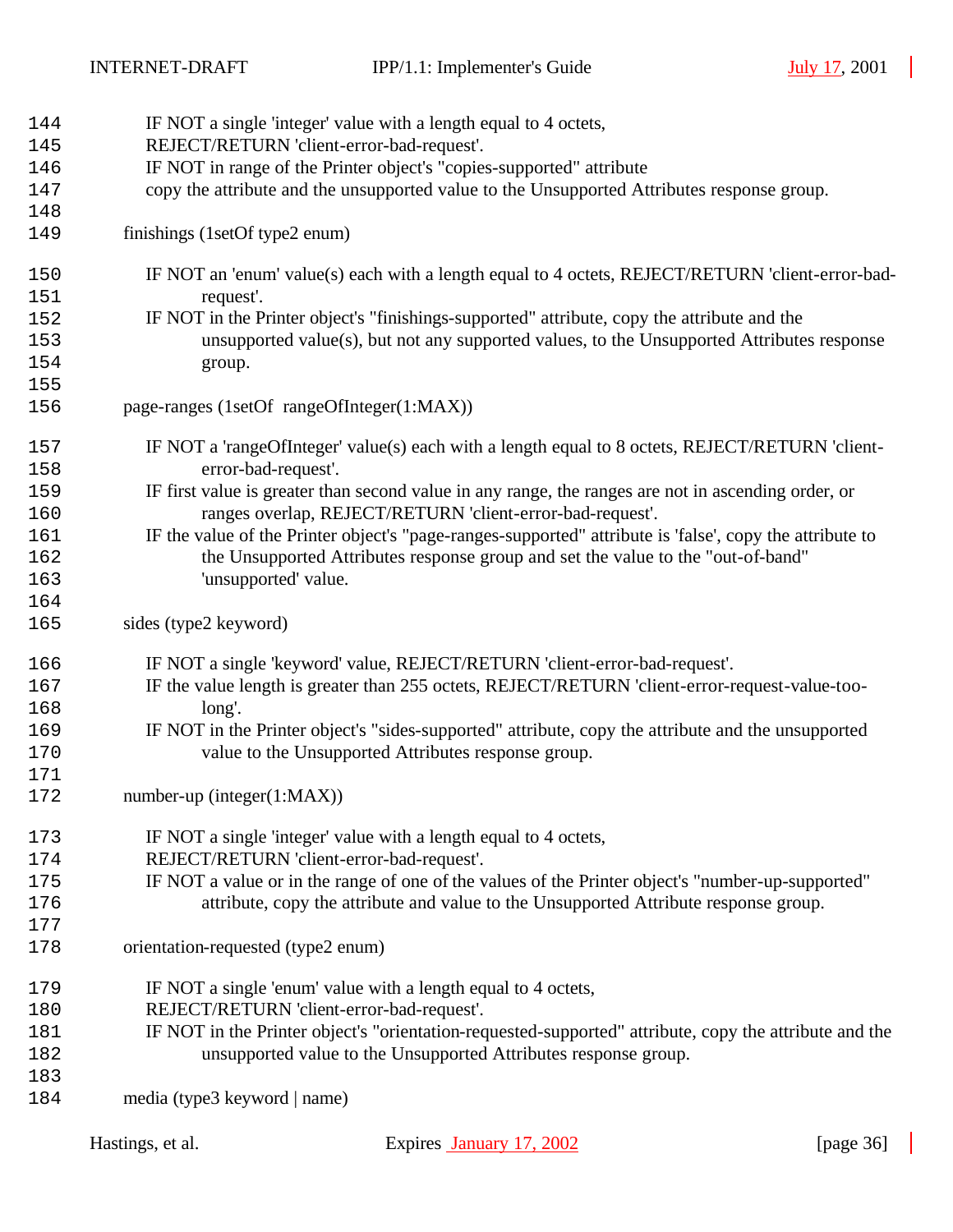IF NOT a single 'integer' value with a length equal to 4 octets,
REJECT/RETURN 'client-error-bad-request'.
IF NOT in range of the Printer object's "copies-supported" attribute
copy the attribute and the unsupported value to the Unsupported Attributes response group.

finishings (1setOf type2 enum)

IF NOT an 'enum' value(s) each with a length equal to 4 octets, REJECT/RETURN 'client-error-bad-request'.
IF NOT in the Printer object's "finishings-supported" attribute, copy the attribute and the unsupported value(s), but not any supported values, to the Unsupported Attributes response group.

page-ranges (1setOf rangeOfInteger(1:MAX))

IF NOT a 'rangeOfInteger' value(s) each with a length equal to 8 octets, REJECT/RETURN 'client-error-bad-request'.
IF first value is greater than second value in any range, the ranges are not in ascending order, or ranges overlap, REJECT/RETURN 'client-error-bad-request'.
IF the value of the Printer object's "page-ranges-supported" attribute is 'false', copy the attribute to the Unsupported Attributes response group and set the value to the "out-of-band" 'unsupported' value.

sides (type2 keyword)

IF NOT a single 'keyword' value, REJECT/RETURN 'client-error-bad-request'.
IF the value length is greater than 255 octets, REJECT/RETURN 'client-error-request-value-too-long'.
IF NOT in the Printer object's "sides-supported" attribute, copy the attribute and the unsupported value to the Unsupported Attributes response group.

number-up (integer(1:MAX))

IF NOT a single 'integer' value with a length equal to 4 octets,
REJECT/RETURN 'client-error-bad-request'.
IF NOT a value or in the range of one of the values of the Printer object's "number-up-supported" attribute, copy the attribute and value to the Unsupported Attribute response group.

orientation-requested (type2 enum)

IF NOT a single 'enum' value with a length equal to 4 octets,
REJECT/RETURN 'client-error-bad-request'.
IF NOT in the Printer object's "orientation-requested-supported" attribute, copy the attribute and the unsupported value to the Unsupported Attributes response group.

media (type3 keyword | name)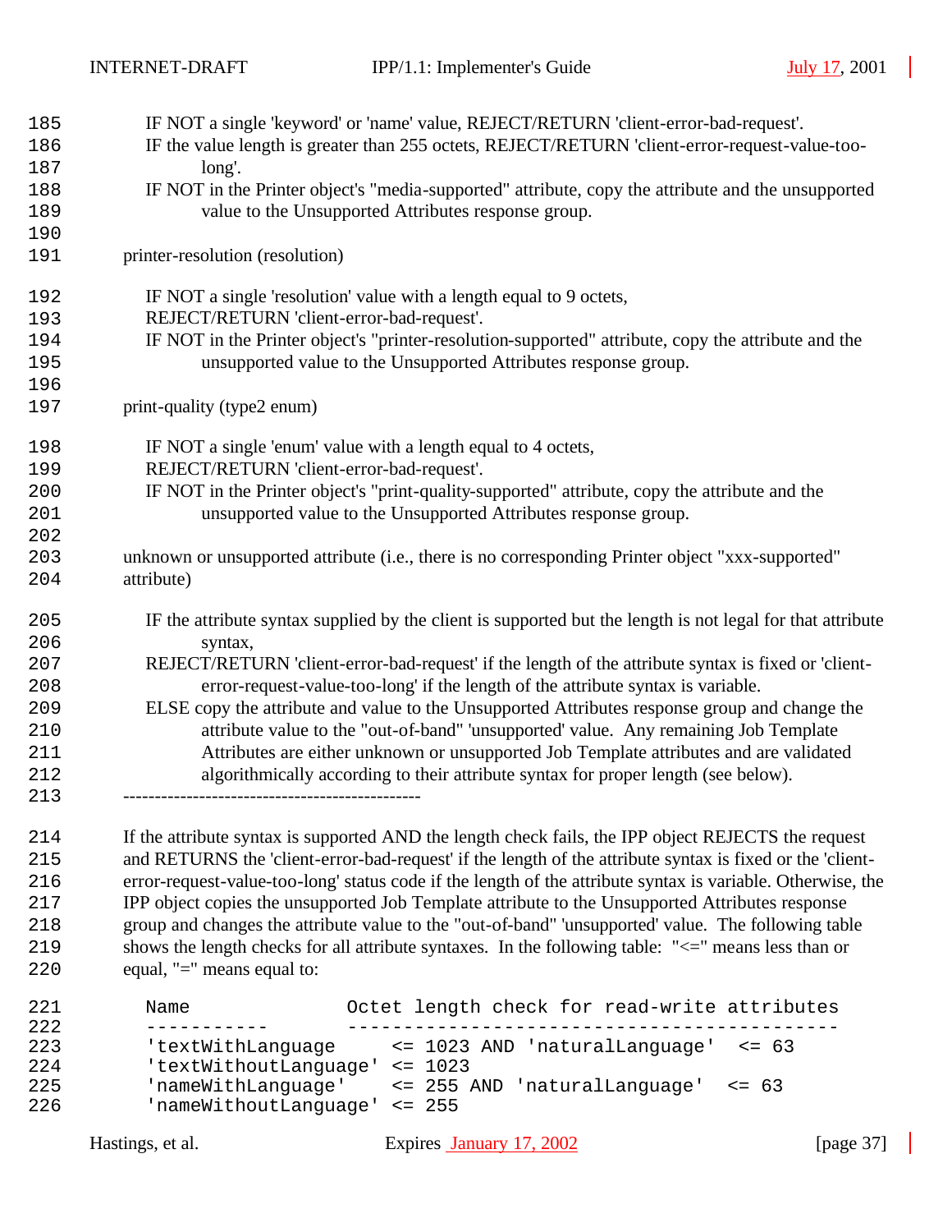IF NOT a single 'keyword' or 'name' value, REJECT/RETURN 'client-error-bad-request'.
IF the value length is greater than 255 octets, REJECT/RETURN 'client-error-request-value-too-long'.
IF NOT in the Printer object's "media-supported" attribute, copy the attribute and the unsupported value to the Unsupported Attributes response group.

printer-resolution (resolution)

IF NOT a single 'resolution' value with a length equal to 9 octets,
REJECT/RETURN 'client-error-bad-request'.
IF NOT in the Printer object's "printer-resolution-supported" attribute, copy the attribute and the unsupported value to the Unsupported Attributes response group.

print-quality (type2 enum)

IF NOT a single 'enum' value with a length equal to 4 octets,
REJECT/RETURN 'client-error-bad-request'.
IF NOT in the Printer object's "print-quality-supported" attribute, copy the attribute and the unsupported value to the Unsupported Attributes response group.

unknown or unsupported attribute (i.e., there is no corresponding Printer object "xxx-supported" attribute)

IF the attribute syntax supplied by the client is supported but the length is not legal for that attribute syntax,
REJECT/RETURN 'client-error-bad-request' if the length of the attribute syntax is fixed or 'client-error-request-value-too-long' if the length of the attribute syntax is variable.
ELSE copy the attribute and value to the Unsupported Attributes response group and change the attribute value to the "out-of-band" 'unsupported' value. Any remaining Job Template Attributes are either unknown or unsupported Job Template attributes and are validated algorithmically according to their attribute syntax for proper length (see below).

-----------------------------------------------

If the attribute syntax is supported AND the length check fails, the IPP object REJECTS the request and RETURNS the 'client-error-bad-request' if the length of the attribute syntax is fixed or the 'client-error-request-value-too-long' status code if the length of the attribute syntax is variable. Otherwise, the IPP object copies the unsupported Job Template attribute to the Unsupported Attributes response group and changes the attribute value to the "out-of-band" 'unsupported' value. The following table shows the length checks for all attribute syntaxes. In the following table: "<=" means less than or equal, "=" means equal to:

```
Name                Octet length check for read-write attributes
-----------         --------------------------------------------
'textWithLanguage     <= 1023 AND 'naturalLanguage'  <= 63
'textWithoutLanguage' <= 1023
'nameWithLanguage'    <= 255 AND 'naturalLanguage'  <= 63
'nameWithoutLanguage' <= 255
```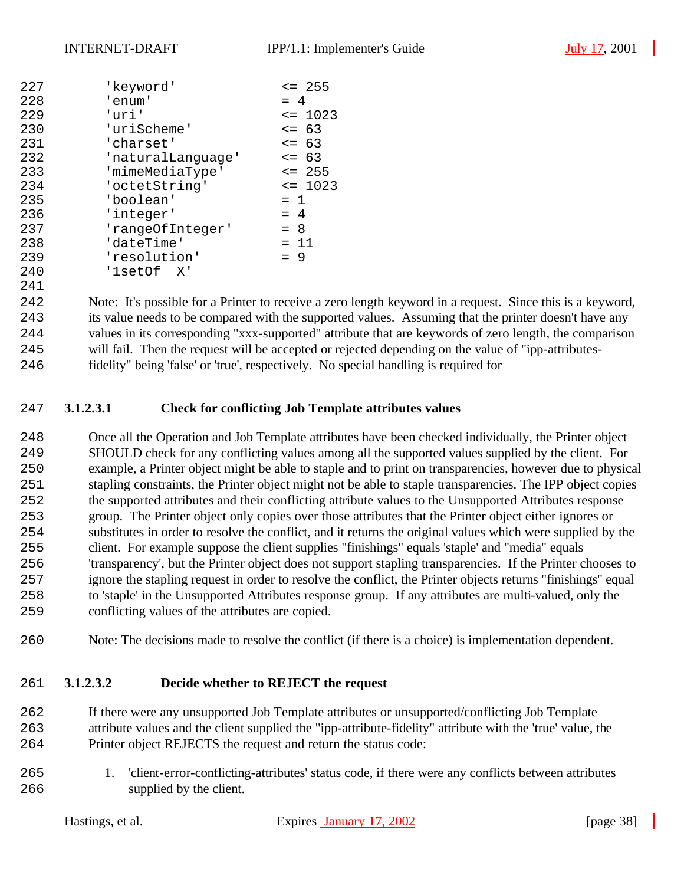```
'keyword'           <= 255
'enum'              = 4
'uri'               <= 1023
'uriScheme'         <= 63
'charset'           <= 63
'naturalLanguage'   <= 63
'mimeMediaType'     <= 255
'octetString'       <= 1023
'boolean'           = 1
'integer'           = 4
'rangeOfInteger'    = 8
'dateTime'          = 11
'resolution'        = 9
'1setOf  X'
```

Note: It's possible for a Printer to receive a zero length keyword in a request. Since this is a keyword, its value needs to be compared with the supported values. Assuming that the printer doesn't have any values in its corresponding "xxx-supported" attribute that are keywords of zero length, the comparison will fail. Then the request will be accepted or rejected depending on the value of "ipp-attributes-fidelity" being 'false' or 'true', respectively. No special handling is required for

#### 3.1.2.3.1 Check for conflicting Job Template attributes values

Once all the Operation and Job Template attributes have been checked individually, the Printer object SHOULD check for any conflicting values among all the supported values supplied by the client. For example, a Printer object might be able to staple and to print on transparencies, however due to physical stapling constraints, the Printer object might not be able to staple transparencies. The IPP object copies the supported attributes and their conflicting attribute values to the Unsupported Attributes response group. The Printer object only copies over those attributes that the Printer object either ignores or substitutes in order to resolve the conflict, and it returns the original values which were supplied by the client. For example suppose the client supplies "finishings" equals 'staple' and "media" equals 'transparency', but the Printer object does not support stapling transparencies. If the Printer chooses to ignore the stapling request in order to resolve the conflict, the Printer objects returns "finishings" equal to 'staple' in the Unsupported Attributes response group. If any attributes are multi-valued, only the conflicting values of the attributes are copied.

Note: The decisions made to resolve the conflict (if there is a choice) is implementation dependent.

#### 3.1.2.3.2 Decide whether to REJECT the request

If there were any unsupported Job Template attributes or unsupported/conflicting Job Template attribute values and the client supplied the "ipp-attribute-fidelity" attribute with the 'true' value, the Printer object REJECTS the request and return the status code:

1. 'client-error-conflicting-attributes' status code, if there were any conflicts between attributes supplied by the client.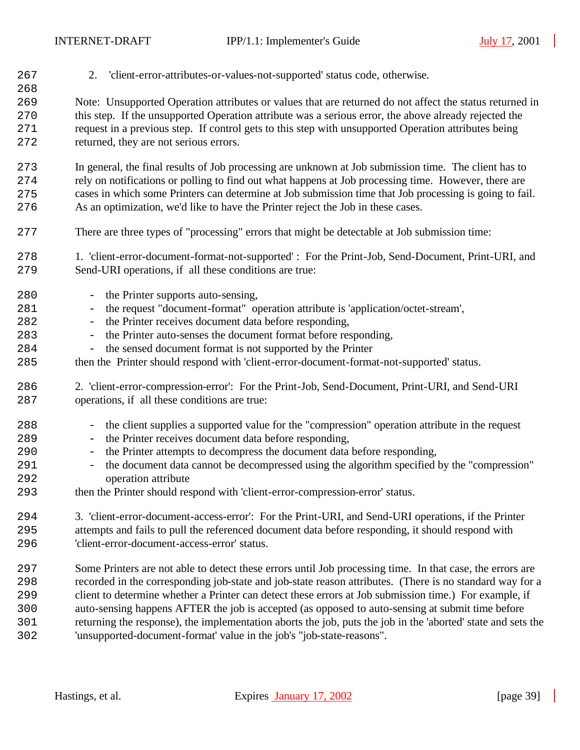2. 'client-error-attributes-or-values-not-supported' status code, otherwise.

Note: Unsupported Operation attributes or values that are returned do not affect the status returned in this step. If the unsupported Operation attribute was a serious error, the above already rejected the request in a previous step. If control gets to this step with unsupported Operation attributes being returned, they are not serious errors.

In general, the final results of Job processing are unknown at Job submission time. The client has to rely on notifications or polling to find out what happens at Job processing time. However, there are cases in which some Printers can determine at Job submission time that Job processing is going to fail. As an optimization, we'd like to have the Printer reject the Job in these cases.

There are three types of "processing" errors that might be detectable at Job submission time:

1. 'client-error-document-format-not-supported' : For the Print-Job, Send-Document, Print-URI, and Send-URI operations, if all these conditions are true:

- the Printer supports auto-sensing,
- the request "document-format" operation attribute is 'application/octet-stream',
- the Printer receives document data before responding,
- the Printer auto-senses the document format before responding,
- the sensed document format is not supported by the Printer

then the Printer should respond with 'client-error-document-format-not-supported' status.

2. 'client-error-compression-error': For the Print-Job, Send-Document, Print-URI, and Send-URI operations, if all these conditions are true:

- the client supplies a supported value for the "compression" operation attribute in the request
- the Printer receives document data before responding,
- the Printer attempts to decompress the document data before responding,
- the document data cannot be decompressed using the algorithm specified by the "compression" operation attribute

then the Printer should respond with 'client-error-compression-error' status.

3. 'client-error-document-access-error': For the Print-URI, and Send-URI operations, if the Printer attempts and fails to pull the referenced document data before responding, it should respond with 'client-error-document-access-error' status.

Some Printers are not able to detect these errors until Job processing time. In that case, the errors are recorded in the corresponding job-state and job-state reason attributes. (There is no standard way for a client to determine whether a Printer can detect these errors at Job submission time.) For example, if auto-sensing happens AFTER the job is accepted (as opposed to auto-sensing at submit time before returning the response), the implementation aborts the job, puts the job in the 'aborted' state and sets the 'unsupported-document-format' value in the job's "job-state-reasons".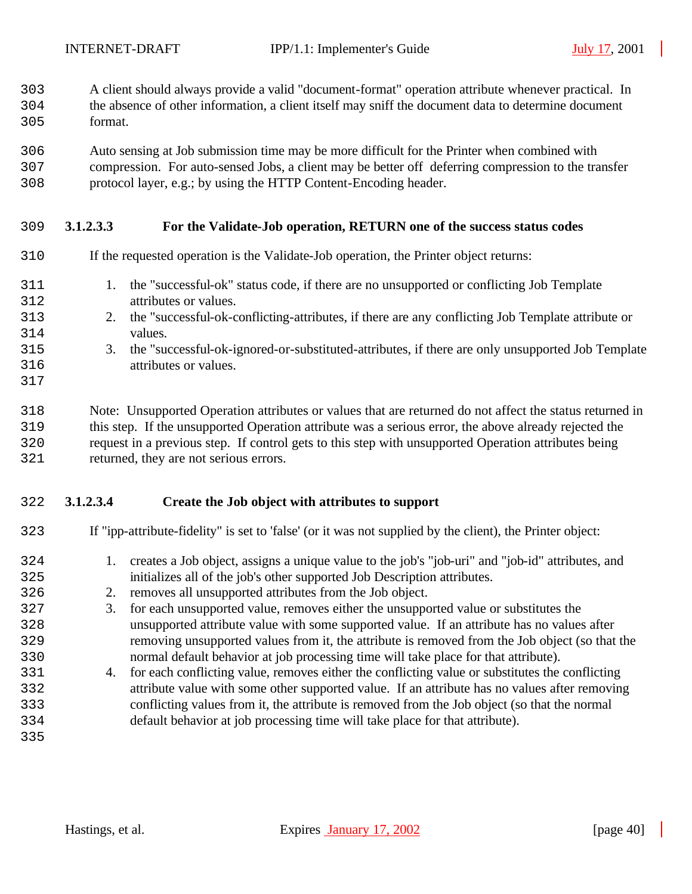A client should always provide a valid "document-format" operation attribute whenever practical. In the absence of other information, a client itself may sniff the document data to determine document format.

Auto sensing at Job submission time may be more difficult for the Printer when combined with compression. For auto-sensed Jobs, a client may be better off deferring compression to the transfer protocol layer, e.g.; by using the HTTP Content-Encoding header.

#### 3.1.2.3.3 For the Validate-Job operation, RETURN one of the success status codes

If the requested operation is the Validate-Job operation, the Printer object returns:

1. the "successful-ok" status code, if there are no unsupported or conflicting Job Template attributes or values.
2. the "successful-ok-conflicting-attributes, if there are any conflicting Job Template attribute or values.
3. the "successful-ok-ignored-or-substituted-attributes, if there are only unsupported Job Template attributes or values.

Note: Unsupported Operation attributes or values that are returned do not affect the status returned in this step. If the unsupported Operation attribute was a serious error, the above already rejected the request in a previous step. If control gets to this step with unsupported Operation attributes being returned, they are not serious errors.

#### 3.1.2.3.4 Create the Job object with attributes to support

If "ipp-attribute-fidelity" is set to 'false' (or it was not supplied by the client), the Printer object:

1. creates a Job object, assigns a unique value to the job's "job-uri" and "job-id" attributes, and initializes all of the job's other supported Job Description attributes.
2. removes all unsupported attributes from the Job object.
3. for each unsupported value, removes either the unsupported value or substitutes the unsupported attribute value with some supported value. If an attribute has no values after removing unsupported values from it, the attribute is removed from the Job object (so that the normal default behavior at job processing time will take place for that attribute).
4. for each conflicting value, removes either the conflicting value or substitutes the conflicting attribute value with some other supported value. If an attribute has no values after removing conflicting values from it, the attribute is removed from the Job object (so that the normal default behavior at job processing time will take place for that attribute).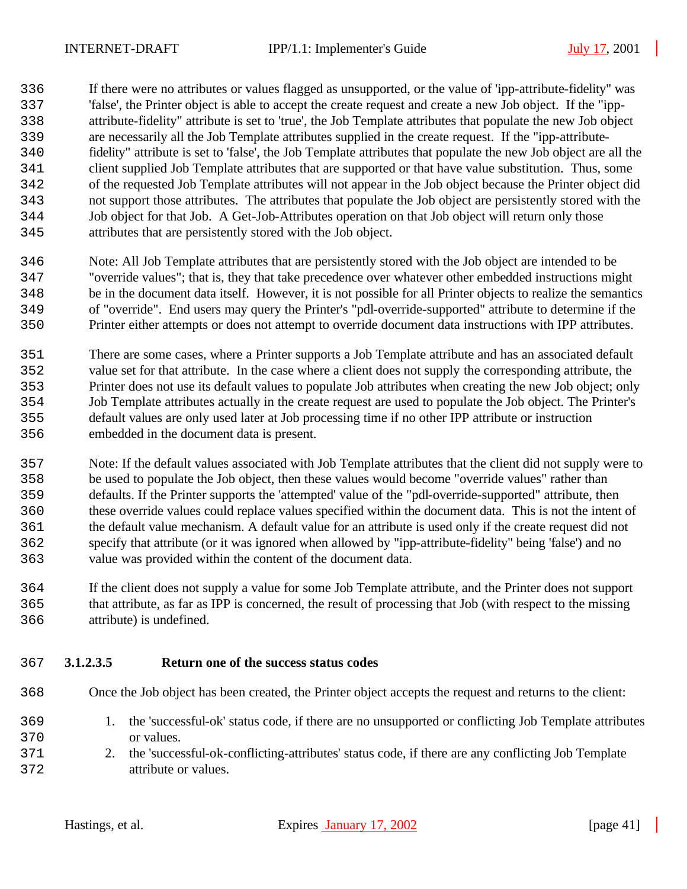If there were no attributes or values flagged as unsupported, or the value of 'ipp-attribute-fidelity" was 'false', the Printer object is able to accept the create request and create a new Job object. If the "ipp-attribute-fidelity" attribute is set to 'true', the Job Template attributes that populate the new Job object are necessarily all the Job Template attributes supplied in the create request. If the "ipp-attribute-fidelity" attribute is set to 'false', the Job Template attributes that populate the new Job object are all the client supplied Job Template attributes that are supported or that have value substitution. Thus, some of the requested Job Template attributes will not appear in the Job object because the Printer object did not support those attributes. The attributes that populate the Job object are persistently stored with the Job object for that Job. A Get-Job-Attributes operation on that Job object will return only those attributes that are persistently stored with the Job object.

Note: All Job Template attributes that are persistently stored with the Job object are intended to be "override values"; that is, they that take precedence over whatever other embedded instructions might be in the document data itself. However, it is not possible for all Printer objects to realize the semantics of "override". End users may query the Printer's "pdl-override-supported" attribute to determine if the Printer either attempts or does not attempt to override document data instructions with IPP attributes.

There are some cases, where a Printer supports a Job Template attribute and has an associated default value set for that attribute. In the case where a client does not supply the corresponding attribute, the Printer does not use its default values to populate Job attributes when creating the new Job object; only Job Template attributes actually in the create request are used to populate the Job object. The Printer's default values are only used later at Job processing time if no other IPP attribute or instruction embedded in the document data is present.

Note: If the default values associated with Job Template attributes that the client did not supply were to be used to populate the Job object, then these values would become "override values" rather than defaults. If the Printer supports the 'attempted' value of the "pdl-override-supported" attribute, then these override values could replace values specified within the document data. This is not the intent of the default value mechanism. A default value for an attribute is used only if the create request did not specify that attribute (or it was ignored when allowed by "ipp-attribute-fidelity" being 'false') and no value was provided within the content of the document data.

If the client does not supply a value for some Job Template attribute, and the Printer does not support that attribute, as far as IPP is concerned, the result of processing that Job (with respect to the missing attribute) is undefined.

#### 3.1.2.3.5 Return one of the success status codes

Once the Job object has been created, the Printer object accepts the request and returns to the client:

1. the 'successful-ok' status code, if there are no unsupported or conflicting Job Template attributes or values.
2. the 'successful-ok-conflicting-attributes' status code, if there are any conflicting Job Template attribute or values.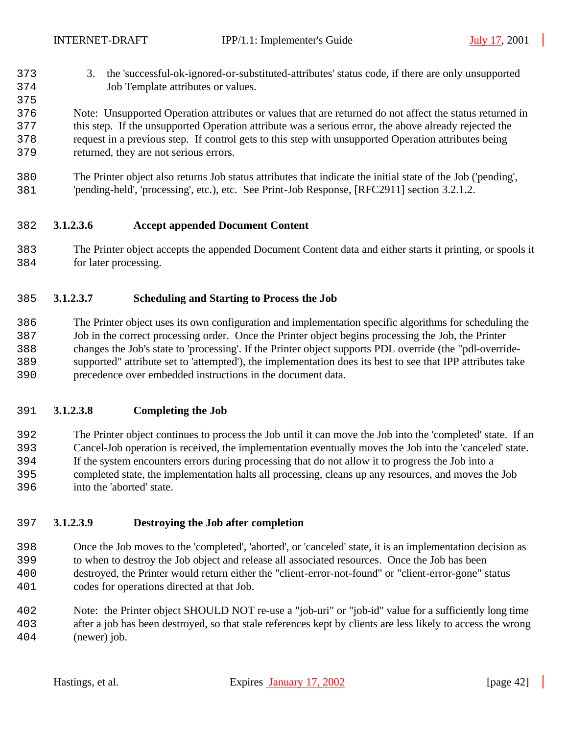3. the 'successful-ok-ignored-or-substituted-attributes' status code, if there are only unsupported Job Template attributes or values.

Note: Unsupported Operation attributes or values that are returned do not affect the status returned in this step. If the unsupported Operation attribute was a serious error, the above already rejected the request in a previous step. If control gets to this step with unsupported Operation attributes being returned, they are not serious errors.

The Printer object also returns Job status attributes that indicate the initial state of the Job ('pending', 'pending-held', 'processing', etc.), etc. See Print-Job Response, [RFC2911] section 3.2.1.2.

#### 3.1.2.3.6 Accept appended Document Content

The Printer object accepts the appended Document Content data and either starts it printing, or spools it for later processing.

#### 3.1.2.3.7 Scheduling and Starting to Process the Job

The Printer object uses its own configuration and implementation specific algorithms for scheduling the Job in the correct processing order. Once the Printer object begins processing the Job, the Printer changes the Job's state to 'processing'. If the Printer object supports PDL override (the "pdl-override-supported" attribute set to 'attempted'), the implementation does its best to see that IPP attributes take precedence over embedded instructions in the document data.

#### 3.1.2.3.8 Completing the Job

The Printer object continues to process the Job until it can move the Job into the 'completed' state. If an Cancel-Job operation is received, the implementation eventually moves the Job into the 'canceled' state. If the system encounters errors during processing that do not allow it to progress the Job into a completed state, the implementation halts all processing, cleans up any resources, and moves the Job into the 'aborted' state.

#### 3.1.2.3.9 Destroying the Job after completion

Once the Job moves to the 'completed', 'aborted', or 'canceled' state, it is an implementation decision as to when to destroy the Job object and release all associated resources. Once the Job has been destroyed, the Printer would return either the "client-error-not-found" or "client-error-gone" status codes for operations directed at that Job.

Note: the Printer object SHOULD NOT re-use a "job-uri" or "job-id" value for a sufficiently long time after a job has been destroyed, so that stale references kept by clients are less likely to access the wrong (newer) job.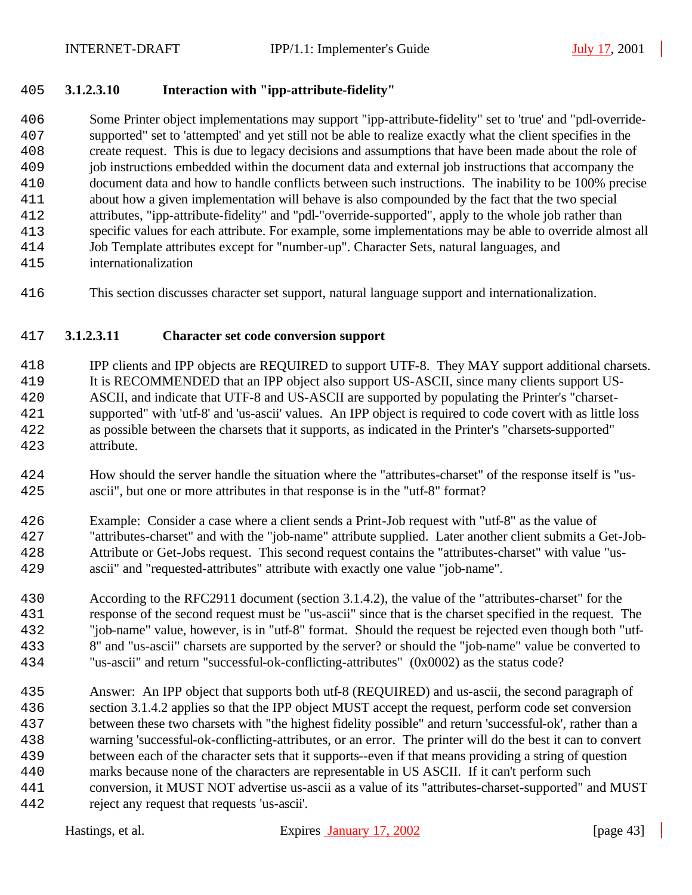#### 3.1.2.3.10 Interaction with "ipp-attribute-fidelity"

Some Printer object implementations may support "ipp-attribute-fidelity" set to 'true' and "pdl-override-supported" set to 'attempted' and yet still not be able to realize exactly what the client specifies in the create request. This is due to legacy decisions and assumptions that have been made about the role of job instructions embedded within the document data and external job instructions that accompany the document data and how to handle conflicts between such instructions. The inability to be 100% precise about how a given implementation will behave is also compounded by the fact that the two special attributes, "ipp-attribute-fidelity" and "pdl-"override-supported", apply to the whole job rather than specific values for each attribute. For example, some implementations may be able to override almost all Job Template attributes except for "number-up". Character Sets, natural languages, and internationalization

This section discusses character set support, natural language support and internationalization.

#### 3.1.2.3.11 Character set code conversion support

IPP clients and IPP objects are REQUIRED to support UTF-8. They MAY support additional charsets. It is RECOMMENDED that an IPP object also support US-ASCII, since many clients support US-ASCII, and indicate that UTF-8 and US-ASCII are supported by populating the Printer's "charset-supported" with 'utf-8' and 'us-ascii' values. An IPP object is required to code covert with as little loss as possible between the charsets that it supports, as indicated in the Printer's "charsets-supported" attribute.

How should the server handle the situation where the "attributes-charset" of the response itself is "us-ascii", but one or more attributes in that response is in the "utf-8" format?

Example: Consider a case where a client sends a Print-Job request with "utf-8" as the value of "attributes-charset" and with the "job-name" attribute supplied. Later another client submits a Get-Job-Attribute or Get-Jobs request. This second request contains the "attributes-charset" with value "us-ascii" and "requested-attributes" attribute with exactly one value "job-name".

According to the RFC2911 document (section 3.1.4.2), the value of the "attributes-charset" for the response of the second request must be "us-ascii" since that is the charset specified in the request. The "job-name" value, however, is in "utf-8" format. Should the request be rejected even though both "utf-8" and "us-ascii" charsets are supported by the server? or should the "job-name" value be converted to "us-ascii" and return "successful-ok-conflicting-attributes" (0x0002) as the status code?

Answer: An IPP object that supports both utf-8 (REQUIRED) and us-ascii, the second paragraph of section 3.1.4.2 applies so that the IPP object MUST accept the request, perform code set conversion between these two charsets with "the highest fidelity possible" and return 'successful-ok', rather than a warning 'successful-ok-conflicting-attributes, or an error. The printer will do the best it can to convert between each of the character sets that it supports--even if that means providing a string of question marks because none of the characters are representable in US ASCII. If it can't perform such conversion, it MUST NOT advertise us-ascii as a value of its "attributes-charset-supported" and MUST reject any request that requests 'us-ascii'.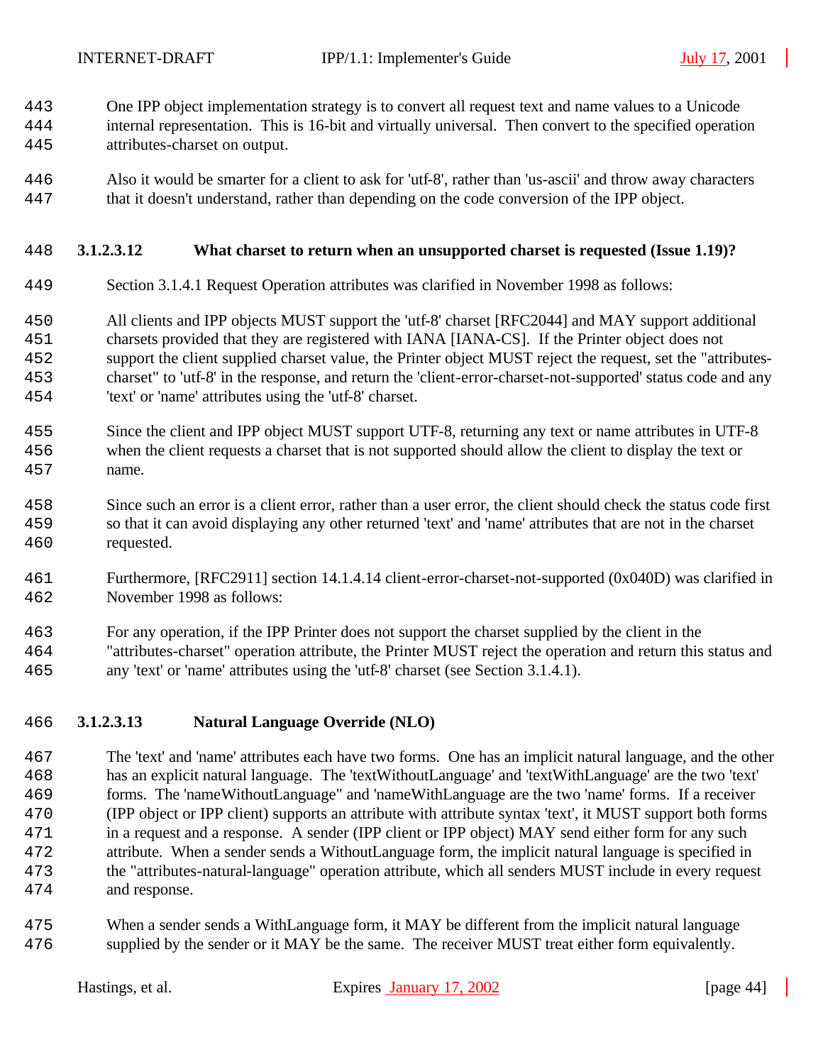One IPP object implementation strategy is to convert all request text and name values to a Unicode internal representation. This is 16-bit and virtually universal. Then convert to the specified operation attributes-charset on output.

Also it would be smarter for a client to ask for 'utf-8', rather than 'us-ascii' and throw away characters that it doesn't understand, rather than depending on the code conversion of the IPP object.

#### 3.1.2.3.12 What charset to return when an unsupported charset is requested (Issue 1.19)?

Section 3.1.4.1 Request Operation attributes was clarified in November 1998 as follows:

All clients and IPP objects MUST support the 'utf-8' charset [RFC2044] and MAY support additional charsets provided that they are registered with IANA [IANA-CS]. If the Printer object does not support the client supplied charset value, the Printer object MUST reject the request, set the "attributes-charset" to 'utf-8' in the response, and return the 'client-error-charset-not-supported' status code and any 'text' or 'name' attributes using the 'utf-8' charset.

Since the client and IPP object MUST support UTF-8, returning any text or name attributes in UTF-8 when the client requests a charset that is not supported should allow the client to display the text or name.

Since such an error is a client error, rather than a user error, the client should check the status code first so that it can avoid displaying any other returned 'text' and 'name' attributes that are not in the charset requested.

Furthermore, [RFC2911] section 14.1.4.14 client-error-charset-not-supported (0x040D) was clarified in November 1998 as follows:

For any operation, if the IPP Printer does not support the charset supplied by the client in the "attributes-charset" operation attribute, the Printer MUST reject the operation and return this status and any 'text' or 'name' attributes using the 'utf-8' charset (see Section 3.1.4.1).

#### 3.1.2.3.13 Natural Language Override (NLO)

The 'text' and 'name' attributes each have two forms. One has an implicit natural language, and the other has an explicit natural language. The 'textWithoutLanguage' and 'textWithLanguage' are the two 'text' forms. The 'nameWithoutLanguage" and 'nameWithLanguage are the two 'name' forms. If a receiver (IPP object or IPP client) supports an attribute with attribute syntax 'text', it MUST support both forms in a request and a response. A sender (IPP client or IPP object) MAY send either form for any such attribute. When a sender sends a WithoutLanguage form, the implicit natural language is specified in the "attributes-natural-language" operation attribute, which all senders MUST include in every request and response.

When a sender sends a WithLanguage form, it MAY be different from the implicit natural language supplied by the sender or it MAY be the same. The receiver MUST treat either form equivalently.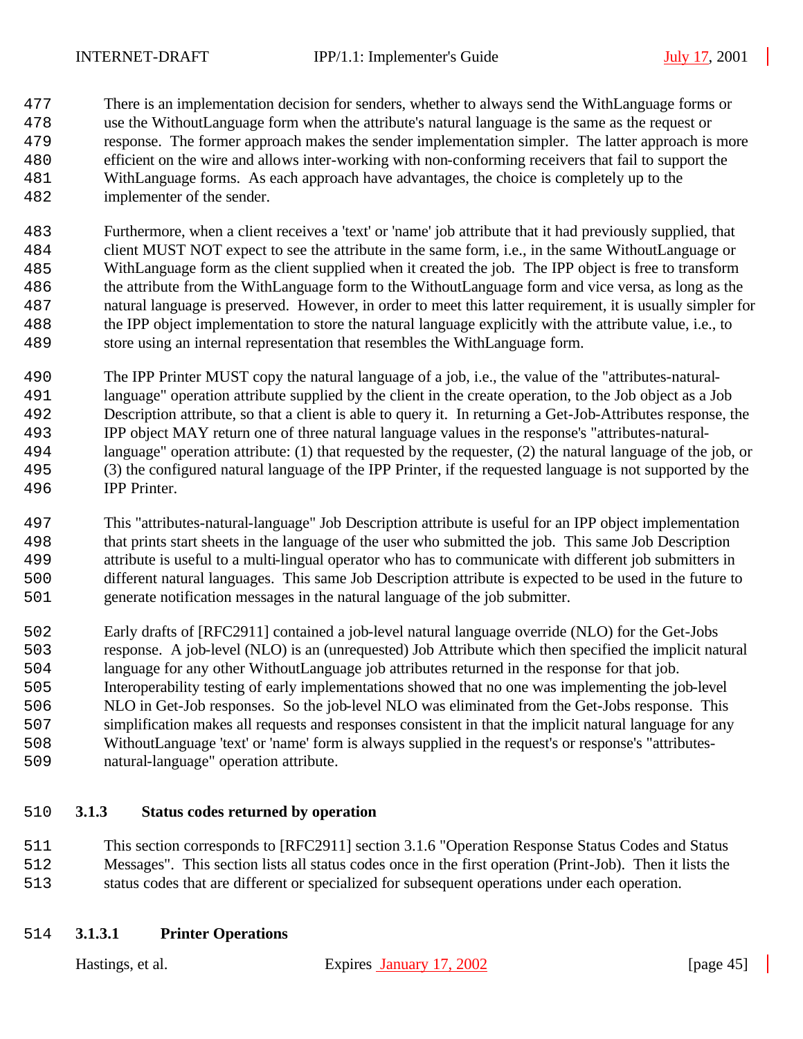There is an implementation decision for senders, whether to always send the WithLanguage forms or use the WithoutLanguage form when the attribute's natural language is the same as the request or response. The former approach makes the sender implementation simpler. The latter approach is more efficient on the wire and allows inter-working with non-conforming receivers that fail to support the WithLanguage forms. As each approach have advantages, the choice is completely up to the implementer of the sender.

Furthermore, when a client receives a 'text' or 'name' job attribute that it had previously supplied, that client MUST NOT expect to see the attribute in the same form, i.e., in the same WithoutLanguage or WithLanguage form as the client supplied when it created the job. The IPP object is free to transform the attribute from the WithLanguage form to the WithoutLanguage form and vice versa, as long as the natural language is preserved. However, in order to meet this latter requirement, it is usually simpler for the IPP object implementation to store the natural language explicitly with the attribute value, i.e., to store using an internal representation that resembles the WithLanguage form.

The IPP Printer MUST copy the natural language of a job, i.e., the value of the "attributes-natural-language" operation attribute supplied by the client in the create operation, to the Job object as a Job Description attribute, so that a client is able to query it. In returning a Get-Job-Attributes response, the IPP object MAY return one of three natural language values in the response's "attributes-natural-language" operation attribute: (1) that requested by the requester, (2) the natural language of the job, or (3) the configured natural language of the IPP Printer, if the requested language is not supported by the IPP Printer.

This "attributes-natural-language" Job Description attribute is useful for an IPP object implementation that prints start sheets in the language of the user who submitted the job. This same Job Description attribute is useful to a multi-lingual operator who has to communicate with different job submitters in different natural languages. This same Job Description attribute is expected to be used in the future to generate notification messages in the natural language of the job submitter.

Early drafts of [RFC2911] contained a job-level natural language override (NLO) for the Get-Jobs response. A job-level (NLO) is an (unrequested) Job Attribute which then specified the implicit natural language for any other WithoutLanguage job attributes returned in the response for that job. Interoperability testing of early implementations showed that no one was implementing the job-level NLO in Get-Job responses. So the job-level NLO was eliminated from the Get-Jobs response. This simplification makes all requests and responses consistent in that the implicit natural language for any WithoutLanguage 'text' or 'name' form is always supplied in the request's or response's "attributes-natural-language" operation attribute.

### 3.1.3 Status codes returned by operation

This section corresponds to [RFC2911] section 3.1.6 "Operation Response Status Codes and Status Messages". This section lists all status codes once in the first operation (Print-Job). Then it lists the status codes that are different or specialized for subsequent operations under each operation.

#### 3.1.3.1 Printer Operations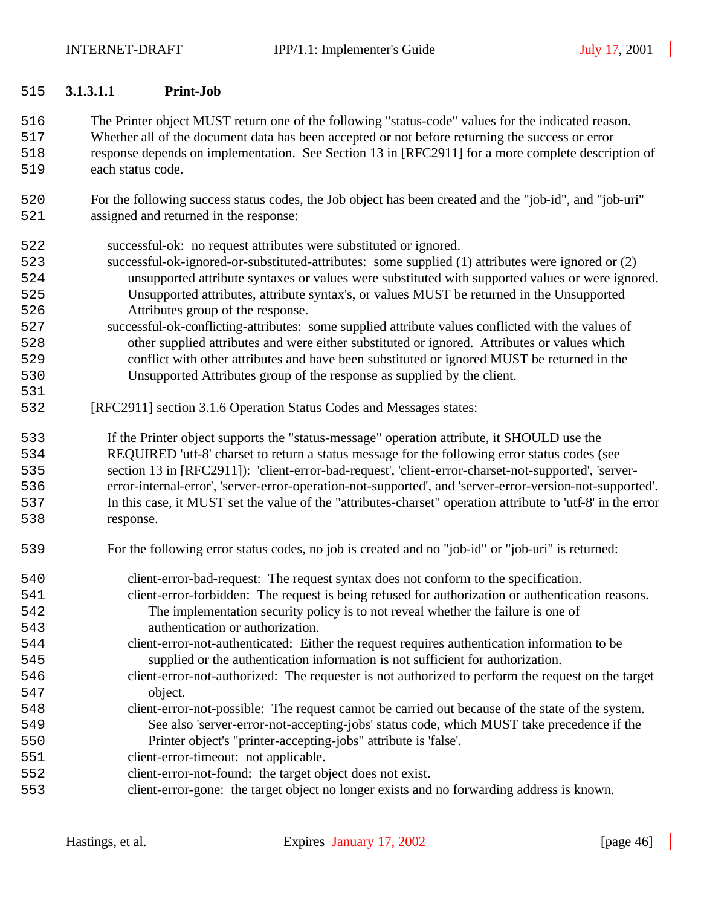#### 3.1.3.1.1 Print-Job

The Printer object MUST return one of the following "status-code" values for the indicated reason. Whether all of the document data has been accepted or not before returning the success or error response depends on implementation. See Section 13 in [RFC2911] for a more complete description of each status code.

For the following success status codes, the Job object has been created and the "job-id", and "job-uri" assigned and returned in the response:

- successful-ok: no request attributes were substituted or ignored.
- successful-ok-ignored-or-substituted-attributes: some supplied (1) attributes were ignored or (2) unsupported attribute syntaxes or values were substituted with supported values or were ignored. Unsupported attributes, attribute syntax's, or values MUST be returned in the Unsupported Attributes group of the response.
- successful-ok-conflicting-attributes: some supplied attribute values conflicted with the values of other supplied attributes and were either substituted or ignored. Attributes or values which conflict with other attributes and have been substituted or ignored MUST be returned in the Unsupported Attributes group of the response as supplied by the client.

[RFC2911] section 3.1.6 Operation Status Codes and Messages states:

> If the Printer object supports the "status-message" operation attribute, it SHOULD use the REQUIRED 'utf-8' charset to return a status message for the following error status codes (see section 13 in [RFC2911]): 'client-error-bad-request', 'client-error-charset-not-supported', 'server-error-internal-error', 'server-error-operation-not-supported', and 'server-error-version-not-supported'. In this case, it MUST set the value of the "attributes-charset" operation attribute to 'utf-8' in the error response.
>
> For the following error status codes, no job is created and no "job-id" or "job-uri" is returned:
>
> - client-error-bad-request: The request syntax does not conform to the specification.
> - client-error-forbidden: The request is being refused for authorization or authentication reasons. The implementation security policy is to not reveal whether the failure is one of authentication or authorization.
> - client-error-not-authenticated: Either the request requires authentication information to be supplied or the authentication information is not sufficient for authorization.
> - client-error-not-authorized: The requester is not authorized to perform the request on the target object.
> - client-error-not-possible: The request cannot be carried out because of the state of the system. See also 'server-error-not-accepting-jobs' status code, which MUST take precedence if the Printer object's "printer-accepting-jobs" attribute is 'false'.
> - client-error-timeout: not applicable.
> - client-error-not-found: the target object does not exist.
> - client-error-gone: the target object no longer exists and no forwarding address is known.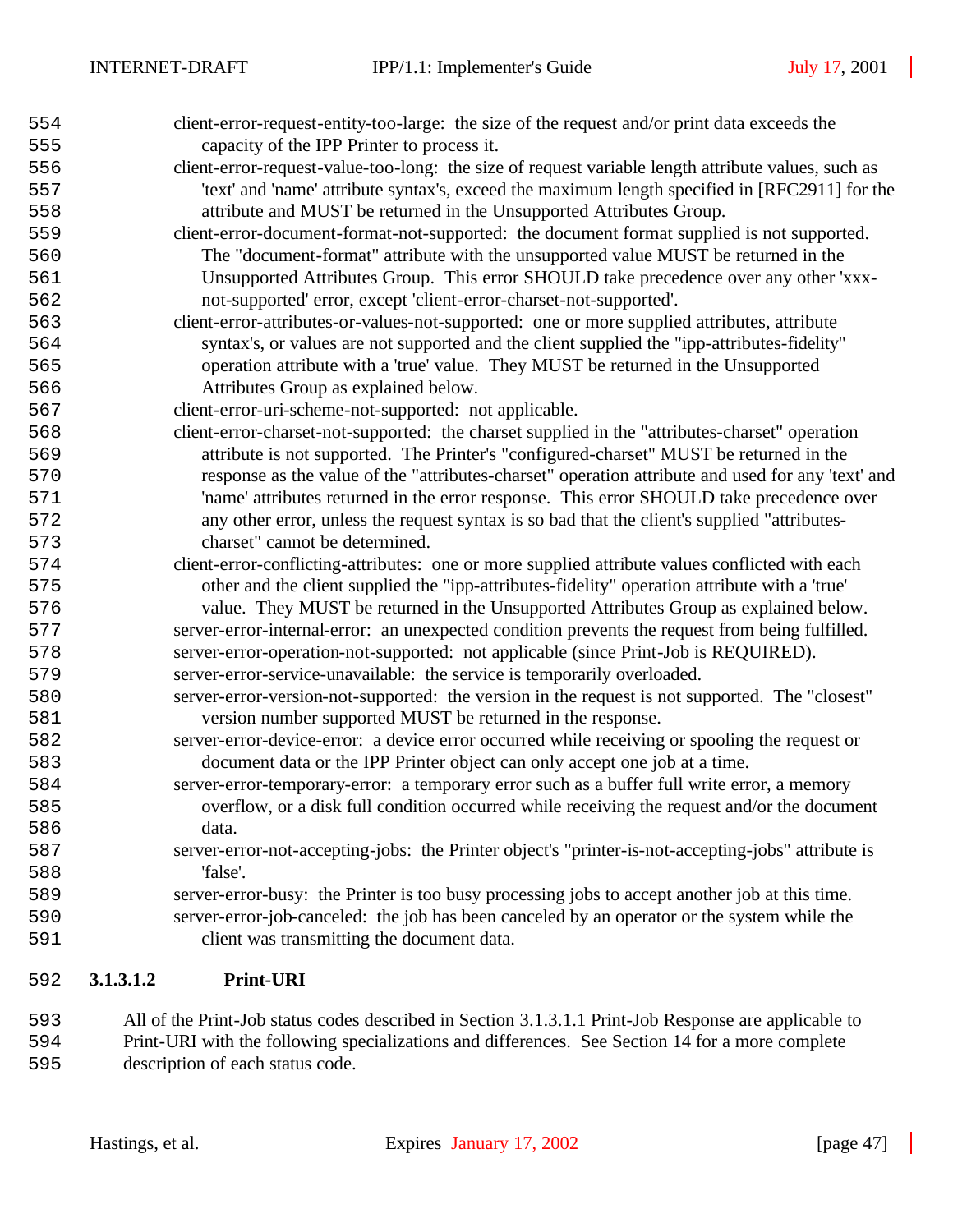client-error-request-entity-too-large: the size of the request and/or print data exceeds the capacity of the IPP Printer to process it.

client-error-request-value-too-long: the size of request variable length attribute values, such as 'text' and 'name' attribute syntax's, exceed the maximum length specified in [RFC2911] for the attribute and MUST be returned in the Unsupported Attributes Group.

client-error-document-format-not-supported: the document format supplied is not supported. The "document-format" attribute with the unsupported value MUST be returned in the Unsupported Attributes Group. This error SHOULD take precedence over any other 'xxx-not-supported' error, except 'client-error-charset-not-supported'.

client-error-attributes-or-values-not-supported: one or more supplied attributes, attribute syntax's, or values are not supported and the client supplied the "ipp-attributes-fidelity" operation attribute with a 'true' value. They MUST be returned in the Unsupported Attributes Group as explained below.

client-error-uri-scheme-not-supported: not applicable.

client-error-charset-not-supported: the charset supplied in the "attributes-charset" operation attribute is not supported. The Printer's "configured-charset" MUST be returned in the response as the value of the "attributes-charset" operation attribute and used for any 'text' and 'name' attributes returned in the error response. This error SHOULD take precedence over any other error, unless the request syntax is so bad that the client's supplied "attributes-charset" cannot be determined.

client-error-conflicting-attributes: one or more supplied attribute values conflicted with each other and the client supplied the "ipp-attributes-fidelity" operation attribute with a 'true' value. They MUST be returned in the Unsupported Attributes Group as explained below.

server-error-internal-error: an unexpected condition prevents the request from being fulfilled.

server-error-operation-not-supported: not applicable (since Print-Job is REQUIRED).

server-error-service-unavailable: the service is temporarily overloaded.

server-error-version-not-supported: the version in the request is not supported. The "closest" version number supported MUST be returned in the response.

server-error-device-error: a device error occurred while receiving or spooling the request or document data or the IPP Printer object can only accept one job at a time.

server-error-temporary-error: a temporary error such as a buffer full write error, a memory overflow, or a disk full condition occurred while receiving the request and/or the document data.

server-error-not-accepting-jobs: the Printer object's "printer-is-not-accepting-jobs" attribute is 'false'.

server-error-busy: the Printer is too busy processing jobs to accept another job at this time.

server-error-job-canceled: the job has been canceled by an operator or the system while the client was transmitting the document data.

##### 3.1.3.1.2 Print-URI

All of the Print-Job status codes described in Section 3.1.3.1.1 Print-Job Response are applicable to Print-URI with the following specializations and differences. See Section 14 for a more complete description of each status code.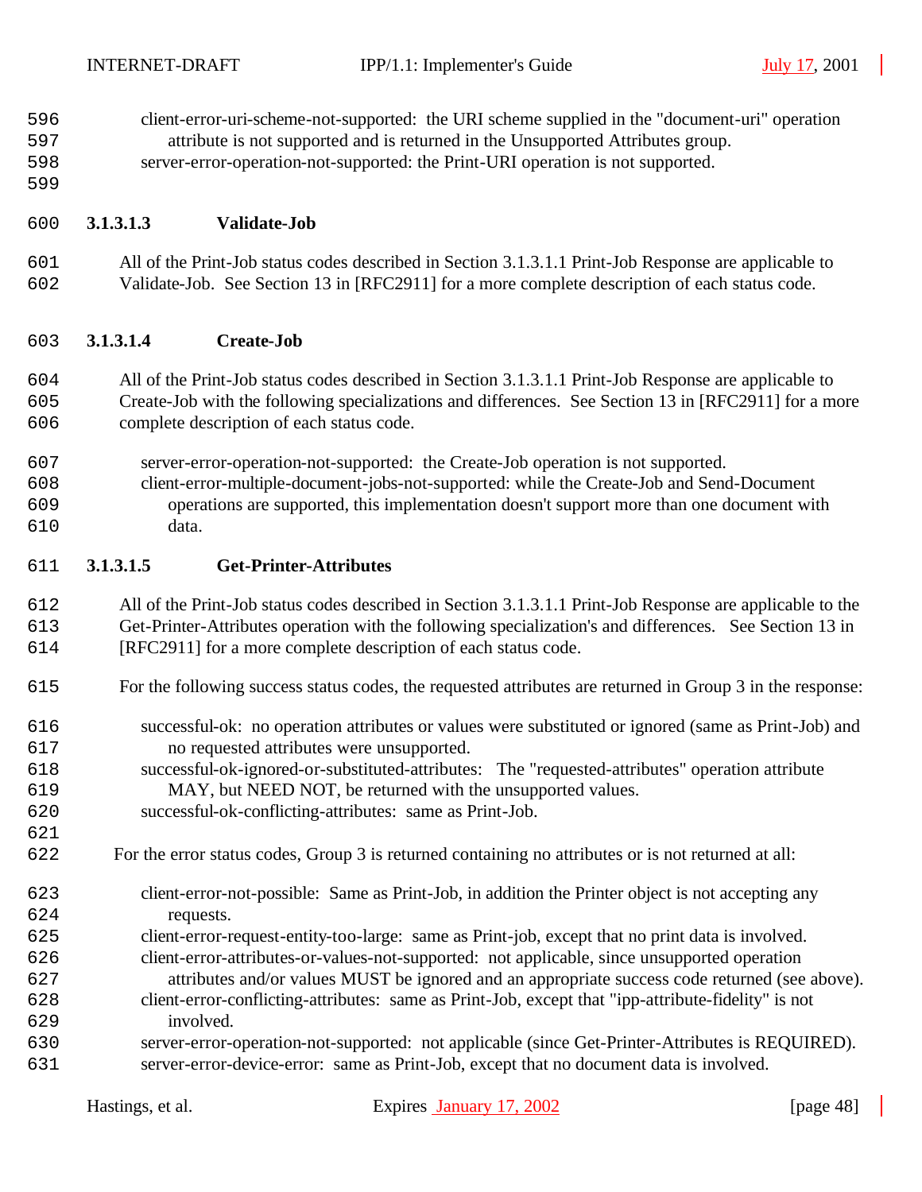client-error-uri-scheme-not-supported: the URI scheme supplied in the "document-uri" operation attribute is not supported and is returned in the Unsupported Attributes group.
server-error-operation-not-supported: the Print-URI operation is not supported.

#### 3.1.3.1.3 Validate-Job

All of the Print-Job status codes described in Section 3.1.3.1.1 Print-Job Response are applicable to Validate-Job. See Section 13 in [RFC2911] for a more complete description of each status code.

#### 3.1.3.1.4 Create-Job

All of the Print-Job status codes described in Section 3.1.3.1.1 Print-Job Response are applicable to Create-Job with the following specializations and differences. See Section 13 in [RFC2911] for a more complete description of each status code.

server-error-operation-not-supported: the Create-Job operation is not supported.
client-error-multiple-document-jobs-not-supported: while the Create-Job and Send-Document operations are supported, this implementation doesn't support more than one document with data.

#### 3.1.3.1.5 Get-Printer-Attributes

All of the Print-Job status codes described in Section 3.1.3.1.1 Print-Job Response are applicable to the Get-Printer-Attributes operation with the following specialization's and differences. See Section 13 in [RFC2911] for a more complete description of each status code.

For the following success status codes, the requested attributes are returned in Group 3 in the response:

successful-ok: no operation attributes or values were substituted or ignored (same as Print-Job) and no requested attributes were unsupported.
successful-ok-ignored-or-substituted-attributes: The "requested-attributes" operation attribute MAY, but NEED NOT, be returned with the unsupported values.
successful-ok-conflicting-attributes: same as Print-Job.

For the error status codes, Group 3 is returned containing no attributes or is not returned at all:

client-error-not-possible: Same as Print-Job, in addition the Printer object is not accepting any requests.
client-error-request-entity-too-large: same as Print-job, except that no print data is involved.
client-error-attributes-or-values-not-supported: not applicable, since unsupported operation attributes and/or values MUST be ignored and an appropriate success code returned (see above).
client-error-conflicting-attributes: same as Print-Job, except that "ipp-attribute-fidelity" is not involved.
server-error-operation-not-supported: not applicable (since Get-Printer-Attributes is REQUIRED).
server-error-device-error: same as Print-Job, except that no document data is involved.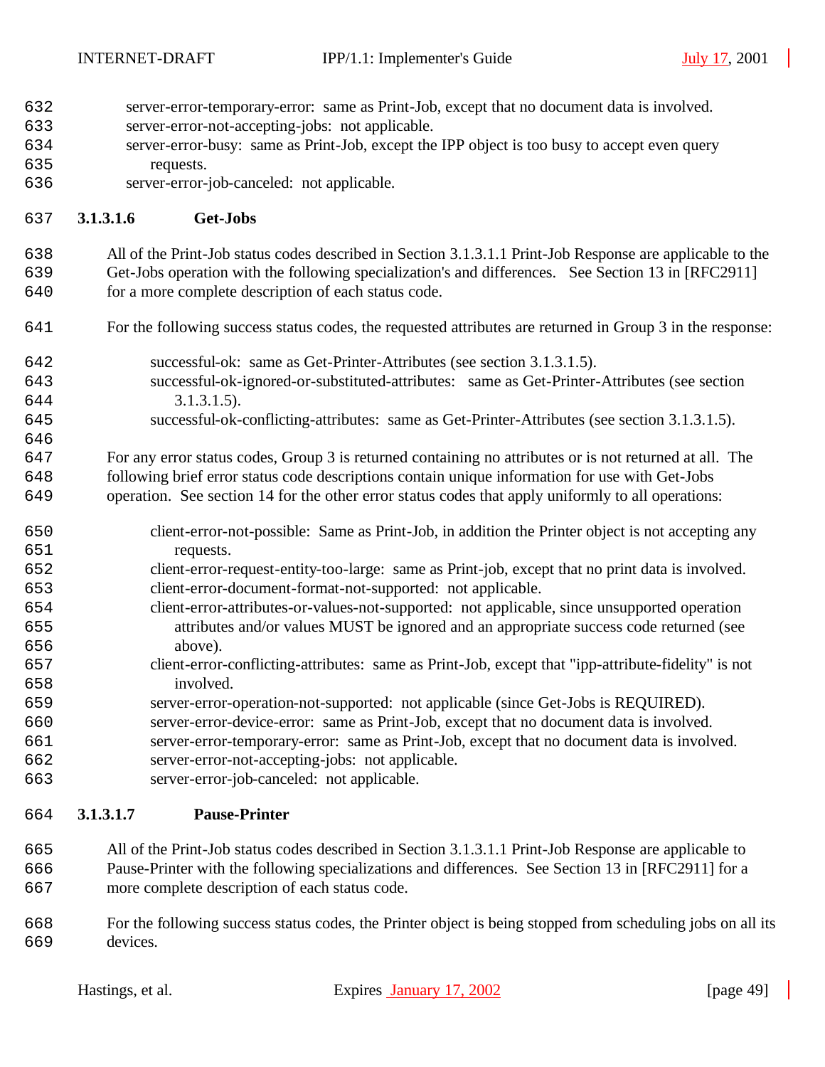server-error-temporary-error:  same as Print-Job, except that no document data is involved.
server-error-not-accepting-jobs:  not applicable.
server-error-busy:  same as Print-Job, except the IPP object is too busy to accept even query requests.
server-error-job-canceled:  not applicable.

#### 3.1.3.1.6 Get-Jobs

All of the Print-Job status codes described in Section 3.1.3.1.1 Print-Job Response are applicable to the Get-Jobs operation with the following specialization's and differences.   See Section 13 in [RFC2911] for a more complete description of each status code.

For the following success status codes, the requested attributes are returned in Group 3 in the response:

successful-ok:  same as Get-Printer-Attributes (see section 3.1.3.1.5).
successful-ok-ignored-or-substituted-attributes:   same as Get-Printer-Attributes (see section 3.1.3.1.5).
successful-ok-conflicting-attributes:  same as Get-Printer-Attributes (see section 3.1.3.1.5).

For any error status codes, Group 3 is returned containing no attributes or is not returned at all.  The following brief error status code descriptions contain unique information for use with Get-Jobs operation.  See section 14 for the other error status codes that apply uniformly to all operations:

client-error-not-possible:  Same as Print-Job, in addition the Printer object is not accepting any requests.
client-error-request-entity-too-large:  same as Print-job, except that no print data is involved.
client-error-document-format-not-supported:  not applicable.
client-error-attributes-or-values-not-supported:  not applicable, since unsupported operation attributes and/or values MUST be ignored and an appropriate success code returned (see above).
client-error-conflicting-attributes:  same as Print-Job, except that "ipp-attribute-fidelity" is not involved.
server-error-operation-not-supported:  not applicable (since Get-Jobs is REQUIRED).
server-error-device-error:  same as Print-Job, except that no document data is involved.
server-error-temporary-error:  same as Print-Job, except that no document data is involved.
server-error-not-accepting-jobs:  not applicable.
server-error-job-canceled:  not applicable.

#### 3.1.3.1.7 Pause-Printer

All of the Print-Job status codes described in Section 3.1.3.1.1 Print-Job Response are applicable to Pause-Printer with the following specializations and differences.  See Section 13 in [RFC2911] for a more complete description of each status code.

For the following success status codes, the Printer object is being stopped from scheduling jobs on all its devices.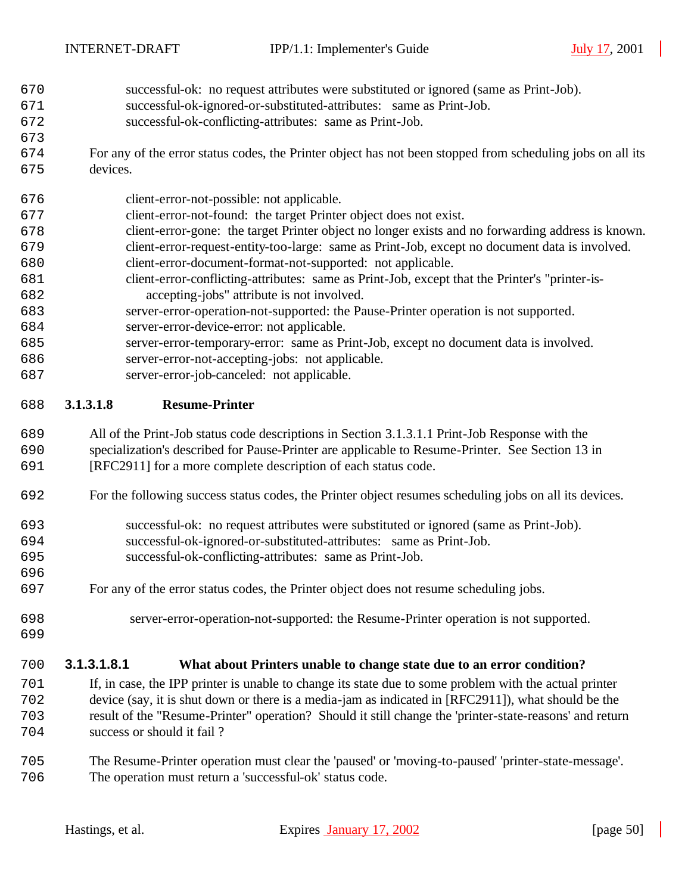successful-ok: no request attributes were substituted or ignored (same as Print-Job).
successful-ok-ignored-or-substituted-attributes: same as Print-Job.
successful-ok-conflicting-attributes: same as Print-Job.

For any of the error status codes, the Printer object has not been stopped from scheduling jobs on all its devices.

client-error-not-possible: not applicable.
client-error-not-found: the target Printer object does not exist.
client-error-gone: the target Printer object no longer exists and no forwarding address is known.
client-error-request-entity-too-large: same as Print-Job, except no document data is involved.
client-error-document-format-not-supported: not applicable.
client-error-conflicting-attributes: same as Print-Job, except that the Printer's "printer-is-accepting-jobs" attribute is not involved.
server-error-operation-not-supported: the Pause-Printer operation is not supported.
server-error-device-error: not applicable.
server-error-temporary-error: same as Print-Job, except no document data is involved.
server-error-not-accepting-jobs: not applicable.
server-error-job-canceled: not applicable.

#### 3.1.3.1.8 Resume-Printer

All of the Print-Job status code descriptions in Section 3.1.3.1.1 Print-Job Response with the specialization's described for Pause-Printer are applicable to Resume-Printer. See Section 13 in [RFC2911] for a more complete description of each status code.

For the following success status codes, the Printer object resumes scheduling jobs on all its devices.

successful-ok: no request attributes were substituted or ignored (same as Print-Job).
successful-ok-ignored-or-substituted-attributes: same as Print-Job.
successful-ok-conflicting-attributes: same as Print-Job.

For any of the error status codes, the Printer object does not resume scheduling jobs.

server-error-operation-not-supported: the Resume-Printer operation is not supported.

##### 3.1.3.1.8.1 What about Printers unable to change state due to an error condition?

If, in case, the IPP printer is unable to change its state due to some problem with the actual printer device (say, it is shut down or there is a media-jam as indicated in [RFC2911]), what should be the result of the "Resume-Printer" operation? Should it still change the 'printer-state-reasons' and return success or should it fail ?

The Resume-Printer operation must clear the 'paused' or 'moving-to-paused' 'printer-state-message'. The operation must return a 'successful-ok' status code.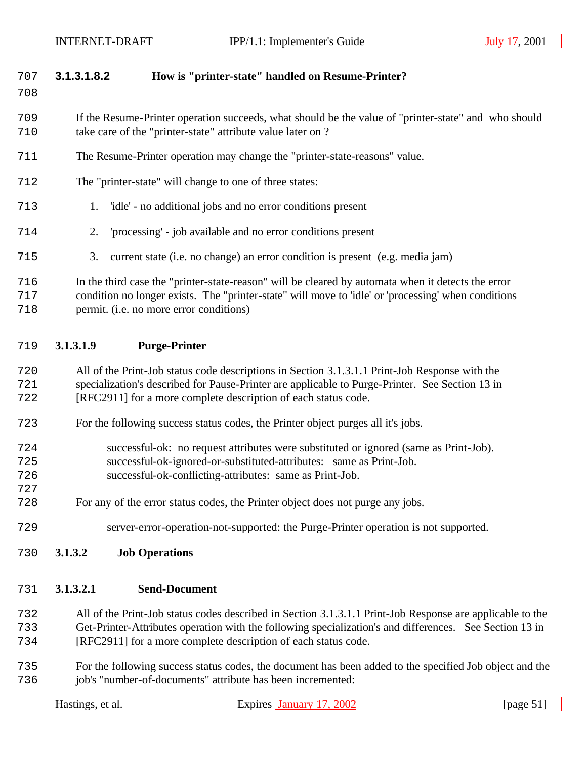##### 3.1.3.1.8.2 How is "printer-state" handled on Resume-Printer?

If the Resume-Printer operation succeeds, what should be the value of "printer-state" and who should take care of the "printer-state" attribute value later on ?

The Resume-Printer operation may change the "printer-state-reasons" value.

The "printer-state" will change to one of three states:

1. 'idle' - no additional jobs and no error conditions present
2. 'processing' - job available and no error conditions present
3. current state (i.e. no change) an error condition is present (e.g. media jam)

In the third case the "printer-state-reason" will be cleared by automata when it detects the error condition no longer exists. The "printer-state" will move to 'idle' or 'processing' when conditions permit. (i.e. no more error conditions)

#### 3.1.3.1.9 Purge-Printer

All of the Print-Job status code descriptions in Section 3.1.3.1.1 Print-Job Response with the specialization's described for Pause-Printer are applicable to Purge-Printer. See Section 13 in [RFC2911] for a more complete description of each status code.

For the following success status codes, the Printer object purges all it's jobs.

successful-ok: no request attributes were substituted or ignored (same as Print-Job).
successful-ok-ignored-or-substituted-attributes: same as Print-Job.
successful-ok-conflicting-attributes: same as Print-Job.

For any of the error status codes, the Printer object does not purge any jobs.

server-error-operation-not-supported: the Purge-Printer operation is not supported.

### 3.1.3.2 Job Operations

#### 3.1.3.2.1 Send-Document

All of the Print-Job status codes described in Section 3.1.3.1.1 Print-Job Response are applicable to the Get-Printer-Attributes operation with the following specialization's and differences. See Section 13 in [RFC2911] for a more complete description of each status code.

For the following success status codes, the document has been added to the specified Job object and the job's "number-of-documents" attribute has been incremented: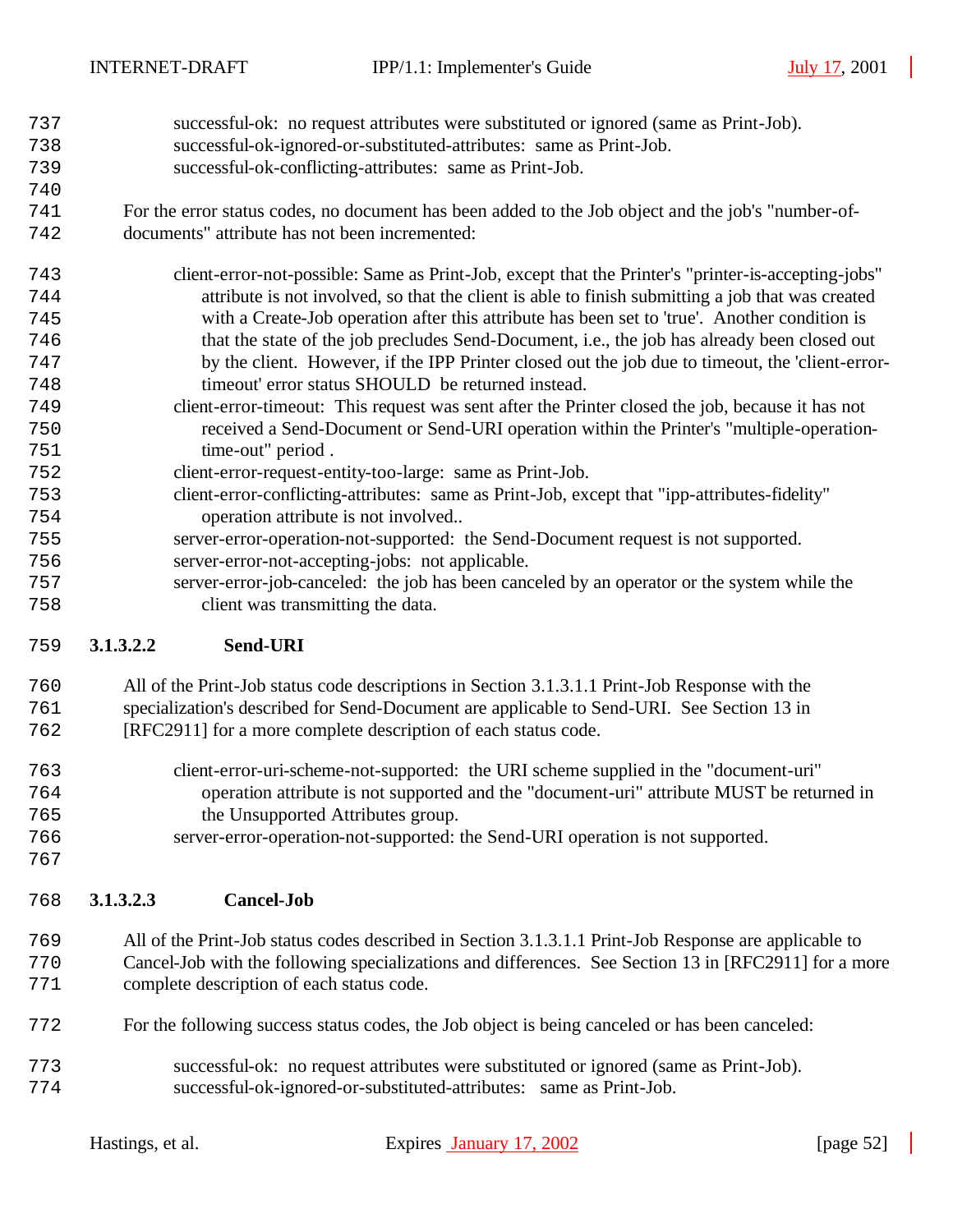successful-ok: no request attributes were substituted or ignored (same as Print-Job).
successful-ok-ignored-or-substituted-attributes: same as Print-Job.
successful-ok-conflicting-attributes: same as Print-Job.

For the error status codes, no document has been added to the Job object and the job's "number-of-documents" attribute has not been incremented:

client-error-not-possible: Same as Print-Job, except that the Printer's "printer-is-accepting-jobs" attribute is not involved, so that the client is able to finish submitting a job that was created with a Create-Job operation after this attribute has been set to 'true'. Another condition is that the state of the job precludes Send-Document, i.e., the job has already been closed out by the client. However, if the IPP Printer closed out the job due to timeout, the 'client-error-timeout' error status SHOULD be returned instead.
client-error-timeout: This request was sent after the Printer closed the job, because it has not received a Send-Document or Send-URI operation within the Printer's "multiple-operation-time-out" period .
client-error-request-entity-too-large: same as Print-Job.
client-error-conflicting-attributes: same as Print-Job, except that "ipp-attributes-fidelity" operation attribute is not involved..
server-error-operation-not-supported: the Send-Document request is not supported.
server-error-not-accepting-jobs: not applicable.
server-error-job-canceled: the job has been canceled by an operator or the system while the client was transmitting the data.

#### 3.1.3.2.2 Send-URI

All of the Print-Job status code descriptions in Section 3.1.3.1.1 Print-Job Response with the specialization's described for Send-Document are applicable to Send-URI. See Section 13 in [RFC2911] for a more complete description of each status code.

client-error-uri-scheme-not-supported: the URI scheme supplied in the "document-uri" operation attribute is not supported and the "document-uri" attribute MUST be returned in the Unsupported Attributes group.
server-error-operation-not-supported: the Send-URI operation is not supported.

#### 3.1.3.2.3 Cancel-Job

All of the Print-Job status codes described in Section 3.1.3.1.1 Print-Job Response are applicable to Cancel-Job with the following specializations and differences. See Section 13 in [RFC2911] for a more complete description of each status code.

For the following success status codes, the Job object is being canceled or has been canceled:

successful-ok: no request attributes were substituted or ignored (same as Print-Job).
successful-ok-ignored-or-substituted-attributes: same as Print-Job.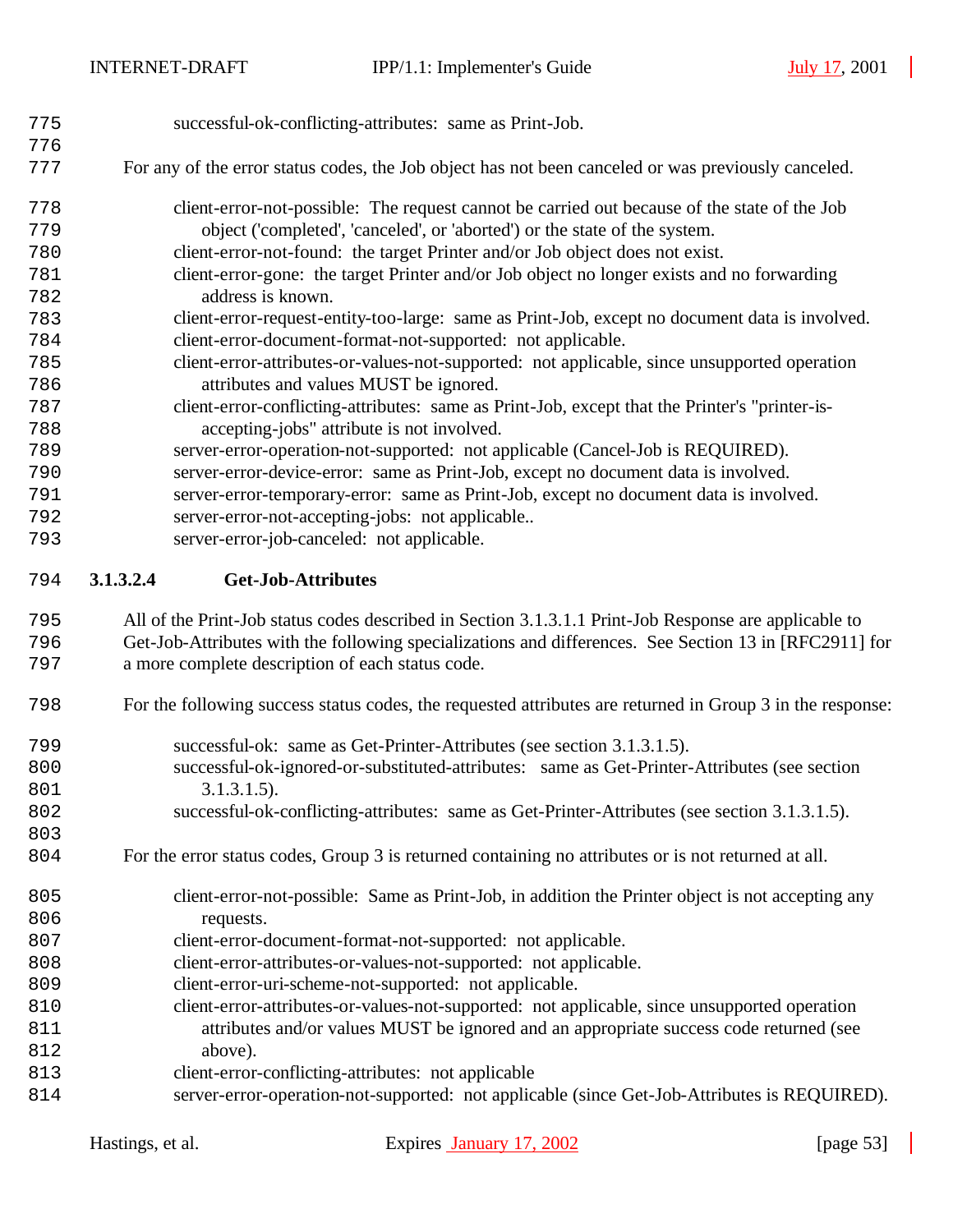successful-ok-conflicting-attributes: same as Print-Job.

For any of the error status codes, the Job object has not been canceled or was previously canceled.

- client-error-not-possible: The request cannot be carried out because of the state of the Job object ('completed', 'canceled', or 'aborted') or the state of the system.
- client-error-not-found: the target Printer and/or Job object does not exist.
- client-error-gone: the target Printer and/or Job object no longer exists and no forwarding address is known.
- client-error-request-entity-too-large: same as Print-Job, except no document data is involved.
- client-error-document-format-not-supported: not applicable.
- client-error-attributes-or-values-not-supported: not applicable, since unsupported operation attributes and values MUST be ignored.
- client-error-conflicting-attributes: same as Print-Job, except that the Printer's "printer-is-accepting-jobs" attribute is not involved.
- server-error-operation-not-supported: not applicable (Cancel-Job is REQUIRED).
- server-error-device-error: same as Print-Job, except no document data is involved.
- server-error-temporary-error: same as Print-Job, except no document data is involved.
- server-error-not-accepting-jobs: not applicable..
- server-error-job-canceled: not applicable.

#### 3.1.3.2.4 Get-Job-Attributes

All of the Print-Job status codes described in Section 3.1.3.1.1 Print-Job Response are applicable to Get-Job-Attributes with the following specializations and differences. See Section 13 in [RFC2911] for a more complete description of each status code.

For the following success status codes, the requested attributes are returned in Group 3 in the response:

- successful-ok: same as Get-Printer-Attributes (see section 3.1.3.1.5).
- successful-ok-ignored-or-substituted-attributes: same as Get-Printer-Attributes (see section 3.1.3.1.5).
- successful-ok-conflicting-attributes: same as Get-Printer-Attributes (see section 3.1.3.1.5).

For the error status codes, Group 3 is returned containing no attributes or is not returned at all.

- client-error-not-possible: Same as Print-Job, in addition the Printer object is not accepting any requests.
- client-error-document-format-not-supported: not applicable.
- client-error-attributes-or-values-not-supported: not applicable.
- client-error-uri-scheme-not-supported: not applicable.
- client-error-attributes-or-values-not-supported: not applicable, since unsupported operation attributes and/or values MUST be ignored and an appropriate success code returned (see above).
- client-error-conflicting-attributes: not applicable
- server-error-operation-not-supported: not applicable (since Get-Job-Attributes is REQUIRED).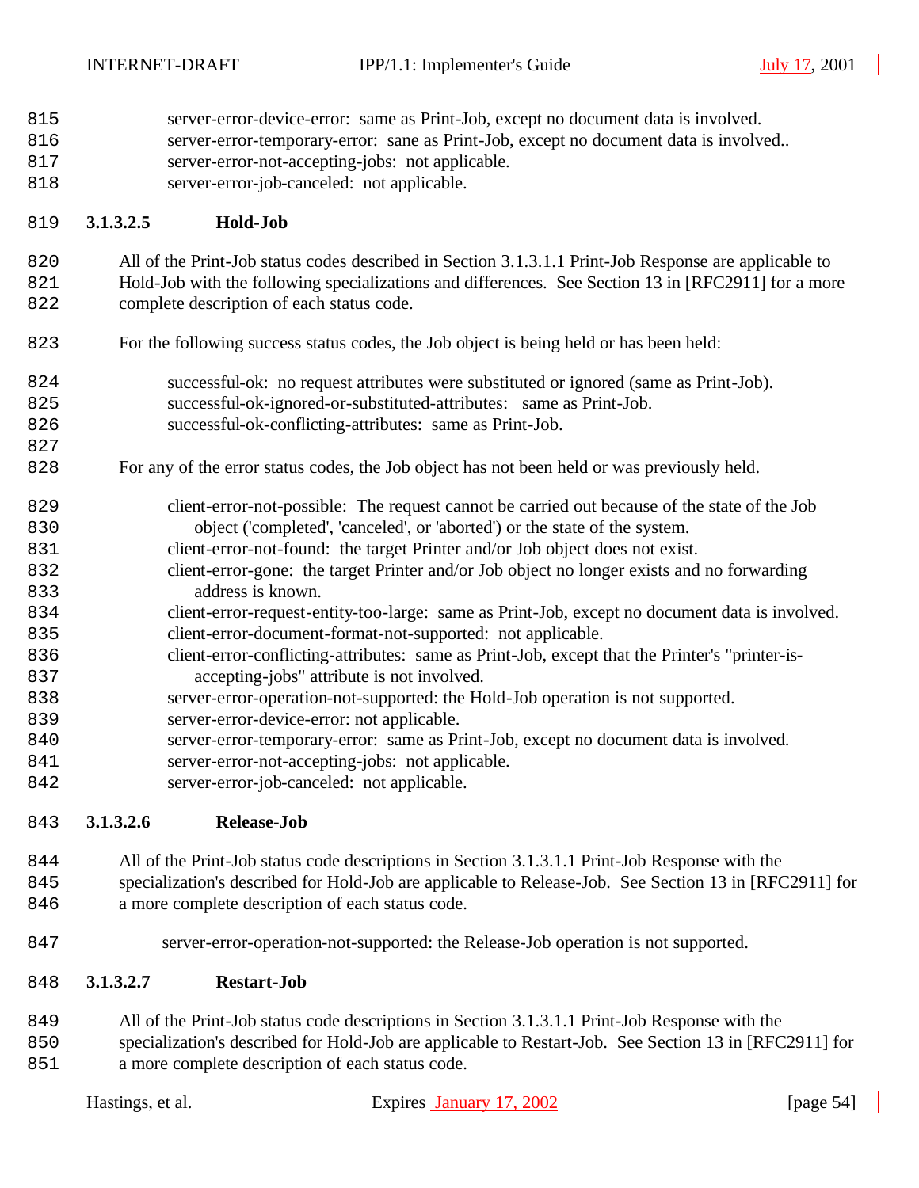server-error-device-error: same as Print-Job, except no document data is involved.
server-error-temporary-error: sane as Print-Job, except no document data is involved..
server-error-not-accepting-jobs: not applicable.
server-error-job-canceled: not applicable.

#### 3.1.3.2.5 Hold-Job

All of the Print-Job status codes described in Section 3.1.3.1.1 Print-Job Response are applicable to Hold-Job with the following specializations and differences. See Section 13 in [RFC2911] for a more complete description of each status code.

For the following success status codes, the Job object is being held or has been held:

successful-ok: no request attributes were substituted or ignored (same as Print-Job).
successful-ok-ignored-or-substituted-attributes: same as Print-Job.
successful-ok-conflicting-attributes: same as Print-Job.

For any of the error status codes, the Job object has not been held or was previously held.

client-error-not-possible: The request cannot be carried out because of the state of the Job object ('completed', 'canceled', or 'aborted') or the state of the system.
client-error-not-found: the target Printer and/or Job object does not exist.
client-error-gone: the target Printer and/or Job object no longer exists and no forwarding address is known.
client-error-request-entity-too-large: same as Print-Job, except no document data is involved.
client-error-document-format-not-supported: not applicable.
client-error-conflicting-attributes: same as Print-Job, except that the Printer's "printer-is-accepting-jobs" attribute is not involved.
server-error-operation-not-supported: the Hold-Job operation is not supported.
server-error-device-error: not applicable.
server-error-temporary-error: same as Print-Job, except no document data is involved.
server-error-not-accepting-jobs: not applicable.
server-error-job-canceled: not applicable.

#### 3.1.3.2.6 Release-Job

All of the Print-Job status code descriptions in Section 3.1.3.1.1 Print-Job Response with the specialization's described for Hold-Job are applicable to Release-Job. See Section 13 in [RFC2911] for a more complete description of each status code.

server-error-operation-not-supported: the Release-Job operation is not supported.

#### 3.1.3.2.7 Restart-Job

All of the Print-Job status code descriptions in Section 3.1.3.1.1 Print-Job Response with the specialization's described for Hold-Job are applicable to Restart-Job. See Section 13 in [RFC2911] for a more complete description of each status code.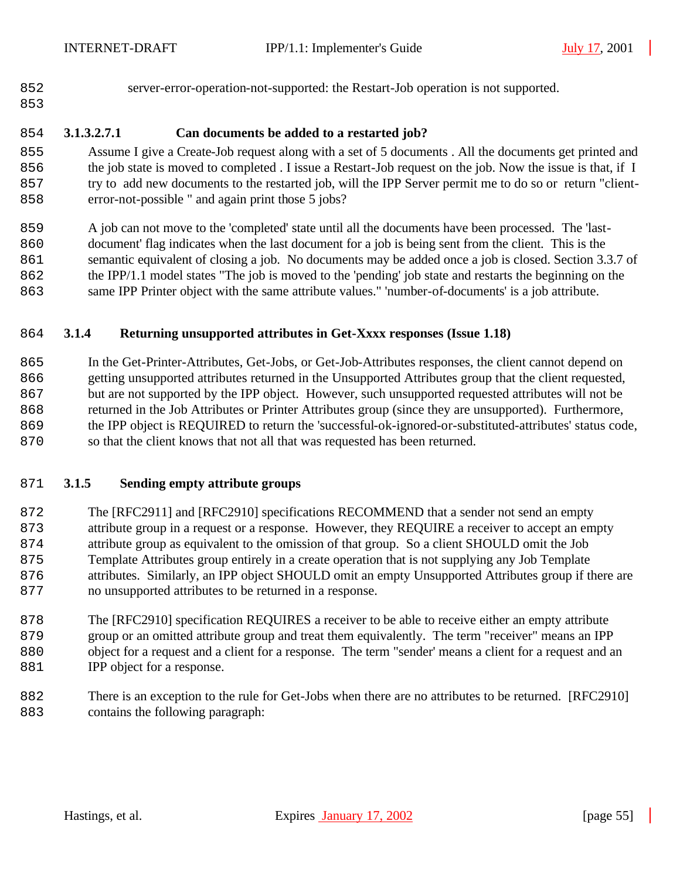server-error-operation-not-supported: the Restart-Job operation is not supported.

#### 3.1.3.2.7.1 Can documents be added to a restarted job?

Assume I give a Create-Job request along with a set of 5 documents . All the documents get printed and the job state is moved to completed . I issue a Restart-Job request on the job. Now the issue is that, if I try to add new documents to the restarted job, will the IPP Server permit me to do so or return "client-error-not-possible " and again print those 5 jobs?

A job can not move to the 'completed' state until all the documents have been processed. The 'last-document' flag indicates when the last document for a job is being sent from the client. This is the semantic equivalent of closing a job. No documents may be added once a job is closed. Section 3.3.7 of the IPP/1.1 model states "The job is moved to the 'pending' job state and restarts the beginning on the same IPP Printer object with the same attribute values." 'number-of-documents' is a job attribute.

### 3.1.4 Returning unsupported attributes in Get-Xxxx responses (Issue 1.18)

In the Get-Printer-Attributes, Get-Jobs, or Get-Job-Attributes responses, the client cannot depend on getting unsupported attributes returned in the Unsupported Attributes group that the client requested, but are not supported by the IPP object. However, such unsupported requested attributes will not be returned in the Job Attributes or Printer Attributes group (since they are unsupported). Furthermore, the IPP object is REQUIRED to return the 'successful-ok-ignored-or-substituted-attributes' status code, so that the client knows that not all that was requested has been returned.

### 3.1.5 Sending empty attribute groups

The [RFC2911] and [RFC2910] specifications RECOMMEND that a sender not send an empty attribute group in a request or a response. However, they REQUIRE a receiver to accept an empty attribute group as equivalent to the omission of that group. So a client SHOULD omit the Job Template Attributes group entirely in a create operation that is not supplying any Job Template attributes. Similarly, an IPP object SHOULD omit an empty Unsupported Attributes group if there are no unsupported attributes to be returned in a response.

The [RFC2910] specification REQUIRES a receiver to be able to receive either an empty attribute group or an omitted attribute group and treat them equivalently. The term "receiver" means an IPP object for a request and a client for a response. The term "sender' means a client for a request and an IPP object for a response.

There is an exception to the rule for Get-Jobs when there are no attributes to be returned. [RFC2910] contains the following paragraph: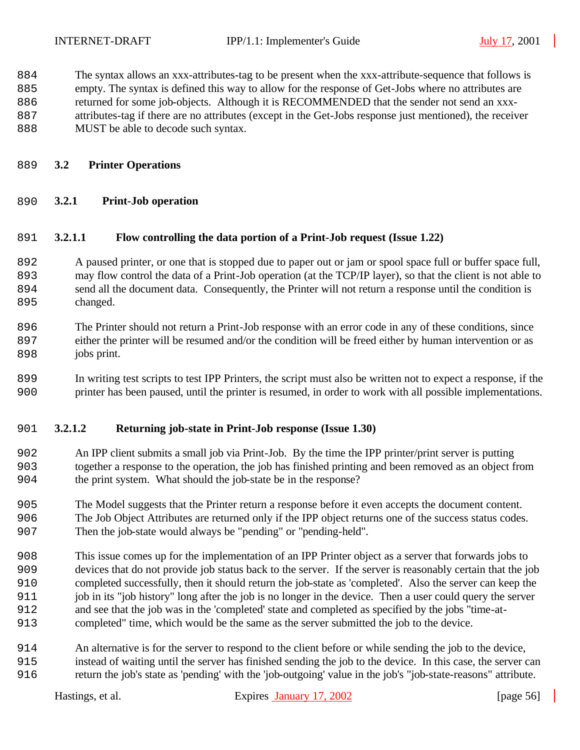The syntax allows an xxx-attributes-tag to be present when the xxx-attribute-sequence that follows is empty. The syntax is defined this way to allow for the response of Get-Jobs where no attributes are returned for some job-objects. Although it is RECOMMENDED that the sender not send an xxx-attributes-tag if there are no attributes (except in the Get-Jobs response just mentioned), the receiver MUST be able to decode such syntax.

## 3.2 Printer Operations

### 3.2.1 Print-Job operation

#### 3.2.1.1 Flow controlling the data portion of a Print-Job request (Issue 1.22)

A paused printer, or one that is stopped due to paper out or jam or spool space full or buffer space full, may flow control the data of a Print-Job operation (at the TCP/IP layer), so that the client is not able to send all the document data. Consequently, the Printer will not return a response until the condition is changed.

The Printer should not return a Print-Job response with an error code in any of these conditions, since either the printer will be resumed and/or the condition will be freed either by human intervention or as jobs print.

In writing test scripts to test IPP Printers, the script must also be written not to expect a response, if the printer has been paused, until the printer is resumed, in order to work with all possible implementations.

#### 3.2.1.2 Returning job-state in Print-Job response (Issue 1.30)

An IPP client submits a small job via Print-Job. By the time the IPP printer/print server is putting together a response to the operation, the job has finished printing and been removed as an object from the print system. What should the job-state be in the response?

The Model suggests that the Printer return a response before it even accepts the document content. The Job Object Attributes are returned only if the IPP object returns one of the success status codes. Then the job-state would always be "pending" or "pending-held".

This issue comes up for the implementation of an IPP Printer object as a server that forwards jobs to devices that do not provide job status back to the server. If the server is reasonably certain that the job completed successfully, then it should return the job-state as 'completed'. Also the server can keep the job in its "job history" long after the job is no longer in the device. Then a user could query the server and see that the job was in the 'completed' state and completed as specified by the jobs "time-at-completed" time, which would be the same as the server submitted the job to the device.

An alternative is for the server to respond to the client before or while sending the job to the device, instead of waiting until the server has finished sending the job to the device. In this case, the server can return the job's state as 'pending' with the 'job-outgoing' value in the job's "job-state-reasons" attribute.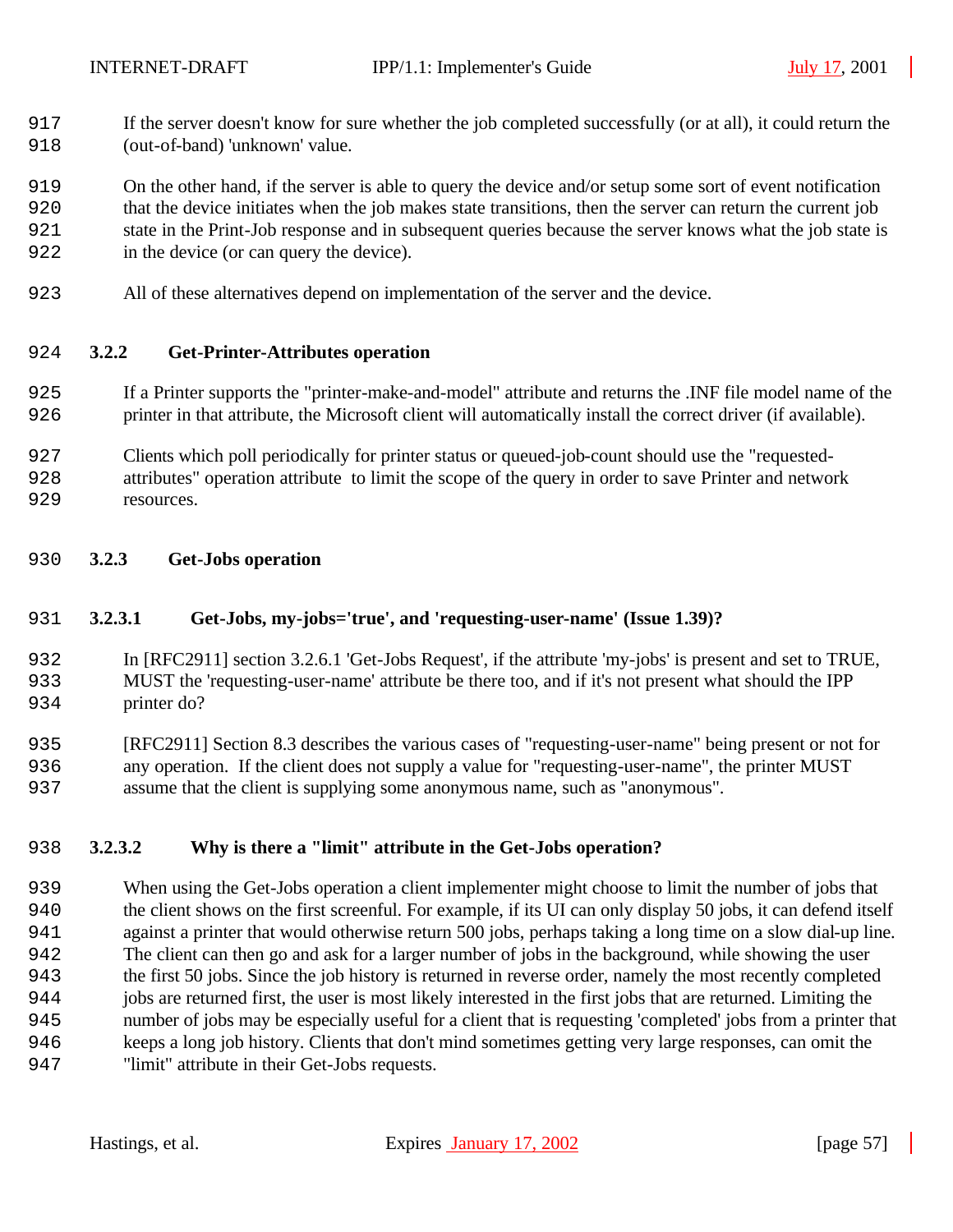If the server doesn't know for sure whether the job completed successfully (or at all), it could return the (out-of-band) 'unknown' value.

On the other hand, if the server is able to query the device and/or setup some sort of event notification that the device initiates when the job makes state transitions, then the server can return the current job state in the Print-Job response and in subsequent queries because the server knows what the job state is in the device (or can query the device).

All of these alternatives depend on implementation of the server and the device.

### 3.2.2 Get-Printer-Attributes operation

If a Printer supports the "printer-make-and-model" attribute and returns the .INF file model name of the printer in that attribute, the Microsoft client will automatically install the correct driver (if available).

Clients which poll periodically for printer status or queued-job-count should use the "requested-attributes" operation attribute to limit the scope of the query in order to save Printer and network resources.

### 3.2.3 Get-Jobs operation

#### 3.2.3.1 Get-Jobs, my-jobs='true', and 'requesting-user-name' (Issue 1.39)?

In [RFC2911] section 3.2.6.1 'Get-Jobs Request', if the attribute 'my-jobs' is present and set to TRUE, MUST the 'requesting-user-name' attribute be there too, and if it's not present what should the IPP printer do?

[RFC2911] Section 8.3 describes the various cases of "requesting-user-name" being present or not for any operation. If the client does not supply a value for "requesting-user-name", the printer MUST assume that the client is supplying some anonymous name, such as "anonymous".

#### 3.2.3.2 Why is there a "limit" attribute in the Get-Jobs operation?

When using the Get-Jobs operation a client implementer might choose to limit the number of jobs that the client shows on the first screenful. For example, if its UI can only display 50 jobs, it can defend itself against a printer that would otherwise return 500 jobs, perhaps taking a long time on a slow dial-up line. The client can then go and ask for a larger number of jobs in the background, while showing the user the first 50 jobs. Since the job history is returned in reverse order, namely the most recently completed jobs are returned first, the user is most likely interested in the first jobs that are returned. Limiting the number of jobs may be especially useful for a client that is requesting 'completed' jobs from a printer that keeps a long job history. Clients that don't mind sometimes getting very large responses, can omit the "limit" attribute in their Get-Jobs requests.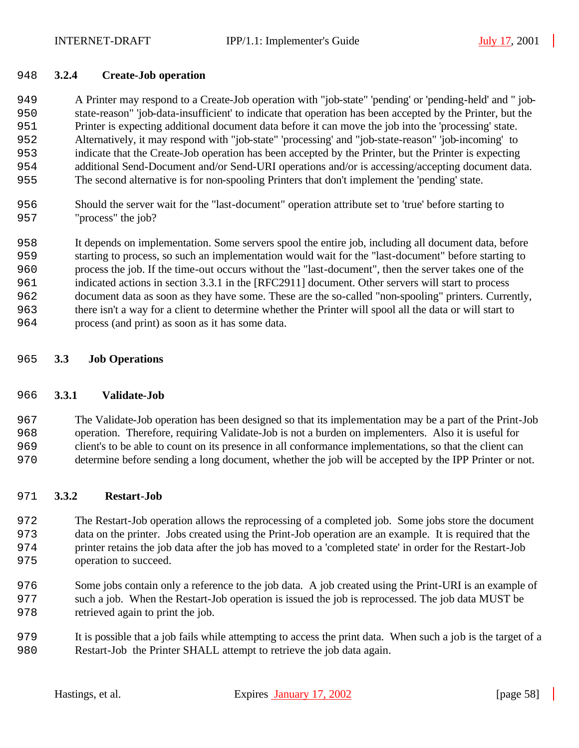### 3.2.4 Create-Job operation

A Printer may respond to a Create-Job operation with "job-state" 'pending' or 'pending-held' and " job-state-reason" 'job-data-insufficient' to indicate that operation has been accepted by the Printer, but the Printer is expecting additional document data before it can move the job into the 'processing' state. Alternatively, it may respond with "job-state" 'processing' and "job-state-reason" 'job-incoming' to indicate that the Create-Job operation has been accepted by the Printer, but the Printer is expecting additional Send-Document and/or Send-URI operations and/or is accessing/accepting document data. The second alternative is for non-spooling Printers that don't implement the 'pending' state.

Should the server wait for the "last-document" operation attribute set to 'true' before starting to "process" the job?

It depends on implementation. Some servers spool the entire job, including all document data, before starting to process, so such an implementation would wait for the "last-document" before starting to process the job. If the time-out occurs without the "last-document", then the server takes one of the indicated actions in section 3.3.1 in the [RFC2911] document. Other servers will start to process document data as soon as they have some. These are the so-called "non-spooling" printers. Currently, there isn't a way for a client to determine whether the Printer will spool all the data or will start to process (and print) as soon as it has some data.

## 3.3 Job Operations

### 3.3.1 Validate-Job

The Validate-Job operation has been designed so that its implementation may be a part of the Print-Job operation. Therefore, requiring Validate-Job is not a burden on implementers. Also it is useful for client's to be able to count on its presence in all conformance implementations, so that the client can determine before sending a long document, whether the job will be accepted by the IPP Printer or not.

### 3.3.2 Restart-Job

The Restart-Job operation allows the reprocessing of a completed job. Some jobs store the document data on the printer. Jobs created using the Print-Job operation are an example. It is required that the printer retains the job data after the job has moved to a 'completed state' in order for the Restart-Job operation to succeed.

Some jobs contain only a reference to the job data. A job created using the Print-URI is an example of such a job. When the Restart-Job operation is issued the job is reprocessed. The job data MUST be retrieved again to print the job.

It is possible that a job fails while attempting to access the print data. When such a job is the target of a Restart-Job the Printer SHALL attempt to retrieve the job data again.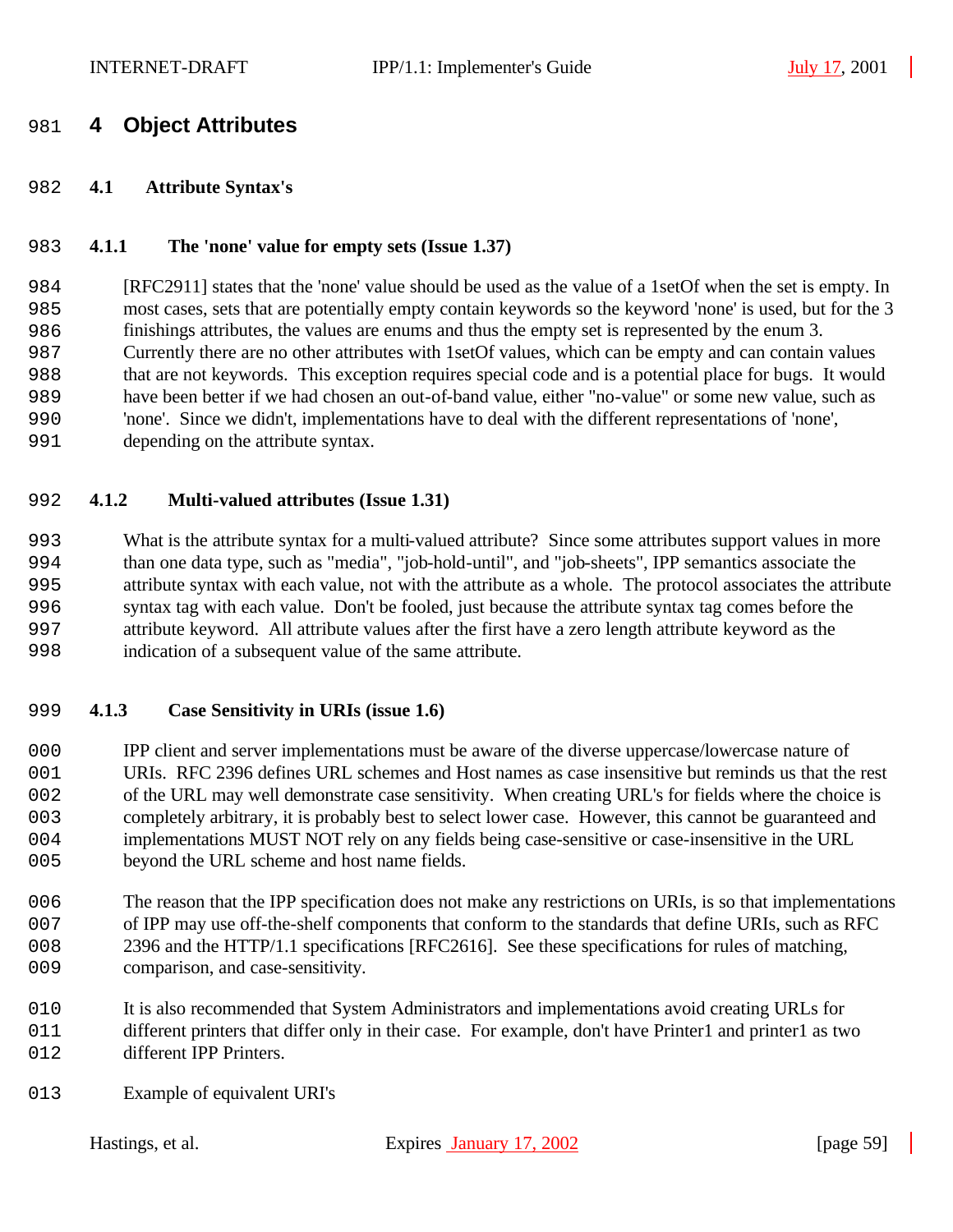# 4 Object Attributes

## 4.1 Attribute Syntax's

### 4.1.1 The 'none' value for empty sets (Issue 1.37)

[RFC2911] states that the 'none' value should be used as the value of a 1setOf when the set is empty. In most cases, sets that are potentially empty contain keywords so the keyword 'none' is used, but for the 3 finishings attributes, the values are enums and thus the empty set is represented by the enum 3. Currently there are no other attributes with 1setOf values, which can be empty and can contain values that are not keywords. This exception requires special code and is a potential place for bugs. It would have been better if we had chosen an out-of-band value, either "no-value" or some new value, such as 'none'. Since we didn't, implementations have to deal with the different representations of 'none', depending on the attribute syntax.

### 4.1.2 Multi-valued attributes (Issue 1.31)

What is the attribute syntax for a multi-valued attribute? Since some attributes support values in more than one data type, such as "media", "job-hold-until", and "job-sheets", IPP semantics associate the attribute syntax with each value, not with the attribute as a whole. The protocol associates the attribute syntax tag with each value. Don't be fooled, just because the attribute syntax tag comes before the attribute keyword. All attribute values after the first have a zero length attribute keyword as the indication of a subsequent value of the same attribute.

### 4.1.3 Case Sensitivity in URIs (issue 1.6)

IPP client and server implementations must be aware of the diverse uppercase/lowercase nature of URIs. RFC 2396 defines URL schemes and Host names as case insensitive but reminds us that the rest of the URL may well demonstrate case sensitivity. When creating URL's for fields where the choice is completely arbitrary, it is probably best to select lower case. However, this cannot be guaranteed and implementations MUST NOT rely on any fields being case-sensitive or case-insensitive in the URL beyond the URL scheme and host name fields.

The reason that the IPP specification does not make any restrictions on URIs, is so that implementations of IPP may use off-the-shelf components that conform to the standards that define URIs, such as RFC 2396 and the HTTP/1.1 specifications [RFC2616]. See these specifications for rules of matching, comparison, and case-sensitivity.

It is also recommended that System Administrators and implementations avoid creating URLs for different printers that differ only in their case. For example, don't have Printer1 and printer1 as two different IPP Printers.

Example of equivalent URI's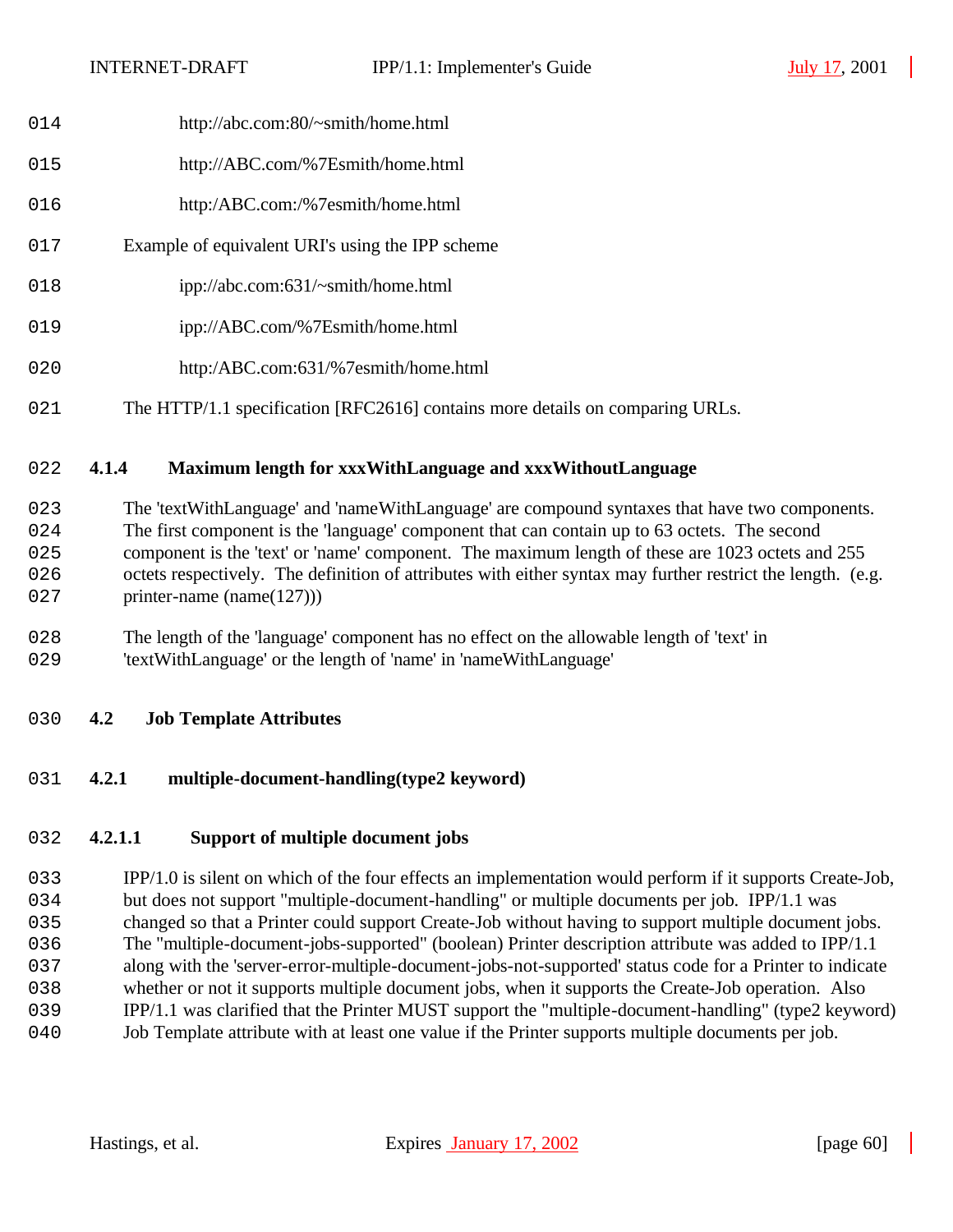http://abc.com:80/~smith/home.html

http://ABC.com/%7Esmith/home.html

http:/ABC.com:/%7esmith/home.html

Example of equivalent URI's using the IPP scheme

ipp://abc.com:631/~smith/home.html

ipp://ABC.com/%7Esmith/home.html

http:/ABC.com:631/%7esmith/home.html

The HTTP/1.1 specification [RFC2616] contains more details on comparing URLs.

### 4.1.4 Maximum length for xxxWithLanguage and xxxWithoutLanguage

The 'textWithLanguage' and 'nameWithLanguage' are compound syntaxes that have two components. The first component is the 'language' component that can contain up to 63 octets. The second component is the 'text' or 'name' component. The maximum length of these are 1023 octets and 255 octets respectively. The definition of attributes with either syntax may further restrict the length. (e.g. printer-name (name(127)))

The length of the 'language' component has no effect on the allowable length of 'text' in 'textWithLanguage' or the length of 'name' in 'nameWithLanguage'

## 4.2 Job Template Attributes

### 4.2.1 multiple-document-handling(type2 keyword)

#### 4.2.1.1 Support of multiple document jobs

IPP/1.0 is silent on which of the four effects an implementation would perform if it supports Create-Job, but does not support "multiple-document-handling" or multiple documents per job. IPP/1.1 was changed so that a Printer could support Create-Job without having to support multiple document jobs. The "multiple-document-jobs-supported" (boolean) Printer description attribute was added to IPP/1.1 along with the 'server-error-multiple-document-jobs-not-supported' status code for a Printer to indicate whether or not it supports multiple document jobs, when it supports the Create-Job operation. Also IPP/1.1 was clarified that the Printer MUST support the "multiple-document-handling" (type2 keyword) Job Template attribute with at least one value if the Printer supports multiple documents per job.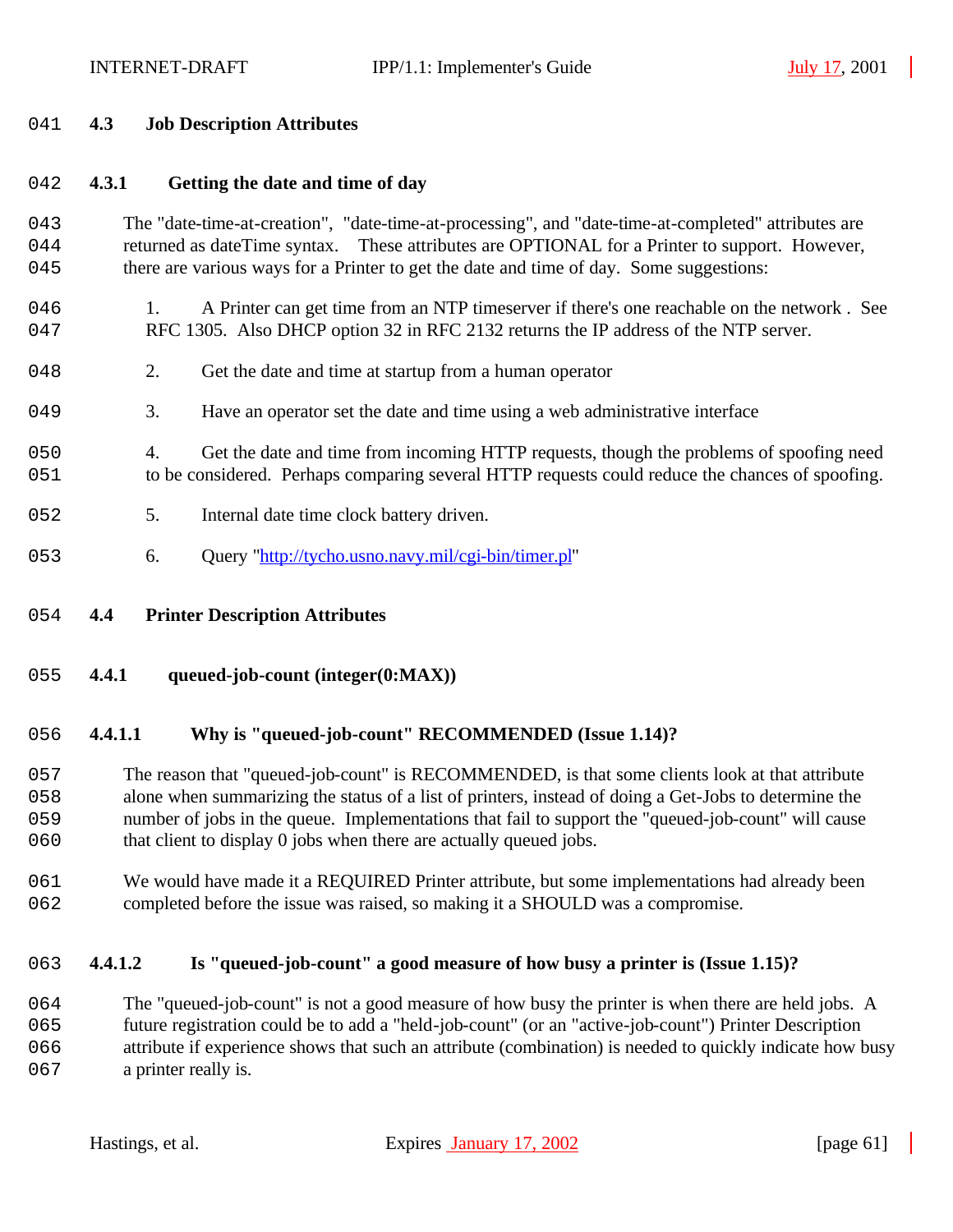## 4.3 Job Description Attributes

### 4.3.1 Getting the date and time of day

The "date-time-at-creation", "date-time-at-processing", and "date-time-at-completed" attributes are returned as dateTime syntax. These attributes are OPTIONAL for a Printer to support. However, there are various ways for a Printer to get the date and time of day. Some suggestions:

1. A Printer can get time from an NTP timeserver if there's one reachable on the network . See RFC 1305. Also DHCP option 32 in RFC 2132 returns the IP address of the NTP server.
2. Get the date and time at startup from a human operator
3. Have an operator set the date and time using a web administrative interface
4. Get the date and time from incoming HTTP requests, though the problems of spoofing need to be considered. Perhaps comparing several HTTP requests could reduce the chances of spoofing.
5. Internal date time clock battery driven.
6. Query "http://tycho.usno.navy.mil/cgi-bin/timer.pl"

## 4.4 Printer Description Attributes

### 4.4.1 queued-job-count (integer(0:MAX))

#### 4.4.1.1 Why is "queued-job-count" RECOMMENDED (Issue 1.14)?

The reason that "queued-job-count" is RECOMMENDED, is that some clients look at that attribute alone when summarizing the status of a list of printers, instead of doing a Get-Jobs to determine the number of jobs in the queue. Implementations that fail to support the "queued-job-count" will cause that client to display 0 jobs when there are actually queued jobs.

We would have made it a REQUIRED Printer attribute, but some implementations had already been completed before the issue was raised, so making it a SHOULD was a compromise.

#### 4.4.1.2 Is "queued-job-count" a good measure of how busy a printer is (Issue 1.15)?

The "queued-job-count" is not a good measure of how busy the printer is when there are held jobs. A future registration could be to add a "held-job-count" (or an "active-job-count") Printer Description attribute if experience shows that such an attribute (combination) is needed to quickly indicate how busy a printer really is.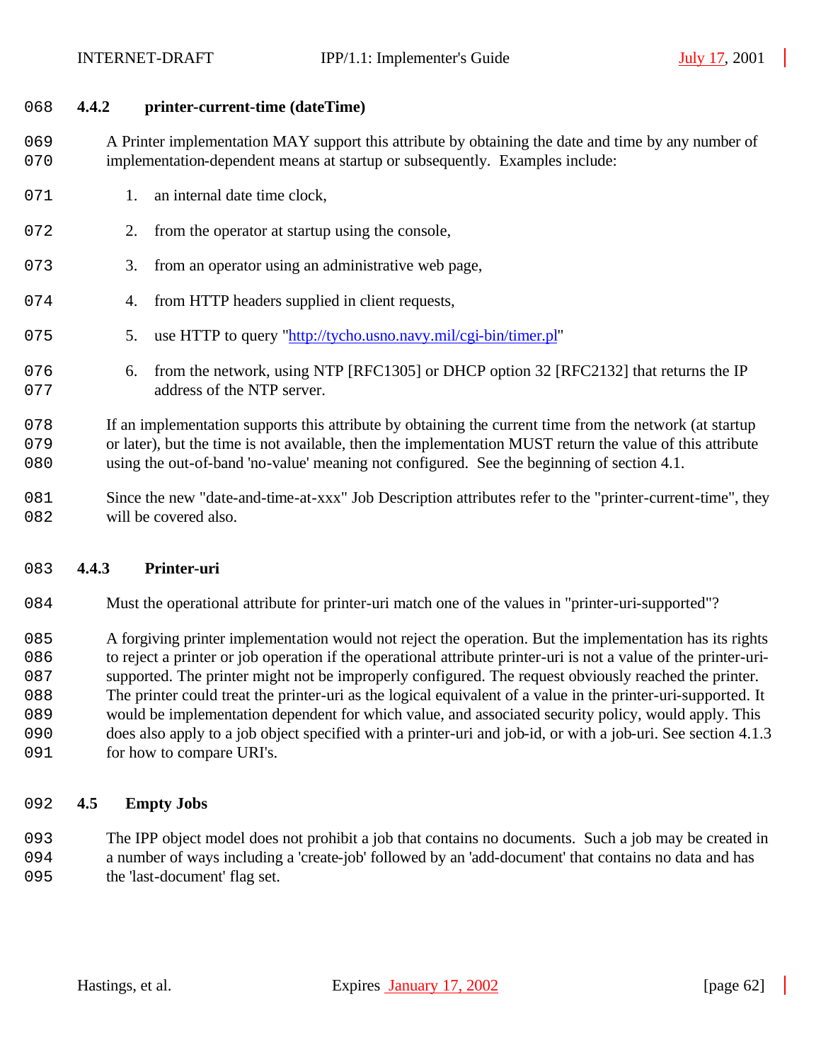### 4.4.2 printer-current-time (dateTime)

A Printer implementation MAY support this attribute by obtaining the date and time by any number of implementation-dependent means at startup or subsequently. Examples include:

1. an internal date time clock,
2. from the operator at startup using the console,
3. from an operator using an administrative web page,
4. from HTTP headers supplied in client requests,
5. use HTTP to query "http://tycho.usno.navy.mil/cgi-bin/timer.pl"
6. from the network, using NTP [RFC1305] or DHCP option 32 [RFC2132] that returns the IP address of the NTP server.

If an implementation supports this attribute by obtaining the current time from the network (at startup or later), but the time is not available, then the implementation MUST return the value of this attribute using the out-of-band 'no-value' meaning not configured. See the beginning of section 4.1.

Since the new "date-and-time-at-xxx" Job Description attributes refer to the "printer-current-time", they will be covered also.

### 4.4.3 Printer-uri

Must the operational attribute for printer-uri match one of the values in "printer-uri-supported"?

A forgiving printer implementation would not reject the operation. But the implementation has its rights to reject a printer or job operation if the operational attribute printer-uri is not a value of the printer-uri-supported. The printer might not be improperly configured. The request obviously reached the printer. The printer could treat the printer-uri as the logical equivalent of a value in the printer-uri-supported. It would be implementation dependent for which value, and associated security policy, would apply. This does also apply to a job object specified with a printer-uri and job-id, or with a job-uri. See section 4.1.3 for how to compare URI's.

## 4.5 Empty Jobs

The IPP object model does not prohibit a job that contains no documents. Such a job may be created in a number of ways including a 'create-job' followed by an 'add-document' that contains no data and has the 'last-document' flag set.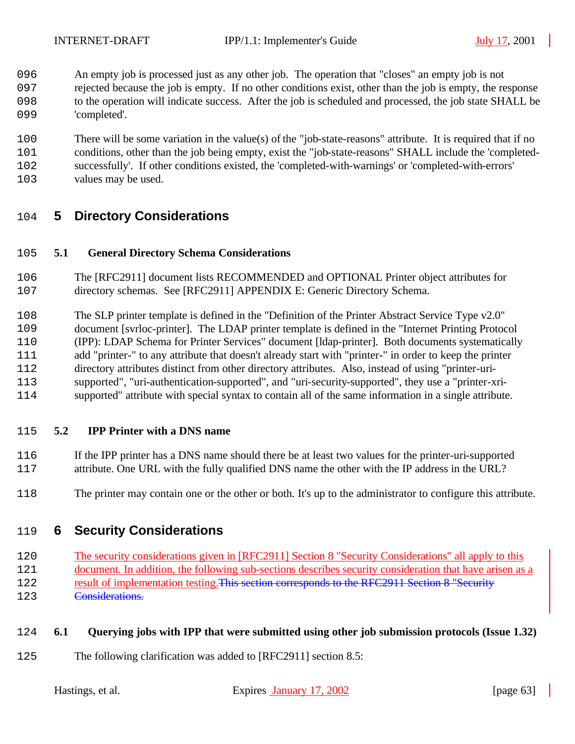An empty job is processed just as any other job. The operation that "closes" an empty job is not rejected because the job is empty. If no other conditions exist, other than the job is empty, the response to the operation will indicate success. After the job is scheduled and processed, the job state SHALL be 'completed'.

There will be some variation in the value(s) of the "job-state-reasons" attribute. It is required that if no conditions, other than the job being empty, exist the "job-state-reasons" SHALL include the 'completed-successfully'. If other conditions existed, the 'completed-with-warnings' or 'completed-with-errors' values may be used.

# 5 Directory Considerations

## 5.1 General Directory Schema Considerations

The [RFC2911] document lists RECOMMENDED and OPTIONAL Printer object attributes for directory schemas. See [RFC2911] APPENDIX E: Generic Directory Schema.

The SLP printer template is defined in the "Definition of the Printer Abstract Service Type v2.0" document [svrloc-printer]. The LDAP printer template is defined in the "Internet Printing Protocol (IPP): LDAP Schema for Printer Services" document [ldap-printer]. Both documents systematically add "printer-" to any attribute that doesn't already start with "printer-" in order to keep the printer directory attributes distinct from other directory attributes. Also, instead of using "printer-uri-supported", "uri-authentication-supported", and "uri-security-supported", they use a "printer-xri-supported" attribute with special syntax to contain all of the same information in a single attribute.

## 5.2 IPP Printer with a DNS name

If the IPP printer has a DNS name should there be at least two values for the printer-uri-supported attribute. One URL with the fully qualified DNS name the other with the IP address in the URL?

The printer may contain one or the other or both. It's up to the administrator to configure this attribute.

# 6 Security Considerations

The security considerations given in [RFC2911] Section 8 "Security Considerations" all apply to this document. In addition, the following sub-sections describes security consideration that have arisen as a result of implementation testing.~~This section corresponds to the RFC2911 Section 8 "Security Considerations.~~

## 6.1 Querying jobs with IPP that were submitted using other job submission protocols (Issue 1.32)

The following clarification was added to [RFC2911] section 8.5: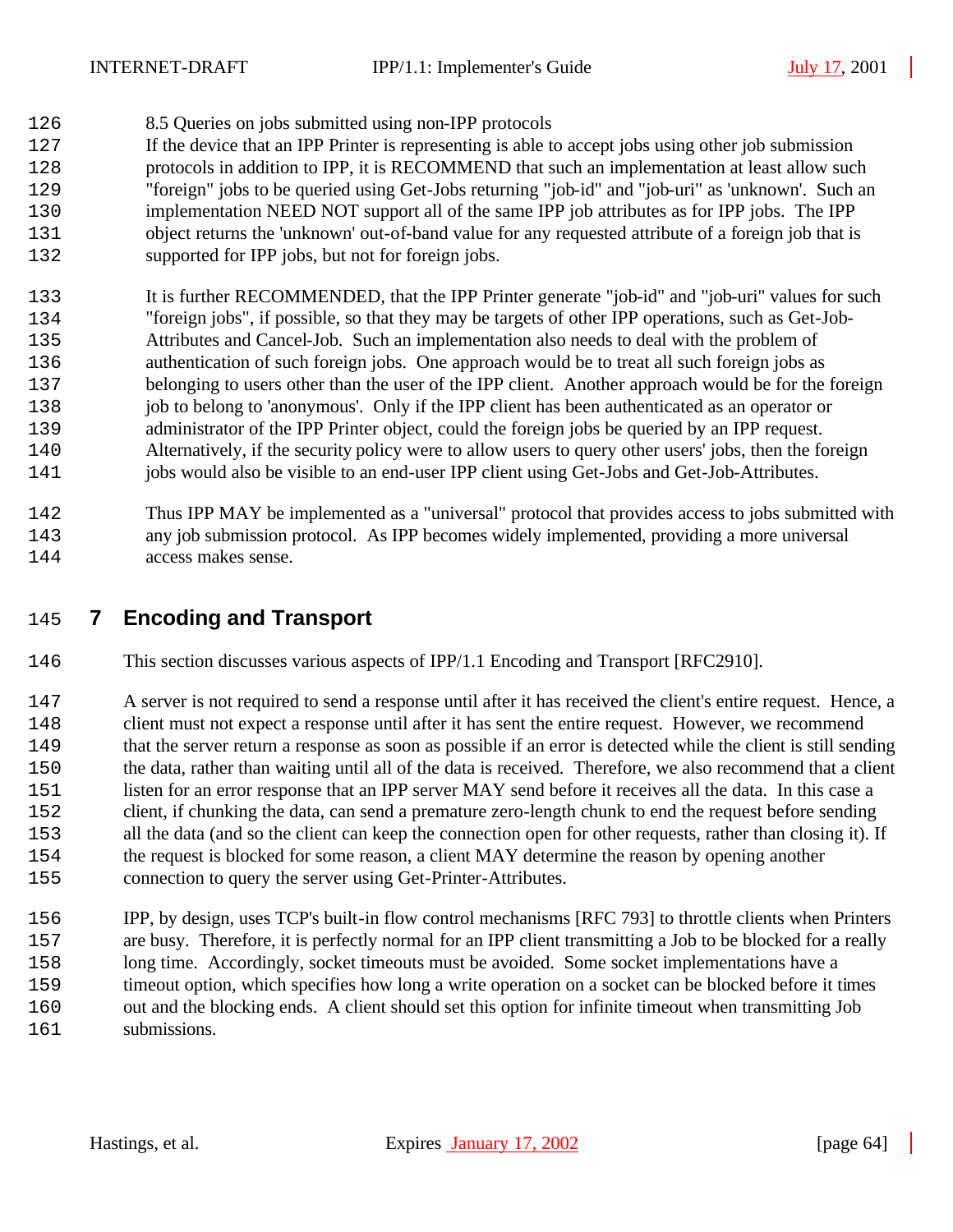### 8.5 Queries on jobs submitted using non-IPP protocols

If the device that an IPP Printer is representing is able to accept jobs using other job submission protocols in addition to IPP, it is RECOMMEND that such an implementation at least allow such "foreign" jobs to be queried using Get-Jobs returning "job-id" and "job-uri" as 'unknown'. Such an implementation NEED NOT support all of the same IPP job attributes as for IPP jobs. The IPP object returns the 'unknown' out-of-band value for any requested attribute of a foreign job that is supported for IPP jobs, but not for foreign jobs.

It is further RECOMMENDED, that the IPP Printer generate "job-id" and "job-uri" values for such "foreign jobs", if possible, so that they may be targets of other IPP operations, such as Get-Job-Attributes and Cancel-Job. Such an implementation also needs to deal with the problem of authentication of such foreign jobs. One approach would be to treat all such foreign jobs as belonging to users other than the user of the IPP client. Another approach would be for the foreign job to belong to 'anonymous'. Only if the IPP client has been authenticated as an operator or administrator of the IPP Printer object, could the foreign jobs be queried by an IPP request. Alternatively, if the security policy were to allow users to query other users' jobs, then the foreign jobs would also be visible to an end-user IPP client using Get-Jobs and Get-Job-Attributes.

Thus IPP MAY be implemented as a "universal" protocol that provides access to jobs submitted with any job submission protocol. As IPP becomes widely implemented, providing a more universal access makes sense.

# 7 Encoding and Transport

This section discusses various aspects of IPP/1.1 Encoding and Transport [RFC2910].

A server is not required to send a response until after it has received the client's entire request. Hence, a client must not expect a response until after it has sent the entire request. However, we recommend that the server return a response as soon as possible if an error is detected while the client is still sending the data, rather than waiting until all of the data is received. Therefore, we also recommend that a client listen for an error response that an IPP server MAY send before it receives all the data. In this case a client, if chunking the data, can send a premature zero-length chunk to end the request before sending all the data (and so the client can keep the connection open for other requests, rather than closing it). If the request is blocked for some reason, a client MAY determine the reason by opening another connection to query the server using Get-Printer-Attributes.

IPP, by design, uses TCP's built-in flow control mechanisms [RFC 793] to throttle clients when Printers are busy. Therefore, it is perfectly normal for an IPP client transmitting a Job to be blocked for a really long time. Accordingly, socket timeouts must be avoided. Some socket implementations have a timeout option, which specifies how long a write operation on a socket can be blocked before it times out and the blocking ends. A client should set this option for infinite timeout when transmitting Job submissions.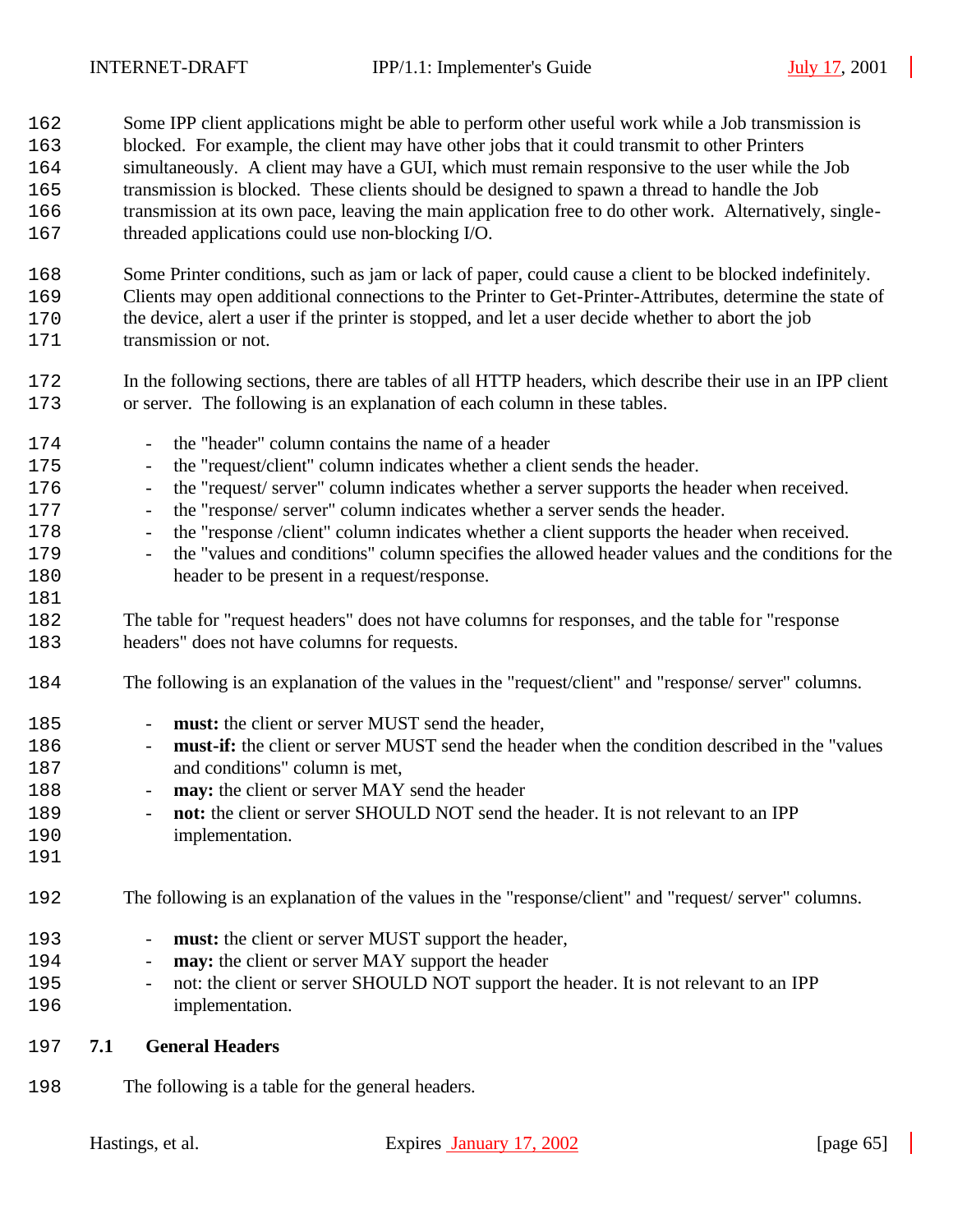Some IPP client applications might be able to perform other useful work while a Job transmission is blocked. For example, the client may have other jobs that it could transmit to other Printers simultaneously. A client may have a GUI, which must remain responsive to the user while the Job transmission is blocked. These clients should be designed to spawn a thread to handle the Job transmission at its own pace, leaving the main application free to do other work. Alternatively, single-threaded applications could use non-blocking I/O.

Some Printer conditions, such as jam or lack of paper, could cause a client to be blocked indefinitely. Clients may open additional connections to the Printer to Get-Printer-Attributes, determine the state of the device, alert a user if the printer is stopped, and let a user decide whether to abort the job transmission or not.

In the following sections, there are tables of all HTTP headers, which describe their use in an IPP client or server. The following is an explanation of each column in these tables.

- the "header" column contains the name of a header
- the "request/client" column indicates whether a client sends the header.
- the "request/ server" column indicates whether a server supports the header when received.
- the "response/ server" column indicates whether a server sends the header.
- the "response /client" column indicates whether a client supports the header when received.
- the "values and conditions" column specifies the allowed header values and the conditions for the header to be present in a request/response.

The table for "request headers" does not have columns for responses, and the table for "response headers" does not have columns for requests.

The following is an explanation of the values in the "request/client" and "response/ server" columns.

- **must:** the client or server MUST send the header,
- **must-if:** the client or server MUST send the header when the condition described in the "values and conditions" column is met,
- **may:** the client or server MAY send the header
- **not:** the client or server SHOULD NOT send the header. It is not relevant to an IPP implementation.

The following is an explanation of the values in the "response/client" and "request/ server" columns.

- **must:** the client or server MUST support the header,
- **may:** the client or server MAY support the header
- not: the client or server SHOULD NOT support the header. It is not relevant to an IPP implementation.

## 7.1 General Headers

The following is a table for the general headers.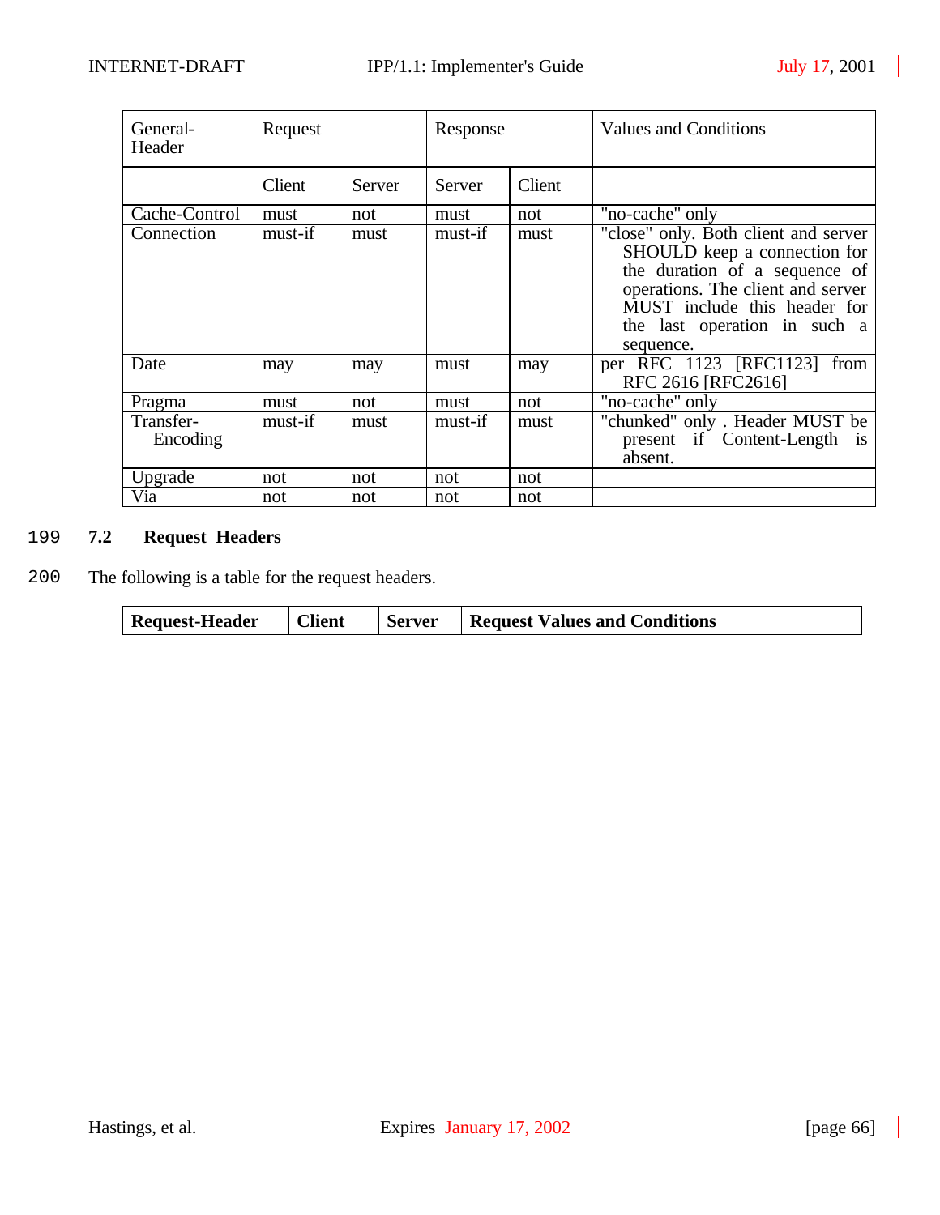| General-Header | Request | | Response | | Values and Conditions |
|---|---|---|---|---|---|
| | Client | Server | Server | Client | |
| Cache-Control | must | not | must | not | "no-cache" only |
| Connection | must-if | must | must-if | must | "close" only. Both client and server SHOULD keep a connection for the duration of a sequence of operations. The client and server MUST include this header for the last operation in such a sequence. |
| Date | may | may | must | may | per RFC 1123 [RFC1123] from RFC 2616 [RFC2616] |
| Pragma | must | not | must | not | "no-cache" only |
| Transfer-Encoding | must-if | must | must-if | must | "chunked" only . Header MUST be present if Content-Length is absent. |
| Upgrade | not | not | not | not | |
| Via | not | not | not | not | |

199 **7.2 Request Headers**

200 The following is a table for the request headers.

| Request-Header | Client | Server | Request Values and Conditions |
|---|---|---|---|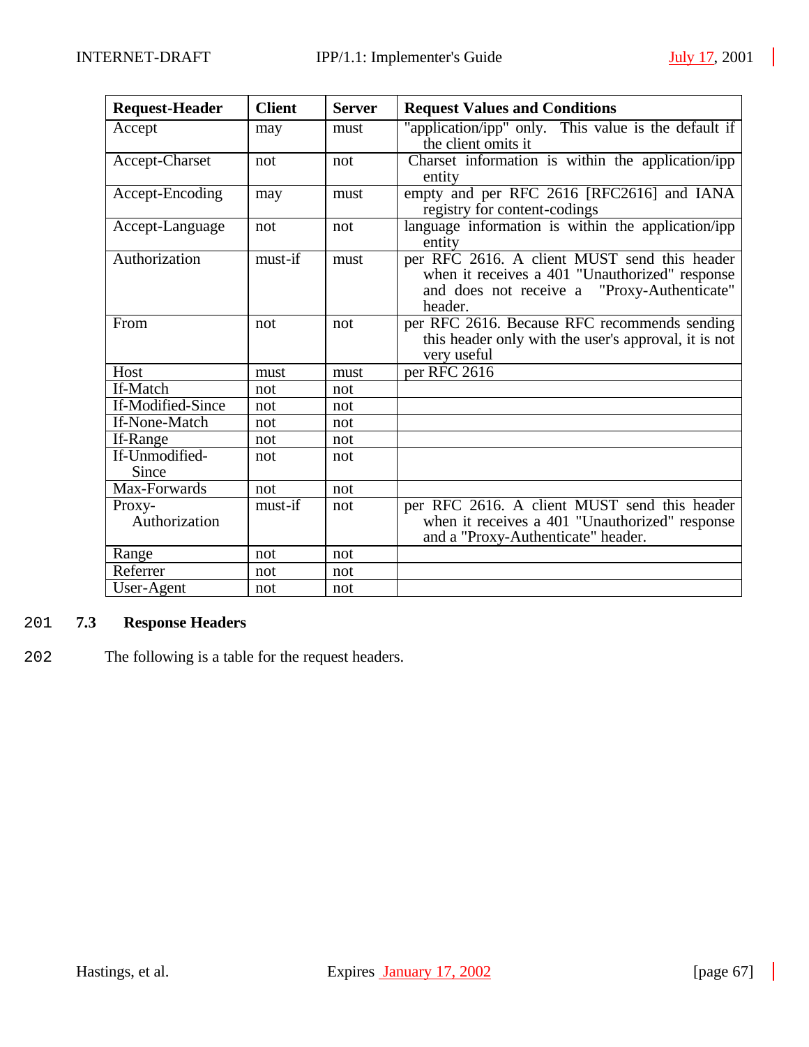| Request-Header | Client | Server | Request Values and Conditions |
|---|---|---|---|
| Accept | may | must | "application/ipp" only. This value is the default if the client omits it |
| Accept-Charset | not | not | Charset information is within the application/ipp entity |
| Accept-Encoding | may | must | empty and per RFC 2616 [RFC2616] and IANA registry for content-codings |
| Accept-Language | not | not | language information is within the application/ipp entity |
| Authorization | must-if | must | per RFC 2616. A client MUST send this header when it receives a 401 "Unauthorized" response and does not receive a "Proxy-Authenticate" header. |
| From | not | not | per RFC 2616. Because RFC recommends sending this header only with the user's approval, it is not very useful |
| Host | must | must | per RFC 2616 |
| If-Match | not | not | |
| If-Modified-Since | not | not | |
| If-None-Match | not | not | |
| If-Range | not | not | |
| If-Unmodified-Since | not | not | |
| Max-Forwards | not | not | |
| Proxy-Authorization | must-if | not | per RFC 2616. A client MUST send this header when it receives a 401 "Unauthorized" response and a "Proxy-Authenticate" header. |
| Range | not | not | |
| Referrer | not | not | |
| User-Agent | not | not | |

201 **7.3 Response Headers**

202 The following is a table for the request headers.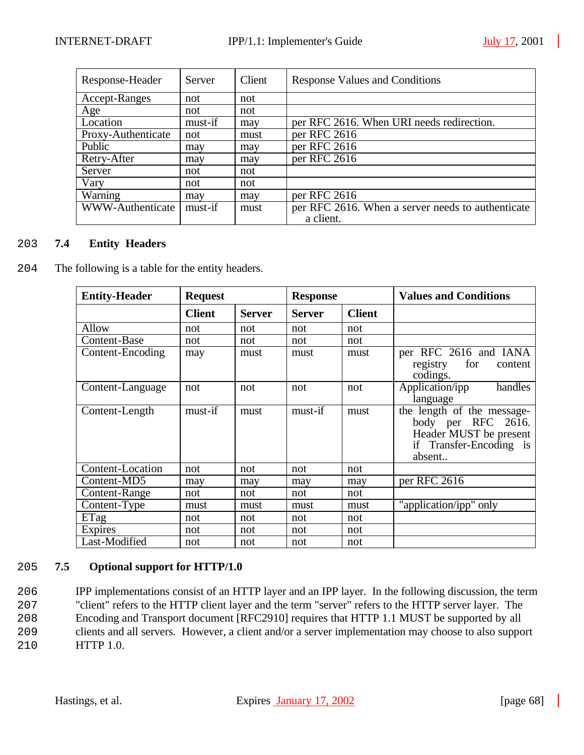| Response-Header | Server | Client | Response Values and Conditions |
|---|---|---|---|
| Accept-Ranges | not | not | |
| Age | not | not | |
| Location | must-if | may | per RFC 2616. When URI needs redirection. |
| Proxy-Authenticate | not | must | per RFC 2616 |
| Public | may | may | per RFC 2616 |
| Retry-After | may | may | per RFC 2616 |
| Server | not | not | |
| Vary | not | not | |
| Warning | may | may | per RFC 2616 |
| WWW-Authenticate | must-if | must | per RFC 2616. When a server needs to authenticate a client. |

203 **7.4 Entity Headers**

204 The following is a table for the entity headers.

| **Entity-Header** | **Request** | | **Response** | | **Values and Conditions** |
|---|---|---|---|---|---|
| | **Client** | **Server** | **Server** | **Client** | |
| Allow | not | not | not | not | |
| Content-Base | not | not | not | not | |
| Content-Encoding | may | must | must | must | per RFC 2616 and IANA registry for content codings. |
| Content-Language | not | not | not | not | Application/ipp handles language |
| Content-Length | must-if | must | must-if | must | the length of the message-body per RFC 2616. Header MUST be present if Transfer-Encoding is absent.. |
| Content-Location | not | not | not | not | |
| Content-MD5 | may | may | may | may | per RFC 2616 |
| Content-Range | not | not | not | not | |
| Content-Type | must | must | must | must | "application/ipp" only |
| ETag | not | not | not | not | |
| Expires | not | not | not | not | |
| Last-Modified | not | not | not | not | |

205 **7.5 Optional support for HTTP/1.0**

206 IPP implementations consist of an HTTP layer and an IPP layer. In the following discussion, the term
207 "client" refers to the HTTP client layer and the term "server" refers to the HTTP server layer. The
208 Encoding and Transport document [RFC2910] requires that HTTP 1.1 MUST be supported by all
209 clients and all servers. However, a client and/or a server implementation may choose to also support
210 HTTP 1.0.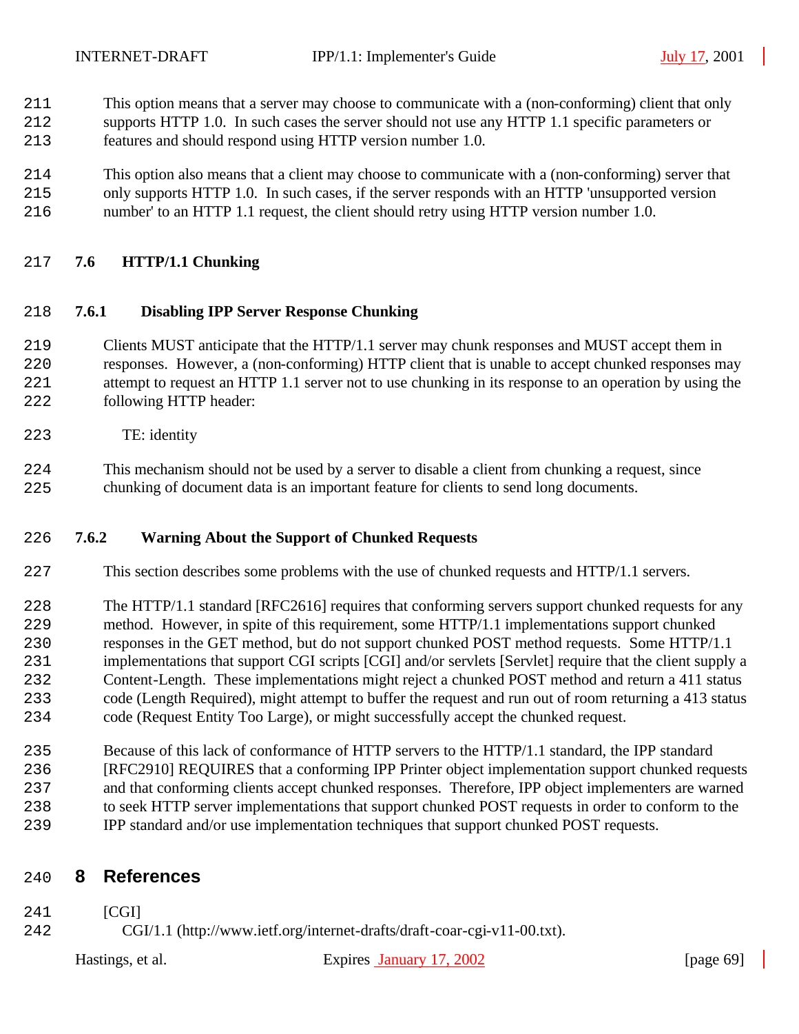This option means that a server may choose to communicate with a (non-conforming) client that only supports HTTP 1.0. In such cases the server should not use any HTTP 1.1 specific parameters or features and should respond using HTTP version number 1.0.

This option also means that a client may choose to communicate with a (non-conforming) server that only supports HTTP 1.0. In such cases, if the server responds with an HTTP 'unsupported version number' to an HTTP 1.1 request, the client should retry using HTTP version number 1.0.

### 7.6 HTTP/1.1 Chunking

#### 7.6.1 Disabling IPP Server Response Chunking

Clients MUST anticipate that the HTTP/1.1 server may chunk responses and MUST accept them in responses. However, a (non-conforming) HTTP client that is unable to accept chunked responses may attempt to request an HTTP 1.1 server not to use chunking in its response to an operation by using the following HTTP header:

```
TE: identity
```

This mechanism should not be used by a server to disable a client from chunking a request, since chunking of document data is an important feature for clients to send long documents.

#### 7.6.2 Warning About the Support of Chunked Requests

This section describes some problems with the use of chunked requests and HTTP/1.1 servers.

The HTTP/1.1 standard [RFC2616] requires that conforming servers support chunked requests for any method. However, in spite of this requirement, some HTTP/1.1 implementations support chunked responses in the GET method, but do not support chunked POST method requests. Some HTTP/1.1 implementations that support CGI scripts [CGI] and/or servlets [Servlet] require that the client supply a Content-Length. These implementations might reject a chunked POST method and return a 411 status code (Length Required), might attempt to buffer the request and run out of room returning a 413 status code (Request Entity Too Large), or might successfully accept the chunked request.

Because of this lack of conformance of HTTP servers to the HTTP/1.1 standard, the IPP standard [RFC2910] REQUIRES that a conforming IPP Printer object implementation support chunked requests and that conforming clients accept chunked responses. Therefore, IPP object implementers are warned to seek HTTP server implementations that support chunked POST requests in order to conform to the IPP standard and/or use implementation techniques that support chunked POST requests.

## 8 References

[CGI]
CGI/1.1 (http://www.ietf.org/internet-drafts/draft-coar-cgi-v11-00.txt).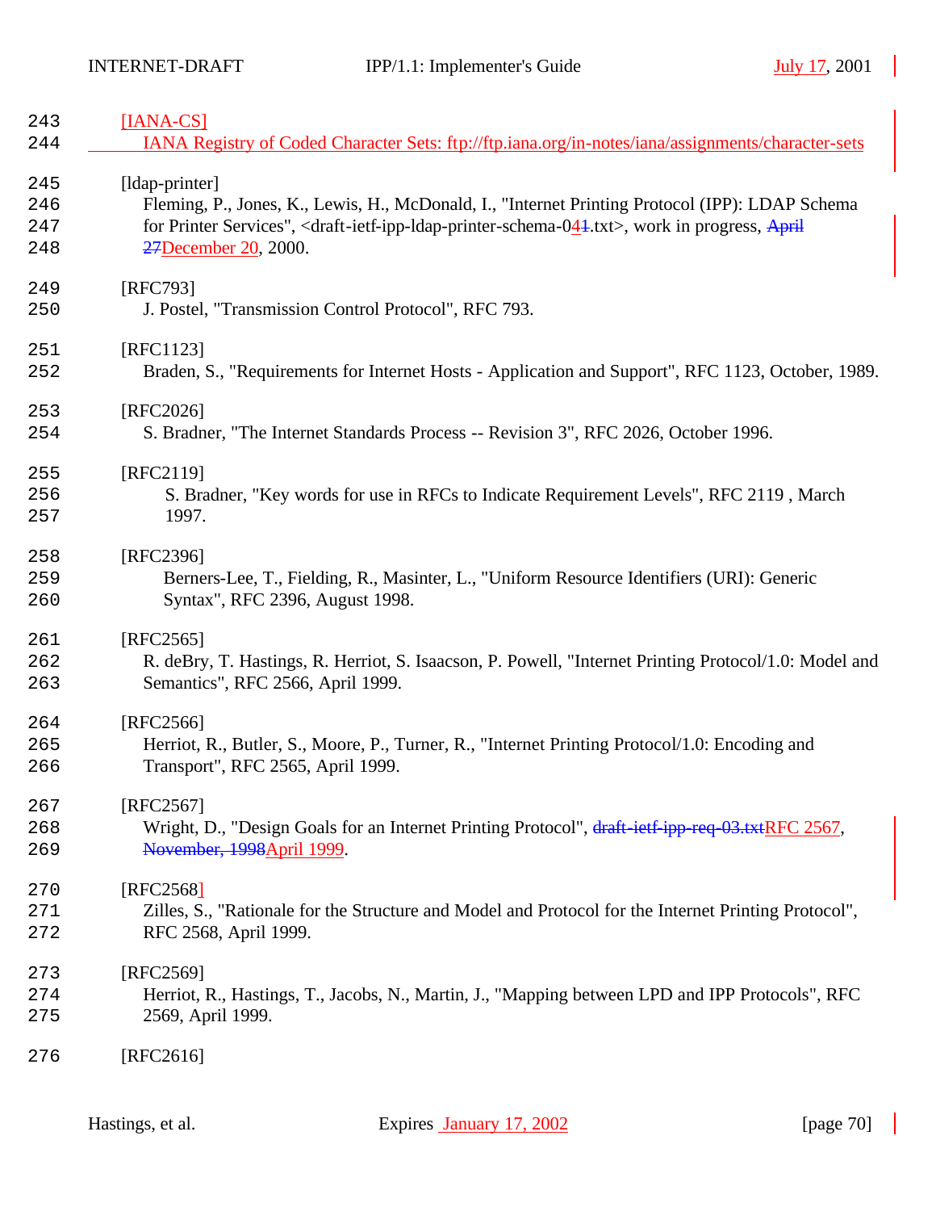243 [IANA-CS]
244 IANA Registry of Coded Character Sets: ftp://ftp.iana.org/in-notes/iana/assignments/character-sets

245 [ldap-printer]
246 Fleming, P., Jones, K., Lewis, H., McDonald, I., "Internet Printing Protocol (IPP): LDAP Schema
247 for Printer Services", <draft-ietf-ipp-ldap-printer-schema-041.txt>, work in progress, April
248 27December 20, 2000.

249 [RFC793]
250 J. Postel, "Transmission Control Protocol", RFC 793.

251 [RFC1123]
252 Braden, S., "Requirements for Internet Hosts - Application and Support", RFC 1123, October, 1989.

253 [RFC2026]
254 S. Bradner, "The Internet Standards Process -- Revision 3", RFC 2026, October 1996.

255 [RFC2119]
256 S. Bradner, "Key words for use in RFCs to Indicate Requirement Levels", RFC 2119 , March
257 1997.

258 [RFC2396]
259 Berners-Lee, T., Fielding, R., Masinter, L., "Uniform Resource Identifiers (URI): Generic
260 Syntax", RFC 2396, August 1998.

261 [RFC2565]
262 R. deBry, T. Hastings, R. Herriot, S. Isaacson, P. Powell, "Internet Printing Protocol/1.0: Model and
263 Semantics", RFC 2566, April 1999.

264 [RFC2566]
265 Herriot, R., Butler, S., Moore, P., Turner, R., "Internet Printing Protocol/1.0: Encoding and
266 Transport", RFC 2565, April 1999.

267 [RFC2567]
268 Wright, D., "Design Goals for an Internet Printing Protocol", draft-ietf-ipp-req-03.txtRFC 2567,
269 November, 1998April 1999.

270 [RFC2568]
271 Zilles, S., "Rationale for the Structure and Model and Protocol for the Internet Printing Protocol",
272 RFC 2568, April 1999.

273 [RFC2569]
274 Herriot, R., Hastings, T., Jacobs, N., Martin, J., "Mapping between LPD and IPP Protocols", RFC
275 2569, April 1999.

276 [RFC2616]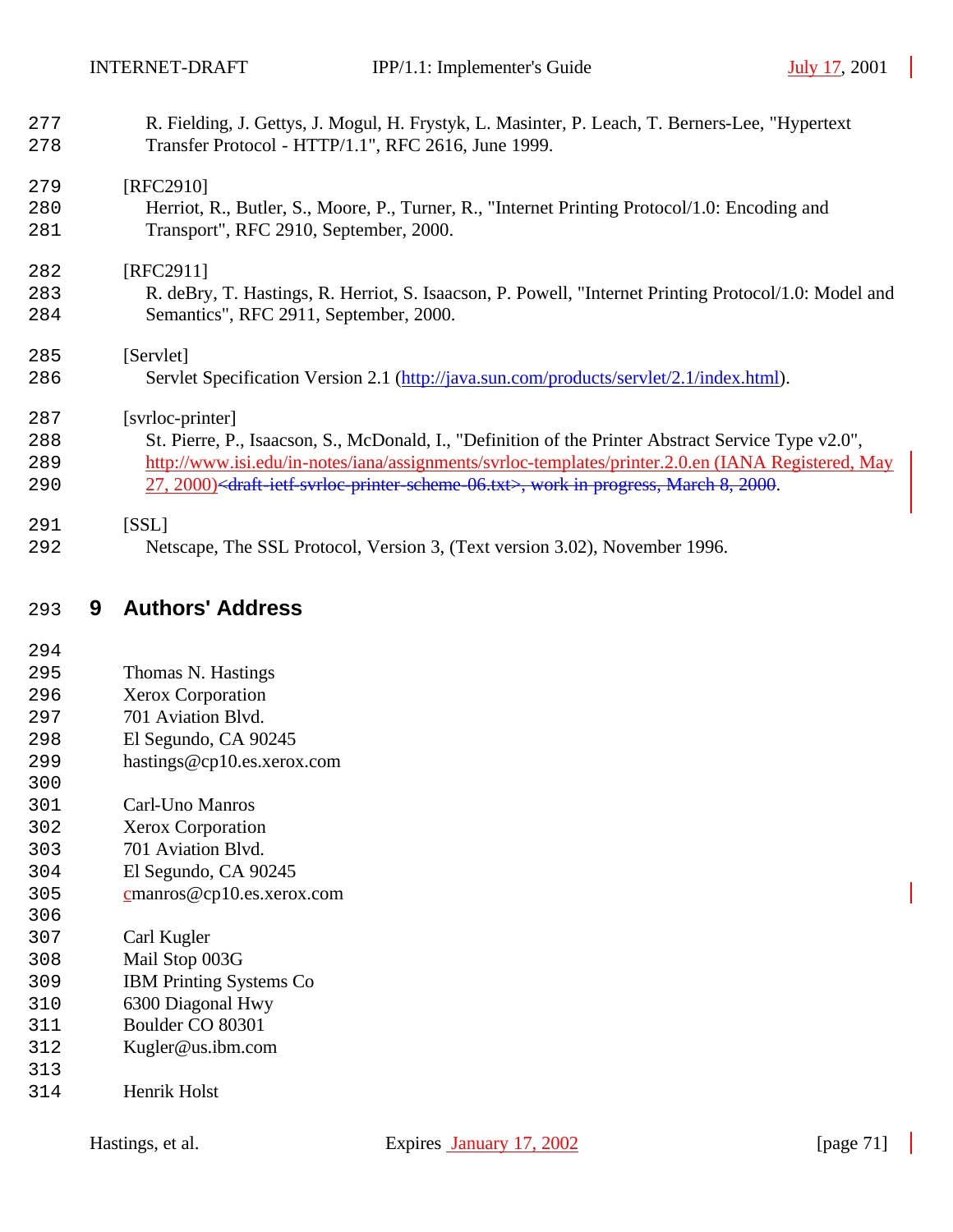R. Fielding, J. Gettys, J. Mogul, H. Frystyk, L. Masinter, P. Leach, T. Berners-Lee, "Hypertext Transfer Protocol - HTTP/1.1", RFC 2616, June 1999.

[RFC2910]
Herriot, R., Butler, S., Moore, P., Turner, R., "Internet Printing Protocol/1.0: Encoding and Transport", RFC 2910, September, 2000.

[RFC2911]
R. deBry, T. Hastings, R. Herriot, S. Isaacson, P. Powell, "Internet Printing Protocol/1.0: Model and Semantics", RFC 2911, September, 2000.

[Servlet]
Servlet Specification Version 2.1 (http://java.sun.com/products/servlet/2.1/index.html).

[svrloc-printer]
St. Pierre, P., Isaacson, S., McDonald, I., "Definition of the Printer Abstract Service Type v2.0", http://www.isi.edu/in-notes/iana/assignments/svrloc-templates/printer.2.0.en (IANA Registered, May 27, 2000)~~<draft-ietf-svrloc-printer-scheme-06.txt>, work in progress, March 8, 2000~~.

[SSL]
Netscape, The SSL Protocol, Version 3, (Text version 3.02), November 1996.

# 9 Authors' Address

Thomas N. Hastings
Xerox Corporation
701 Aviation Blvd.
El Segundo, CA 90245
hastings@cp10.es.xerox.com

Carl-Uno Manros
Xerox Corporation
701 Aviation Blvd.
El Segundo, CA 90245
cmanros@cp10.es.xerox.com

Carl Kugler
Mail Stop 003G
IBM Printing Systems Co
6300 Diagonal Hwy
Boulder CO 80301
Kugler@us.ibm.com

Henrik Holst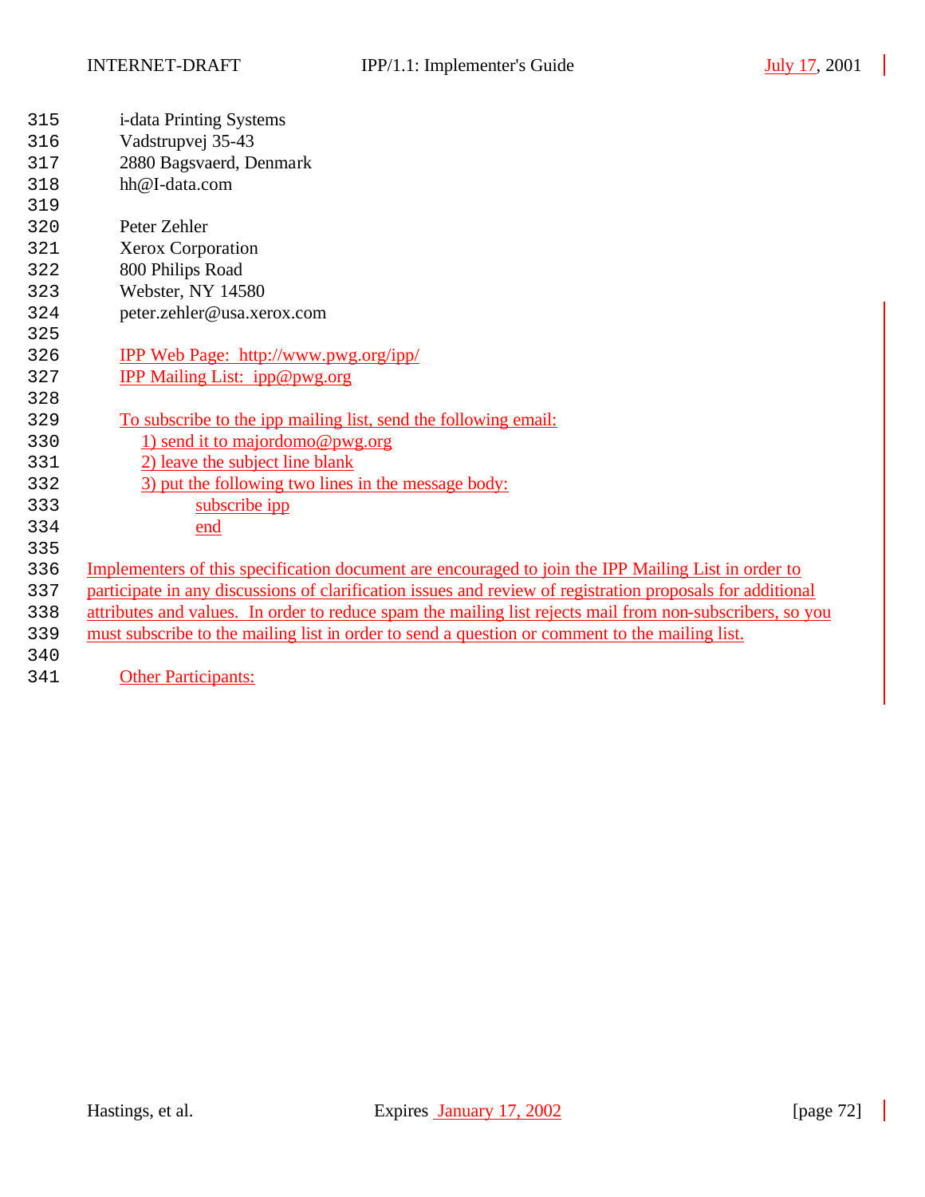i-data Printing Systems
Vadstrupvej 35-43
2880 Bagsvaerd, Denmark
hh@I-data.com

Peter Zehler
Xerox Corporation
800 Philips Road
Webster, NY 14580
peter.zehler@usa.xerox.com

IPP Web Page: http://www.pwg.org/ipp/
IPP Mailing List: ipp@pwg.org

To subscribe to the ipp mailing list, send the following email:

1) send it to majordomo@pwg.org
2) leave the subject line blank
3) put the following two lines in the message body:

```
subscribe ipp
end
```

Implementers of this specification document are encouraged to join the IPP Mailing List in order to participate in any discussions of clarification issues and review of registration proposals for additional attributes and values. In order to reduce spam the mailing list rejects mail from non-subscribers, so you must subscribe to the mailing list in order to send a question or comment to the mailing list.

Other Participants: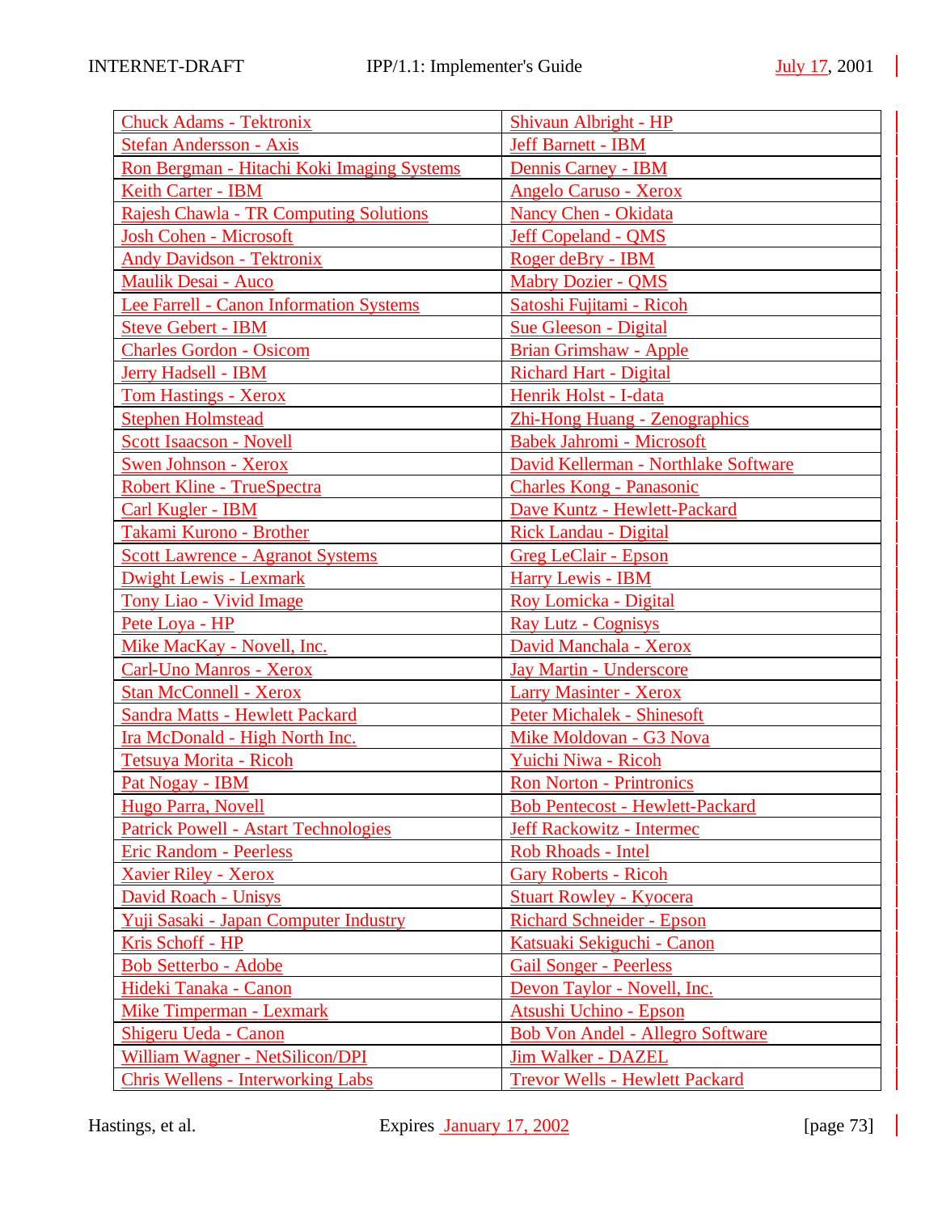| | |
|---|---|
| Chuck Adams - Tektronix | Shivaun Albright - HP |
| Stefan Andersson - Axis | Jeff Barnett - IBM |
| Ron Bergman - Hitachi Koki Imaging Systems | Dennis Carney - IBM |
| Keith Carter - IBM | Angelo Caruso - Xerox |
| Rajesh Chawla - TR Computing Solutions | Nancy Chen - Okidata |
| Josh Cohen - Microsoft | Jeff Copeland - QMS |
| Andy Davidson - Tektronix | Roger deBry - IBM |
| Maulik Desai - Auco | Mabry Dozier - QMS |
| Lee Farrell - Canon Information Systems | Satoshi Fujitami - Ricoh |
| Steve Gebert - IBM | Sue Gleeson - Digital |
| Charles Gordon - Osicom | Brian Grimshaw - Apple |
| Jerry Hadsell - IBM | Richard Hart - Digital |
| Tom Hastings - Xerox | Henrik Holst - I-data |
| Stephen Holmstead | Zhi-Hong Huang - Zenographics |
| Scott Isaacson - Novell | Babek Jahromi - Microsoft |
| Swen Johnson - Xerox | David Kellerman - Northlake Software |
| Robert Kline - TrueSpectra | Charles Kong - Panasonic |
| Carl Kugler - IBM | Dave Kuntz - Hewlett-Packard |
| Takami Kurono - Brother | Rick Landau - Digital |
| Scott Lawrence - Agranot Systems | Greg LeClair - Epson |
| Dwight Lewis - Lexmark | Harry Lewis - IBM |
| Tony Liao - Vivid Image | Roy Lomicka - Digital |
| Pete Loya - HP | Ray Lutz - Cognisys |
| Mike MacKay - Novell, Inc. | David Manchala - Xerox |
| Carl-Uno Manros - Xerox | Jay Martin - Underscore |
| Stan McConnell - Xerox | Larry Masinter - Xerox |
| Sandra Matts - Hewlett Packard | Peter Michalek - Shinesoft |
| Ira McDonald - High North Inc. | Mike Moldovan - G3 Nova |
| Tetsuya Morita - Ricoh | Yuichi Niwa - Ricoh |
| Pat Nogay - IBM | Ron Norton - Printronics |
| Hugo Parra, Novell | Bob Pentecost - Hewlett-Packard |
| Patrick Powell - Astart Technologies | Jeff Rackowitz - Intermec |
| Eric Random - Peerless | Rob Rhoads - Intel |
| Xavier Riley - Xerox | Gary Roberts - Ricoh |
| David Roach - Unisys | Stuart Rowley - Kyocera |
| Yuji Sasaki - Japan Computer Industry | Richard Schneider - Epson |
| Kris Schoff - HP | Katsuaki Sekiguchi - Canon |
| Bob Setterbo - Adobe | Gail Songer - Peerless |
| Hideki Tanaka - Canon | Devon Taylor - Novell, Inc. |
| Mike Timperman - Lexmark | Atsushi Uchino - Epson |
| Shigeru Ueda - Canon | Bob Von Andel - Allegro Software |
| William Wagner - NetSilicon/DPI | Jim Walker - DAZEL |
| Chris Wellens - Interworking Labs | Trevor Wells - Hewlett Packard |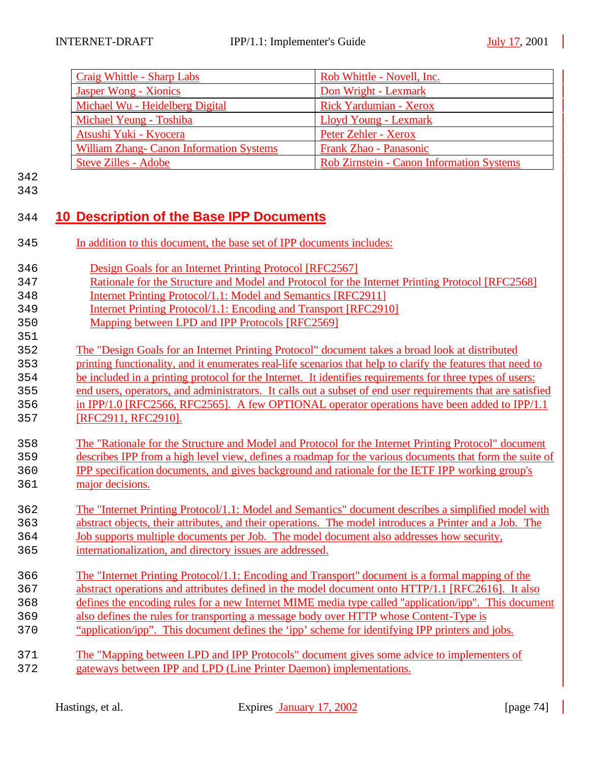| Craig Whittle - Sharp Labs | Rob Whittle - Novell, Inc. |
|---|---|
| Jasper Wong - Xionics | Don Wright - Lexmark |
| Michael Wu - Heidelberg Digital | Rick Yardumian - Xerox |
| Michael Yeung - Toshiba | Lloyd Young - Lexmark |
| Atsushi Yuki - Kyocera | Peter Zehler - Xerox |
| William Zhang- Canon Information Systems | Frank Zhao - Panasonic |
| Steve Zilles - Adobe | Rob Zirnstein - Canon Information Systems |

## 10 Description of the Base IPP Documents

In addition to this document, the base set of IPP documents includes:

- Design Goals for an Internet Printing Protocol [RFC2567]
- Rationale for the Structure and Model and Protocol for the Internet Printing Protocol [RFC2568]
- Internet Printing Protocol/1.1: Model and Semantics [RFC2911]
- Internet Printing Protocol/1.1: Encoding and Transport [RFC2910]
- Mapping between LPD and IPP Protocols [RFC2569]

The "Design Goals for an Internet Printing Protocol" document takes a broad look at distributed printing functionality, and it enumerates real-life scenarios that help to clarify the features that need to be included in a printing protocol for the Internet. It identifies requirements for three types of users: end users, operators, and administrators. It calls out a subset of end user requirements that are satisfied in IPP/1.0 [RFC2566, RFC2565]. A few OPTIONAL operator operations have been added to IPP/1.1 [RFC2911, RFC2910].

The "Rationale for the Structure and Model and Protocol for the Internet Printing Protocol" document describes IPP from a high level view, defines a roadmap for the various documents that form the suite of IPP specification documents, and gives background and rationale for the IETF IPP working group's major decisions.

The "Internet Printing Protocol/1.1: Model and Semantics" document describes a simplified model with abstract objects, their attributes, and their operations. The model introduces a Printer and a Job. The Job supports multiple documents per Job. The model document also addresses how security, internationalization, and directory issues are addressed.

The "Internet Printing Protocol/1.1: Encoding and Transport" document is a formal mapping of the abstract operations and attributes defined in the model document onto HTTP/1.1 [RFC2616]. It also defines the encoding rules for a new Internet MIME media type called "application/ipp". This document also defines the rules for transporting a message body over HTTP whose Content-Type is "application/ipp". This document defines the 'ipp' scheme for identifying IPP printers and jobs.

The "Mapping between LPD and IPP Protocols" document gives some advice to implementers of gateways between IPP and LPD (Line Printer Daemon) implementations.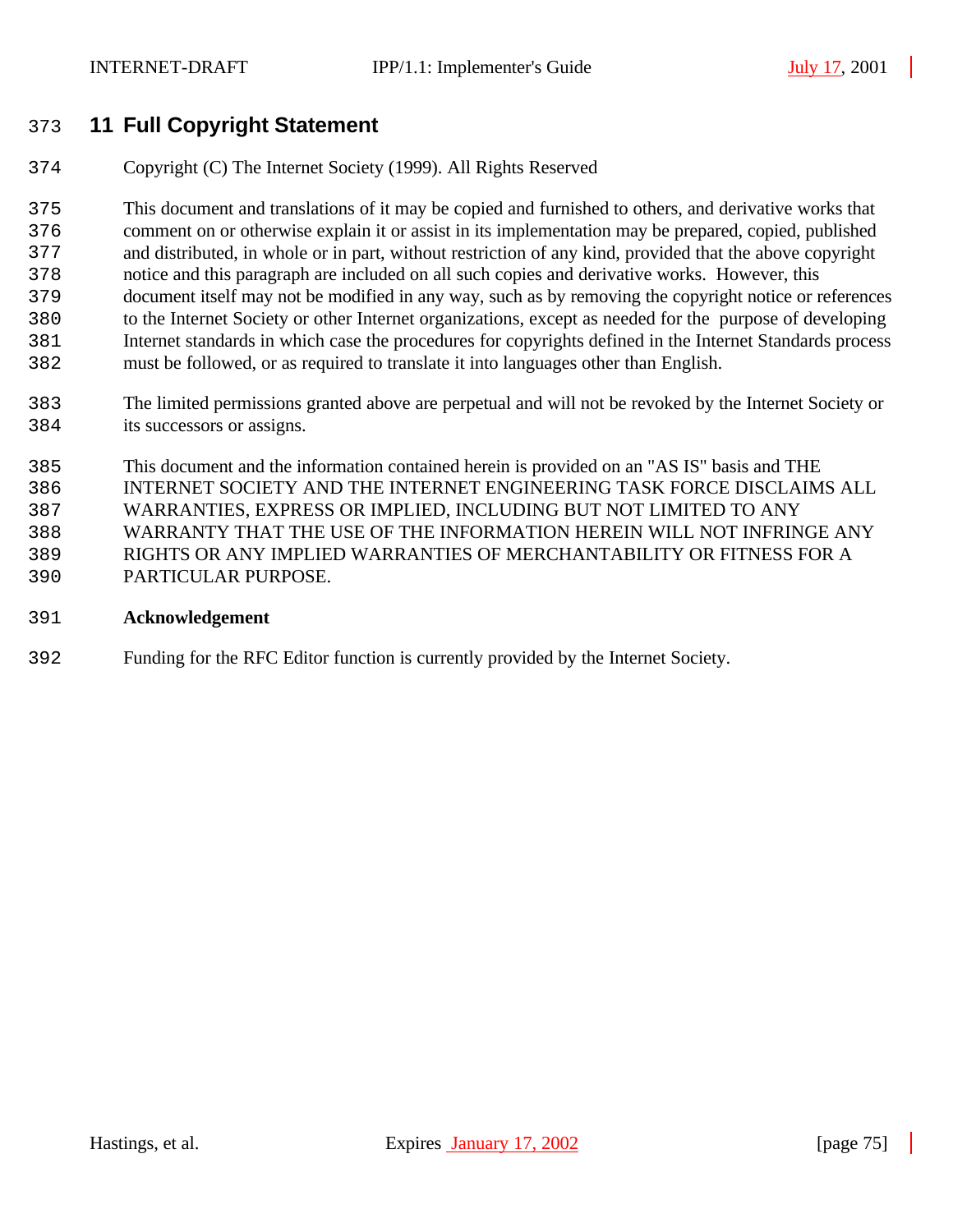# 11 Full Copyright Statement

Copyright (C) The Internet Society (1999). All Rights Reserved

This document and translations of it may be copied and furnished to others, and derivative works that comment on or otherwise explain it or assist in its implementation may be prepared, copied, published and distributed, in whole or in part, without restriction of any kind, provided that the above copyright notice and this paragraph are included on all such copies and derivative works. However, this document itself may not be modified in any way, such as by removing the copyright notice or references to the Internet Society or other Internet organizations, except as needed for the purpose of developing Internet standards in which case the procedures for copyrights defined in the Internet Standards process must be followed, or as required to translate it into languages other than English.

The limited permissions granted above are perpetual and will not be revoked by the Internet Society or its successors or assigns.

This document and the information contained herein is provided on an "AS IS" basis and THE INTERNET SOCIETY AND THE INTERNET ENGINEERING TASK FORCE DISCLAIMS ALL WARRANTIES, EXPRESS OR IMPLIED, INCLUDING BUT NOT LIMITED TO ANY WARRANTY THAT THE USE OF THE INFORMATION HEREIN WILL NOT INFRINGE ANY RIGHTS OR ANY IMPLIED WARRANTIES OF MERCHANTABILITY OR FITNESS FOR A PARTICULAR PURPOSE.

**Acknowledgement**

Funding for the RFC Editor function is currently provided by the Internet Society.